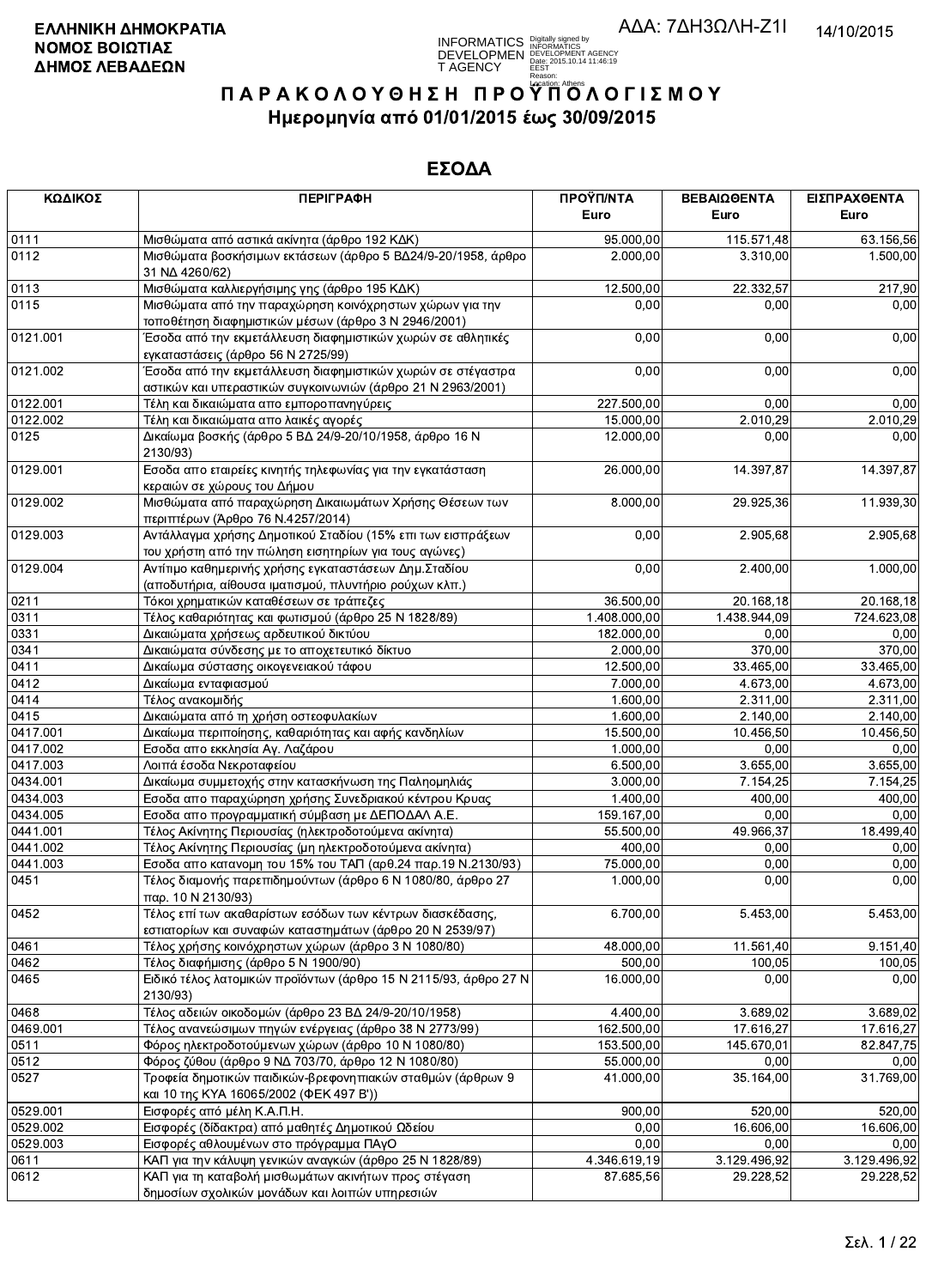**ΕΛΛΗΝΙΚΗ ΔΗΜΟΚΡΑΤΙΑ**
**ΝΟΜΟΣ ΒΟΙΩΤΙΑΣ**
**ΔΗΜΟΣ ΛΕΒΑΔΕΩΝ**

ΑΔΑ: 7ΔΗ3ΩΛΗ-Ζ1Ι

14/10/2015

# Π Α Ρ Α Κ Ο Λ Ο Υ Θ Η Σ Η  Π Ρ Ο Ϋ Π Ο Λ Ο Γ Ι Σ Μ Ο Υ

## Ημερομηνία από 01/01/2015 έως 30/09/2015

## ΕΣΟΔΑ

| ΚΩΔΙΚΟΣ | ΠΕΡΙΓΡΑΦΗ | ΠΡΟΫΠ/ΝΤΑ Euro | ΒΕΒΑΙΩΘΕΝΤΑ Euro | ΕΙΣΠΡΑΧΘΕΝΤΑ Euro |
|---|---|---|---|---|
| 0111 | Μισθώματα από αστικά ακίνητα (άρθρο 192 ΚΔΚ) | 95.000,00 | 115.571,48 | 63.156,56 |
| 0112 | Μισθώματα βοσκήσιμων εκτάσεων (άρθρο 5 ΒΔ24/9-20/1958, άρθρο 31 ΝΔ 4260/62) | 2.000,00 | 3.310,00 | 1.500,00 |
| 0113 | Μισθώματα καλλιεργήσιμης γης (άρθρο 195 ΚΔΚ) | 12.500,00 | 22.332,57 | 217,90 |
| 0115 | Μισθώματα από την παραχώρηση κοινόχρηστων χώρων για την τοποθέτηση διαφημιστικών μέσων (άρθρο 3 Ν 2946/2001) | 0,00 | 0,00 | 0,00 |
| 0121.001 | Έσοδα από την εκμετάλλευση διαφημιστικών χωρών σε αθλητικές εγκαταστάσεις (άρθρο 56 Ν 2725/99) | 0,00 | 0,00 | 0,00 |
| 0121.002 | Έσοδα από την εκμετάλλευση διαφημιστικών χωρών σε στέγαστρα αστικών και υπεραστικών συγκοινωνιών (άρθρο 21 Ν 2963/2001) | 0,00 | 0,00 | 0,00 |
| 0122.001 | Τέλη και δικαιώματα απο εμποροπανηγύρεις | 227.500,00 | 0,00 | 0,00 |
| 0122.002 | Τέλη και δικαιώματα απο λαικές αγορές | 15.000,00 | 2.010,29 | 2.010,29 |
| 0125 | Δικαίωμα βοσκής (άρθρο 5 ΒΔ 24/9-20/10/1958, άρθρο 16 Ν 2130/93) | 12.000,00 | 0,00 | 0,00 |
| 0129.001 | Εσοδα απο εταιρείες κινητής τηλεφωνίας για την εγκατάσταση κεραιών σε χώρους του Δήμου | 26.000,00 | 14.397,87 | 14.397,87 |
| 0129.002 | Μισθώματα από παραχώρηση Δικαιωμάτων Χρήσης Θέσεων των περιπτέρων (Άρθρο 76 Ν.4257/2014) | 8.000,00 | 29.925,36 | 11.939,30 |
| 0129.003 | Αντάλλαγμα χρήσης Δημοτικού Σταδίου (15% επι των εισπράξεων του χρήστη από την πώληση εισητηρίων για τους αγώνες) | 0,00 | 2.905,68 | 2.905,68 |
| 0129.004 | Αντίτιμο καθημερινής χρήσης εγκαταστάσεων Δημ.Σταδίου (αποδυτήρια, αίθουσα ιματισμού, πλυντήριο ρούχων κλπ.) | 0,00 | 2.400,00 | 1.000,00 |
| 0211 | Τόκοι χρηματικών καταθέσεων σε τράπεζες | 36.500,00 | 20.168,18 | 20.168,18 |
| 0311 | Τέλος καθαριότητας και φωτισμού (άρθρο 25 Ν 1828/89) | 1.408.000,00 | 1.438.944,09 | 724.623,08 |
| 0331 | Δικαιώματα χρήσεως αρδευτικού δικτύου | 182.000,00 | 0,00 | 0,00 |
| 0341 | Δικαιώματα σύνδεσης με το αποχετευτικό δίκτυο | 2.000,00 | 370,00 | 370,00 |
| 0411 | Δικαίωμα σύστασης οικογενειακού τάφου | 12.500,00 | 33.465,00 | 33.465,00 |
| 0412 | Δικαίωμα ενταφιασμού | 7.000,00 | 4.673,00 | 4.673,00 |
| 0414 | Τέλος ανακομιδής | 1.600,00 | 2.311,00 | 2.311,00 |
| 0415 | Δικαιώματα από τη χρήση οστεοφυλακίων | 1.600,00 | 2.140,00 | 2.140,00 |
| 0417.001 | Δικαίωμα περιποίησης, καθαριότητας και αφής κανδηλίων | 15.500,00 | 10.456,50 | 10.456,50 |
| 0417.002 | Εσοδα απο εκκλησία Αγ. Λαζάρου | 1.000,00 | 0,00 | 0,00 |
| 0417.003 | Λοιπά έσοδα Νεκροταφείου | 6.500,00 | 3.655,00 | 3.655,00 |
| 0434.001 | Δικαίωμα συμμετοχής στην κατασκήνωση της Παληομηλιάς | 3.000,00 | 7.154,25 | 7.154,25 |
| 0434.003 | Εσοδα απο παραχώρηση χρήσης Συνεδριακού κέντρου Κρυας | 1.400,00 | 400,00 | 400,00 |
| 0434.005 | Εσοδα απο προγραμματική σύμβαση με ΔΕΠΟΔΑΛ Α.Ε. | 159.167,00 | 0,00 | 0,00 |
| 0441.001 | Τέλος Ακίνητης Περιουσίας (ηλεκτροδοτούμενα ακίνητα) | 55.500,00 | 49.966,37 | 18.499,40 |
| 0441.002 | Τέλος Ακίνητης Περιουσίας (μη ηλεκτροδοτούμενα ακίνητα) | 400,00 | 0,00 | 0,00 |
| 0441.003 | Εσοδα απο κατανομη του 15% του ΤΑΠ (αρθ.24 παρ.19 Ν.2130/93) | 75.000,00 | 0,00 | 0,00 |
| 0451 | Τέλος διαμονής παρεπιδημούντων (άρθρο 6 Ν 1080/80, άρθρο 27 παρ. 10 Ν 2130/93) | 1.000,00 | 0,00 | 0,00 |
| 0452 | Τέλος επί των ακαθαρίστων εσόδων των κέντρων διασκέδασης, εστιατορίων και συναφών καταστημάτων (άρθρο 20 Ν 2539/97) | 6.700,00 | 5.453,00 | 5.453,00 |
| 0461 | Τέλος χρήσης κοινόχρηστων χώρων (άρθρο 3 Ν 1080/80) | 48.000,00 | 11.561,40 | 9.151,40 |
| 0462 | Τέλος διαφήμισης (άρθρο 5 Ν 1900/90) | 500,00 | 100,05 | 100,05 |
| 0465 | Ειδικό τέλος λατομικών προϊόντων (άρθρο 15 Ν 2115/93, άρθρο 27 Ν 2130/93) | 16.000,00 | 0,00 | 0,00 |
| 0468 | Τέλος αδειών οικοδομών (άρθρο 23 ΒΔ 24/9-20/10/1958) | 4.400,00 | 3.689,02 | 3.689,02 |
| 0469.001 | Τέλος ανανεώσιμων πηγών ενέργειας (άρθρο 38 Ν 2773/99) | 162.500,00 | 17.616,27 | 17.616,27 |
| 0511 | Φόρος ηλεκτροδοτούμενων χώρων (άρθρο 10 Ν 1080/80) | 153.500,00 | 145.670,01 | 82.847,75 |
| 0512 | Φόρος ζύθου (άρθρο 9 ΝΔ 703/70, άρθρο 12 Ν 1080/80) | 55.000,00 | 0,00 | 0,00 |
| 0527 | Τροφεία δημοτικών παιδικών-βρεφονηπιακών σταθμών (άρθρων 9 και 10 της ΚΥΑ 16065/2002 (ΦΕΚ 497 Β')) | 41.000,00 | 35.164,00 | 31.769,00 |
| 0529.001 | Εισφορές από μέλη Κ.Α.Π.Η. | 900,00 | 520,00 | 520,00 |
| 0529.002 | Εισφορές (δίδακτρα) από μαθητές Δημοτικού Ωδείου | 0,00 | 16.606,00 | 16.606,00 |
| 0529.003 | Εισφορές αθλουμένων στο πρόγραμμα ΠΑγΟ | 0,00 | 0,00 | 0,00 |
| 0611 | ΚΑΠ για την κάλυψη γενικών αναγκών (άρθρο 25 Ν 1828/89) | 4.346.619,19 | 3.129.496,92 | 3.129.496,92 |
| 0612 | ΚΑΠ για τη καταβολή μισθωμάτων ακινήτων προς στέγαση δημοσίων σχολικών μονάδων και λοιπών υπηρεσιών | 87.685,56 | 29.228,52 | 29.228,52 |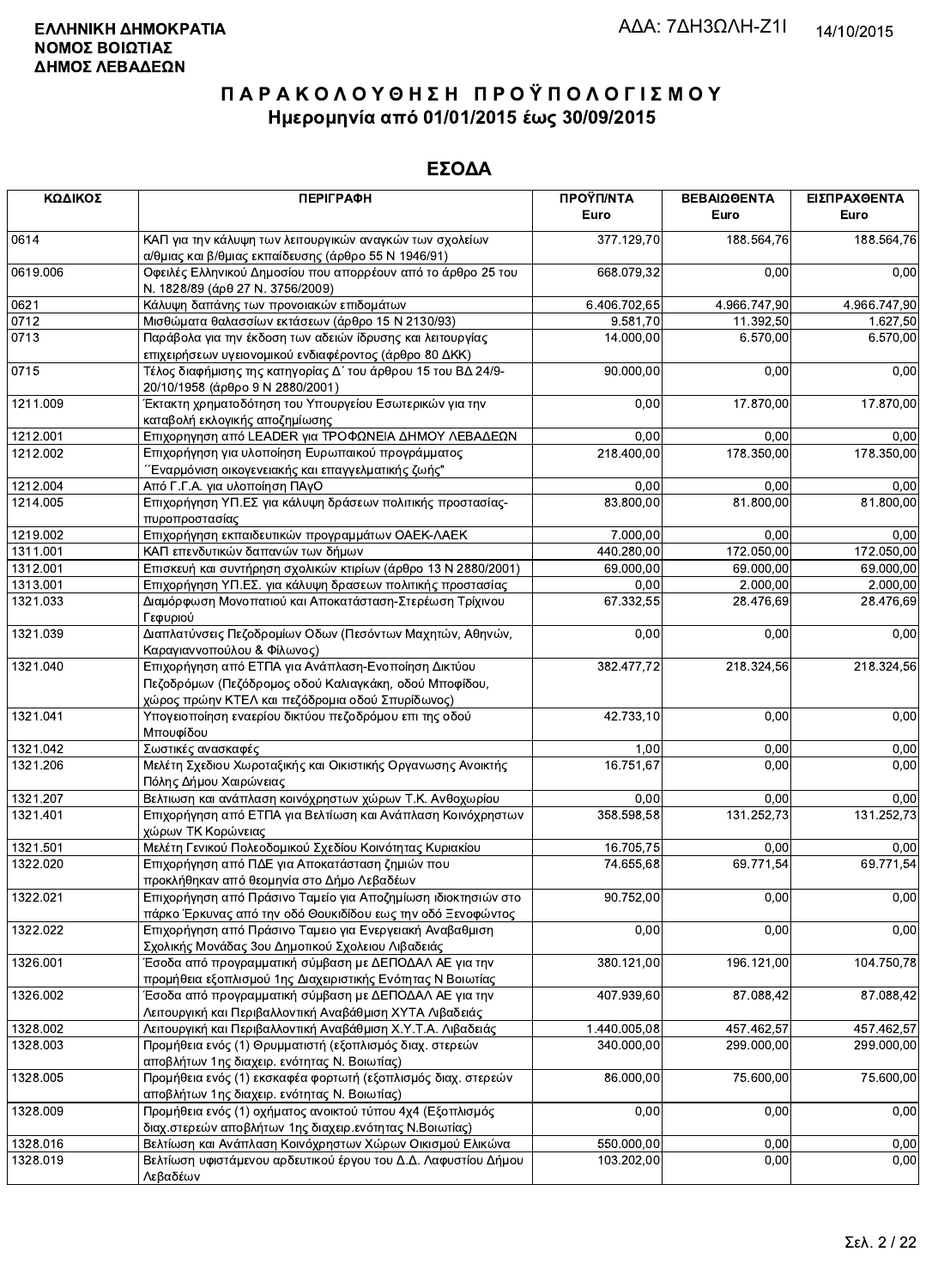**ΕΛΛΗΝΙΚΗ ΔΗΜΟΚΡΑΤΙΑ**
**ΝΟΜΟΣ ΒΟΙΩΤΙΑΣ**
**ΔΗΜΟΣ ΛΕΒΑΔΕΩΝ**

ΑΔΑ: 7ΔΗ3ΩΛΗ-Ζ1Ι

14/10/2015

# ΠΑΡΑΚΟΛΟΥΘΗΣΗ ΠΡΟΫΠΟΛΟΓΙΣΜΟΥ
## Ημερομηνία από 01/01/2015 έως 30/09/2015

## ΕΣΟΔΑ

| ΚΩΔΙΚΟΣ | ΠΕΡΙΓΡΑΦΗ | ΠΡΟΫΠ/ΝΤΑ Euro | ΒΕΒΑΙΩΘΕΝΤΑ Euro | ΕΙΣΠΡΑΧΘΕΝΤΑ Euro |
|---|---|---|---|---|
| 0614 | ΚΑΠ για την κάλυψη των λειτουργικών αναγκών των σχολείων α/θμιας και β/θμιας εκπαίδευσης (άρθρο 55 Ν 1946/91) | 377.129,70 | 188.564,76 | 188.564,76 |
| 0619.006 | Οφειλές Ελληνικού Δημοσίου που απορρέουν από το άρθρο 25 του Ν. 1828/89 (άρθ 27 Ν. 3756/2009) | 668.079,32 | 0,00 | 0,00 |
| 0621 | Κάλυψη δαπάνης των προνοιακών επιδομάτων | 6.406.702,65 | 4.966.747,90 | 4.966.747,90 |
| 0712 | Μισθώματα θαλασσίων εκτάσεων (άρθρο 15 Ν 2130/93) | 9.581,70 | 11.392,50 | 1.627,50 |
| 0713 | Παράβολα για την έκδοση των αδειών ίδρυσης και λειτουργίας επιχειρήσεων υγειονομικού ενδιαφέροντος (άρθρο 80 ΔΚΚ) | 14.000,00 | 6.570,00 | 6.570,00 |
| 0715 | Τέλος διαφήμισης της κατηγορίας Δ΄ του άρθρου 15 του ΒΔ 24/9-20/10/1958 (άρθρο 9 Ν 2880/2001) | 90.000,00 | 0,00 | 0,00 |
| 1211.009 | Έκτακτη χρηματοδότηση του Υπουργείου Εσωτερικών για την καταβολή εκλογικής αποζημίωσης | 0,00 | 17.870,00 | 17.870,00 |
| 1212.001 | Επιχορήγηση από LEADER για ΤΡΟΦΩΝΕΙΑ ΔΗΜΟΥ ΛΕΒΑΔΕΩΝ | 0,00 | 0,00 | 0,00 |
| 1212.002 | Επιχορήγηση για υλοποίηση Ευρωπαικού προγράμματος ΄΄Εναρμόνιση οικογενειακής και επαγγελματικής ζωής" | 218.400,00 | 178.350,00 | 178.350,00 |
| 1212.004 | Από Γ.Γ.Α. για υλοποίηση ΠΑγΟ | 0,00 | 0,00 | 0,00 |
| 1214.005 | Επιχορήγηση ΥΠ.ΕΣ για κάλυψη δράσεων πολιτικής προστασίας-πυροπροστασίας | 83.800,00 | 81.800,00 | 81.800,00 |
| 1219.002 | Επιχορήγηση εκπαιδευτικών προγραμμάτων ΟΑΕΚ-ΛΑΕΚ | 7.000,00 | 0,00 | 0,00 |
| 1311.001 | ΚΑΠ επενδυτικών δαπανών των δήμων | 440.280,00 | 172.050,00 | 172.050,00 |
| 1312.001 | Επισκευή και συντήρηση σχολικών κτιρίων (άρθρο 13 Ν 2880/2001) | 69.000,00 | 69.000,00 | 69.000,00 |
| 1313.001 | Επιχορήγηση ΥΠ.ΕΣ. για κάλυψη δρασεων πολιτικής προστασίας | 0,00 | 2.000,00 | 2.000,00 |
| 1321.033 | Διαμόρφωση Μονοπατιού και Αποκατάσταση-Στερέωση Τρίχινου Γεφυριού | 67.332,55 | 28.476,69 | 28.476,69 |
| 1321.039 | Διαπλατύνσεις Πεζοδρομίων Οδων (Πεσόντων Μαχητών, Αθηνών, Καραγιαννοπούλου & Φίλωνος) | 0,00 | 0,00 | 0,00 |
| 1321.040 | Επιχορήγηση από ΕΤΠΑ για Ανάπλαση-Ενοποίηση Δικτύου Πεζοδρόμων (Πεζόδρομος οδού Καλιαγκάκη, οδού Μποφίδου, χώρος πρώην ΚΤΕΛ και πεζόδρομια οδού Σπυρίδωνος) | 382.477,72 | 218.324,56 | 218.324,56 |
| 1321.041 | Υπογειοποίηση εναερίου δικτύου πεζοδρόμου επι της οδού Μπουφίδου | 42.733,10 | 0,00 | 0,00 |
| 1321.042 | Σωστικές ανασκαφές | 1,00 | 0,00 | 0,00 |
| 1321.206 | Μελέτη Σχεδιου Χωροταξικής και Οικιστικής Οργανωσης Ανοικτής Πόλης Δήμου Χαιρώνειας | 16.751,67 | 0,00 | 0,00 |
| 1321.207 | Βελτιωση και ανάπλαση κοινόχρηστων χώρων Τ.Κ. Ανθοχωρίου | 0,00 | 0,00 | 0,00 |
| 1321.401 | Επιχορήγηση από ΕΤΠΑ για Βελτίωση και Ανάπλαση Κοινόχρηστων χώρων ΤΚ Κορώνειας | 358.598,58 | 131.252,73 | 131.252,73 |
| 1321.501 | Μελέτη Γενικού Πολεοδομικού Σχεδίου Κοινότητας Κυριακίου | 16.705,75 | 0,00 | 0,00 |
| 1322.020 | Επιχορήγηση από ΠΔΕ για Αποκατάσταση ζημιών που προκλήθηκαν από θεομηνία στο Δήμο Λεβαδέων | 74.655,68 | 69.771,54 | 69.771,54 |
| 1322.021 | Επιχορήγηση από Πράσινο Ταμείο για Αποζημίωση ιδιοκτησιών στο πάρκο Έρκυνας από την οδό Θουκιδίδου εως την οδό Ξενοφώντος | 90.752,00 | 0,00 | 0,00 |
| 1322.022 | Επιχορήγηση από Πράσινο Ταμειο για Ενεργειακή Αναβαθμιση Σχολικής Μονάδας 3ου Δημοτικού Σχολειου Λιβαδειάς | 0,00 | 0,00 | 0,00 |
| 1326.001 | Έσοδα από προγραμματική σύμβαση με ΔΕΠΟΔΑΛ ΑΕ για την προμήθεια εξοπλισμού 1ης Διαχειριστικής Ενότητας Ν Βοιωτίας | 380.121,00 | 196.121,00 | 104.750,78 |
| 1326.002 | Έσοδα από προγραμματική σύμβαση με ΔΕΠΟΔΑΛ ΑΕ για την Λειτουργική και Περιβαλλοντική Αναβάθμιση ΧΥΤΑ Λιβαδειάς | 407.939,60 | 87.088,42 | 87.088,42 |
| 1328.002 | Λειτουργική και Περιβαλλοντική Αναβάθμιση Χ.Υ.Τ.Α. Λιβαδειάς | 1.440.005,08 | 457.462,57 | 457.462,57 |
| 1328.003 | Προμήθεια ενός (1) Θρυμματιστή (εξοπλισμός διαχ. στερεών αποβλήτων 1ης διαχειρ. ενότητας Ν. Βοιωτίας) | 340.000,00 | 299.000,00 | 299.000,00 |
| 1328.005 | Προμήθεια ενός (1) εκσκαφέα φορτωτή (εξοπλισμός διαχ. στερεών αποβλήτων 1ης διαχειρ. ενότητας Ν. Βοιωτίας) | 86.000,00 | 75.600,00 | 75.600,00 |
| 1328.009 | Προμήθεια ενός (1) οχήματος ανοικτού τύπου 4x4 (Εξοπλισμός διαχ.στερεών αποβλήτων 1ης διαχειρ.ενότητας Ν.Βοιωτίας) | 0,00 | 0,00 | 0,00 |
| 1328.016 | Βελτίωση και Ανάπλαση Κοινόχρηστων Χώρων Οικισμού Ελικώνα | 550.000,00 | 0,00 | 0,00 |
| 1328.019 | Βελτίωση υφιστάμενου αρδευτικού έργου του Δ.Δ. Λαφυστίου Δήμου Λεβαδέων | 103.202,00 | 0,00 | 0,00 |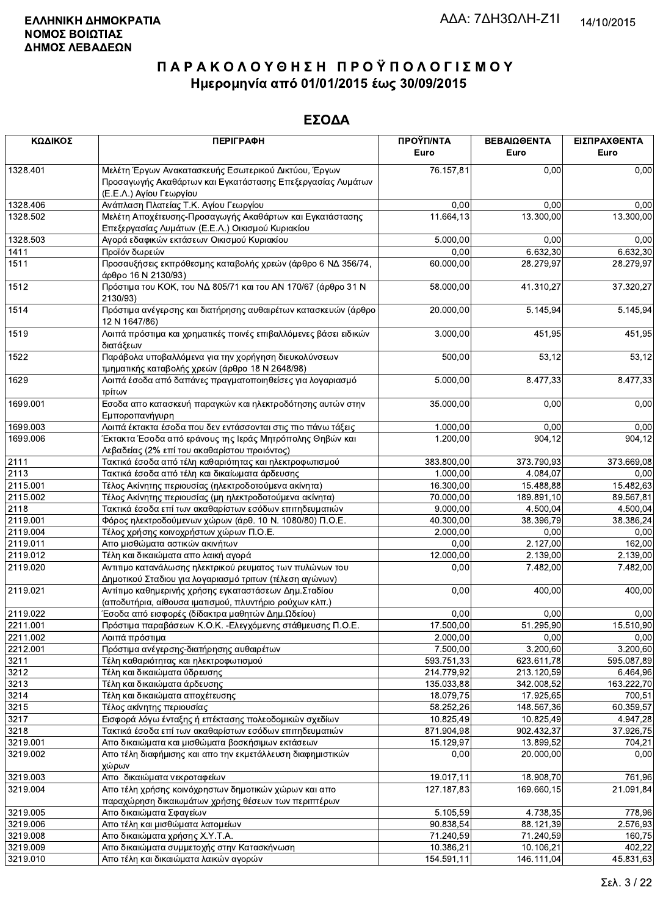**ΕΛΛΗΝΙΚΗ ΔΗΜΟΚΡΑΤΙΑ**
**ΝΟΜΟΣ ΒΟΙΩΤΙΑΣ**
**ΔΗΜΟΣ ΛΕΒΑΔΕΩΝ**

ΑΔΑ: 7ΔΗ3ΩΛΗ-Ζ1Ι

14/10/2015

# Π Α Ρ Α Κ Ο Λ Ο Υ Θ Η Σ Η  Π Ρ Ο Ϋ Π Ο Λ Ο Γ Ι Σ Μ Ο Υ
## Ημερομηνία από 01/01/2015 έως 30/09/2015

## ΕΣΟΔΑ

| ΚΩΔΙΚΟΣ | ΠΕΡΙΓΡΑΦΗ | ΠΡΟΫΠ/ΝΤΑ Euro | ΒΕΒΑΙΩΘΕΝΤΑ Euro | ΕΙΣΠΡΑΧΘΕΝΤΑ Euro |
|---|---|---|---|---|
| 1328.401 | Μελέτη Έργων Ανακατασκευής Εσωτερικού Δικτύου, Έργων Προσαγωγής Ακαθάρτων και Εγκατάστασης Επεξεργασίας Λυμάτων (Ε.Ε.Λ.) Αγίου Γεωργίου | 76.157,81 | 0,00 | 0,00 |
| 1328.406 | Ανάπλαση Πλατείας Τ.Κ. Αγίου Γεωργίου | 0,00 | 0,00 | 0,00 |
| 1328.502 | Μελέτη Αποχέτευσης-Προσαγωγής Ακαθάρτων και Εγκατάστασης Επεξεργασίας Λυμάτων (Ε.Ε.Λ.) Οικισμού Κυριακίου | 11.664,13 | 13.300,00 | 13.300,00 |
| 1328.503 | Αγορά εδαφικών εκτάσεων Οικισμού Κυριακίου | 5.000,00 | 0,00 | 0,00 |
| 1411 | Προϊόν δωρεών | 0,00 | 6.632,30 | 6.632,30 |
| 1511 | Προσαυξήσεις εκπρόθεσμης καταβολής χρεών (άρθρο 6 ΝΔ 356/74, άρθρο 16 Ν 2130/93) | 60.000,00 | 28.279,97 | 28.279,97 |
| 1512 | Πρόστιμα του ΚΟΚ, του ΝΔ 805/71 και του ΑΝ 170/67 (άρθρο 31 Ν 2130/93) | 58.000,00 | 41.310,27 | 37.320,27 |
| 1514 | Πρόστιμα ανέγερσης και διατήρησης αυθαιρέτων κατασκευών (άρθρο 12 Ν 1647/86) | 20.000,00 | 5.145,94 | 5.145,94 |
| 1519 | Λοιπά πρόστιμα και χρηματικές ποινές επιβαλλόμενες βάσει ειδικών διατάξεων | 3.000,00 | 451,95 | 451,95 |
| 1522 | Παράβολα υποβαλλόμενα για την χορήγηση διευκολύνσεων τμηματικής καταβολής χρεών (άρθρο 18 Ν 2648/98) | 500,00 | 53,12 | 53,12 |
| 1629 | Λοιπά έσοδα από δαπάνες πραγματοποιηθείσες για λογαριασμό τρίτων | 5.000,00 | 8.477,33 | 8.477,33 |
| 1699.001 | Εσοδα απο κατασκευή παραγκών και ηλεκτροδότησης αυτών στην Εμποροπανήγυρη | 35.000,00 | 0,00 | 0,00 |
| 1699.003 | Λοιπά έκτακτα έσοδα που δεν εντάσσονται στις πιο πάνω τάξεις | 1.000,00 | 0,00 | 0,00 |
| 1699.006 | Έκτακτα Έσοδα από εράνους της Ιεράς Μητρόπολης Θηβών και Λεβαδείας (2% επί του ακαθαρίστου προιόντος) | 1.200,00 | 904,12 | 904,12 |
| 2111 | Τακτικά έσοδα από τέλη καθαριότητας και ηλεκτροφωτισμού | 383.800,00 | 373.790,93 | 373.669,08 |
| 2113 | Τακτικά έσοδα από τέλη και δικαιώματα άρδευσης | 1.000,00 | 4.084,07 | 0,00 |
| 2115.001 | Τέλος Ακίνητης περιουσίας (ηλεκτροδοτούμενα ακίνητα) | 16.300,00 | 15.488,88 | 15.482,63 |
| 2115.002 | Τέλος Ακίνητης περιουσίας (μη ηλεκτροδοτούμενα ακίνητα) | 70.000,00 | 189.891,10 | 89.567,81 |
| 2118 | Τακτικά έσοδα επί των ακαθαρίστων εσόδων επιτηδευματιών | 9.000,00 | 4.500,04 | 4.500,04 |
| 2119.001 | Φόρος ηλεκτροδούμενων χώρων (άρθ. 10 Ν. 1080/80) Π.Ο.Ε. | 40.300,00 | 38.396,79 | 38.386,24 |
| 2119.004 | Τέλος χρήσης κοινοχρήστων χώρων Π.Ο.Ε. | 2.000,00 | 0,00 | 0,00 |
| 2119.011 | Απο μισθώματα αστικών ακινήτων | 0,00 | 2.127,00 | 162,00 |
| 2119.012 | Τέλη και δικαιώματα απο λαική αγορά | 12.000,00 | 2.139,00 | 2.139,00 |
| 2119.020 | Αντιτιμο κατανάλωσης ηλεκτρικού ρευματος των πυλώνων του Δημοτικού Σταδιου για λογαριασμό τριτων (τέλεση αγώνων) | 0,00 | 7.482,00 | 7.482,00 |
| 2119.021 | Αντίτιμο καθημερινής χρήσης εγκαταστάσεων Δημ.Σταδίου (αποδυτήρια, αίθουσα ιματισμού, πλυντήριο ρούχων κλπ.) | 0,00 | 400,00 | 400,00 |
| 2119.022 | Έσοδα από εισφορές (δίδακτρα μαθητών Δημ.Ωδείου) | 0,00 | 0,00 | 0,00 |
| 2211.001 | Πρόστιμα παραβάσεων Κ.Ο.Κ. -Ελεγχόμενης στάθμευσης Π.Ο.Ε. | 17.500,00 | 51.295,90 | 15.510,90 |
| 2211.002 | Λοιπά πρόστιμα | 2.000,00 | 0,00 | 0,00 |
| 2212.001 | Πρόστιμα ανέγερσης-διατήρησης αυθαιρέτων | 7.500,00 | 3.200,60 | 3.200,60 |
| 3211 | Τέλη καθαριότητας και ηλεκτροφωτισμού | 593.751,33 | 623.611,78 | 595.087,89 |
| 3212 | Τέλη και δικαιώματα ύδρευσης | 214.779,92 | 213.120,59 | 6.464,96 |
| 3213 | Τέλη και δικαιώματα άρδευσης | 135.033,88 | 342.008,52 | 163.222,70 |
| 3214 | Τέλη και δικαιώματα αποχέτευσης | 18.079,75 | 17.925,65 | 700,51 |
| 3215 | Τέλος ακίνητης περιουσίας | 58.252,26 | 148.567,36 | 60.359,57 |
| 3217 | Εισφορά λόγω ένταξης ή επέκτασης πολεοδομικών σχεδίων | 10.825,49 | 10.825,49 | 4.947,28 |
| 3218 | Τακτικά έσοδα επί των ακαθαρίστων εσόδων επιτηδευματιών | 871.904,98 | 902.432,37 | 37.926,75 |
| 3219.001 | Απο δικαιώματα και μισθώματα βοσκήσιμων εκτάσεων | 15.129,97 | 13.899,52 | 704,21 |
| 3219.002 | Απο τέλη διαφήμισης και απο την εκμετάλλευση διαφημιστικών χώρων | 0,00 | 20.000,00 | 0,00 |
| 3219.003 | Απο δικαιώματα νεκροταφείων | 19.017,11 | 18.908,70 | 761,96 |
| 3219.004 | Απο τέλη χρήσης κοινόχρηστων δημοτικών χώρων και απο παραχώρηση δικαιωμάτων χρήσης θέσεων των περιπτέρων | 127.187,83 | 169.660,15 | 21.091,84 |
| 3219.005 | Απο δικαιώματα Σφαγείων | 5.105,59 | 4.738,35 | 778,96 |
| 3219.006 | Απο τέλη και μισθώματα λατομείων | 90.838,54 | 88.121,39 | 2.576,93 |
| 3219.008 | Απο δικαιώματα χρήσης Χ.Υ.Τ.Α. | 71.240,59 | 71.240,59 | 160,75 |
| 3219.009 | Απο δικαιώματα συμμετοχής στην Κατασκήνωση | 10.386,21 | 10.106,21 | 402,22 |
| 3219.010 | Απο τέλη και δικαιώματα λαικών αγορών | 154.591,11 | 146.111,04 | 45.831,63 |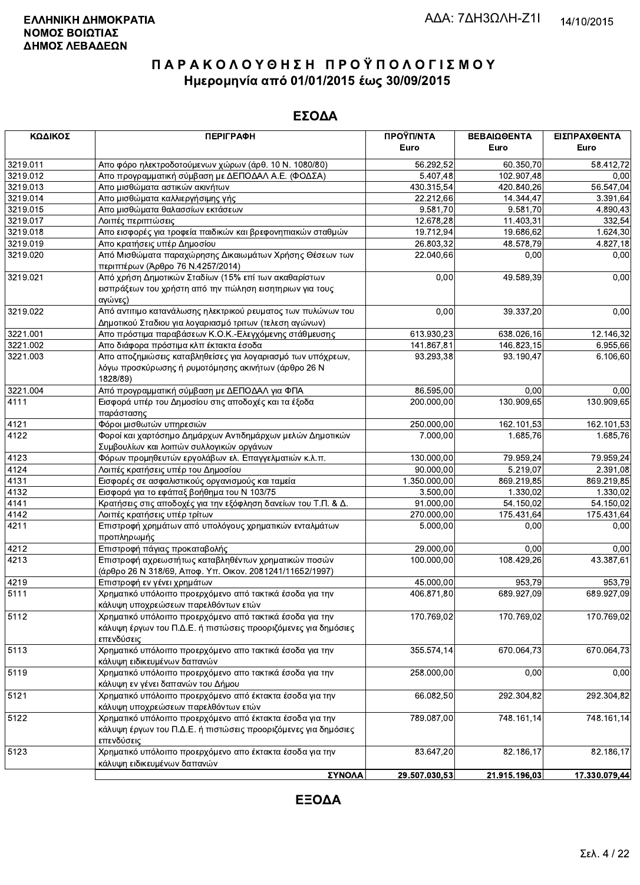ΕΛΛΗΝΙΚΗ ΔΗΜΟΚΡΑΤΙΑ
ΝΟΜΟΣ ΒΟΙΩΤΙΑΣ
ΔΗΜΟΣ ΛΕΒΑΔΕΩΝ

ΑΔΑ: 7ΔΗ3ΩΛΗ-Ζ1Ι

14/10/2015

# ΠΑΡΑΚΟΛΟΥΘΗΣΗ ΠΡΟΫΠΟΛΟΓΙΣΜΟΥ
## Ημερομηνία από 01/01/2015 έως 30/09/2015

## ΕΣΟΔΑ

| ΚΩΔΙΚΟΣ | ΠΕΡΙΓΡΑΦΗ | ΠΡΟΫΠ/ΝΤΑ Euro | ΒΕΒΑΙΩΘΕΝΤΑ Euro | ΕΙΣΠΡΑΧΘΕΝΤΑ Euro |
|---|---|---|---|---|
| 3219.011 | Απο φόρο ηλεκτροδοτούμενων χώρων (άρθ. 10 Ν. 1080/80) | 56.292,52 | 60.350,70 | 58.412,72 |
| 3219.012 | Απο προγραμματική σύμβαση με ΔΕΠΟΔΑΛ Α.Ε. (ΦΟΔΣΑ) | 5.407,48 | 102.907,48 | 0,00 |
| 3219.013 | Απο μισθώματα αστικών ακινήτων | 430.315,54 | 420.840,26 | 56.547,04 |
| 3219.014 | Απο μισθώματα καλλιεργήσιμης γής | 22.212,66 | 14.344,47 | 3.391,64 |
| 3219.015 | Απο μισθώματα θαλασσίων εκτάσεων | 9.581,70 | 9.581,70 | 4.890,43 |
| 3219.017 | Λοιπές περιπτώσεις | 12.678,28 | 11.403,31 | 332,54 |
| 3219.018 | Απο εισφορές για τροφεία παιδικών και βρεφονηπιακών σταθμών | 19.712,94 | 19.686,62 | 1.624,30 |
| 3219.019 | Απο κρατήσεις υπέρ Δημοσίου | 26.803,32 | 48.578,79 | 4.827,18 |
| 3219.020 | Από Μισθώματα παραχώρησης Δικαιωμάτων Χρήσης Θέσεων των περιπτέρων (Άρθρο 76 Ν.4257/2014) | 22.040,66 | 0,00 | 0,00 |
| 3219.021 | Από χρήση Δημοτικών Σταδίων (15% επί των ακαθαρίστων εισπράξεων του χρήστη από την πώληση εισητηριων για τους αγώνες) | 0,00 | 49.589,39 | 0,00 |
| 3219.022 | Από αντιτιμο κατανάλωσης ηλεκτρικού ρευματος των πυλώνων του Δημοτικού Σταδιου για λογαριασμό τριτων (τελεση αγώνων) | 0,00 | 39.337,20 | 0,00 |
| 3221.001 | Απο πρόστιμα παραβάσεων Κ.Ο.Κ.-Ελεγχόμενης στάθμευσης | 613.930,23 | 638.026,16 | 12.146,32 |
| 3221.002 | Απο διάφορα πρόστιμα κλπ έκτακτα έσοδα | 141.867,81 | 146.823,15 | 6.955,66 |
| 3221.003 | Απο αποζημιώσεις καταβληθείσες για λογαριασμό των υπόχρεων, λόγω προσκύρωσης ή ρυμοτόμησης ακινήτων (άρθρο 26 Ν 1828/89) | 93.293,38 | 93.190,47 | 6.106,60 |
| 3221.004 | Από προγραμματική σύμβαση με ΔΕΠΟΔΑΛ για ΦΠΑ | 86.595,00 | 0,00 | 0,00 |
| 4111 | Εισφορά υπέρ του Δημοσίου στις αποδοχές και τα έξοδα παράστασης | 200.000,00 | 130.909,65 | 130.909,65 |
| 4121 | Φόροι μισθωτών υπηρεσιών | 250.000,00 | 162.101,53 | 162.101,53 |
| 4122 | Φοροί και χαρτόσημο Δημάρχων Αντιδημάρχων μελών Δημοτικών Συμβουλίων και λοιπών συλλογικών οργάνων | 7.000,00 | 1.685,76 | 1.685,76 |
| 4123 | Φόρων προμηθευτών εργολάβων ελ. Επαγγελματιών κ.λ.π. | 130.000,00 | 79.959,24 | 79.959,24 |
| 4124 | Λοιπές κρατήσεις υπέρ του Δημοσίου | 90.000,00 | 5.219,07 | 2.391,08 |
| 4131 | Εισφορές σε ασφαλιστικούς οργανισμούς και ταμεία | 1.350.000,00 | 869.219,85 | 869.219,85 |
| 4132 | Εισφορά για το εφάπαξ βοήθημα του Ν 103/75 | 3.500,00 | 1.330,02 | 1.330,02 |
| 4141 | Κρατήσεις στις αποδοχές για την εξόφληση δανείων του Τ.Π. & Δ. | 91.000,00 | 54.150,02 | 54.150,02 |
| 4142 | Λοιπές κρατήσεις υπέρ τρίτων | 270.000,00 | 175.431,64 | 175.431,64 |
| 4211 | Επιστροφή χρημάτων από υπολόγους χρηματικών ενταλμάτων προπληρωμής | 5.000,00 | 0,00 | 0,00 |
| 4212 | Επιστροφή πάγιας προκαταβολής | 29.000,00 | 0,00 | 0,00 |
| 4213 | Επιστροφή αχρεωστήτως καταβληθέντων χρηματικών ποσών (άρθρο 26 Ν 318/69, Αποφ. Υπ. Οικον. 2081241/11652/1997) | 100.000,00 | 108.429,26 | 43.387,61 |
| 4219 | Επιστροφή εν γένει χρημάτων | 45.000,00 | 953,79 | 953,79 |
| 5111 | Χρηματικό υπόλοιπο προερχόμενο από τακτικά έσοδα για την κάλυψη υποχρεώσεων παρελθόντων ετών | 406.871,80 | 689.927,09 | 689.927,09 |
| 5112 | Χρηματικό υπόλοιπο προερχόμενο από τακτικά έσοδα για την κάλυψη έργων του Π.Δ.Ε. ή πιστώσεις προοριζόμενες για δημόσιες επενδύσεις | 170.769,02 | 170.769,02 | 170.769,02 |
| 5113 | Χρηματικό υπόλοιπο προερχόμενο απο τακτικά έσοδα για την κάλυψη ειδικευμένων δαπανών | 355.574,14 | 670.064,73 | 670.064,73 |
| 5119 | Χρηματικό υπόλοιπο προερχόμενο απο τακτικά έσοδα για την κάλυψη εν γένει δαπανών του Δήμου | 258.000,00 | 0,00 | 0,00 |
| 5121 | Χρηματικό υπόλοιπο προερχόμενο από έκτακτα έσοδα για την κάλυψη υποχρεώσεων παρελθόντων ετών | 66.082,50 | 292.304,82 | 292.304,82 |
| 5122 | Χρηματικό υπόλοιπο προερχόμενο από έκτακτα έσοδα για την κάλυψη έργων του Π.Δ.Ε. ή πιστώσεις προοριζόμενες για δημόσιες επενδύσεις | 789.087,00 | 748.161,14 | 748.161,14 |
| 5123 | Χρηματικό υπόλοιπο προερχόμενο απο έκτακτα έσοδα για την κάλυψη ειδικευμένων δαπανών | 83.647,20 | 82.186,17 | 82.186,17 |
| | **ΣΥΝΟΛΑ** | **29.507.030,53** | **21.915.196,03** | **17.330.079,44** |

## ΕΞΟΔΑ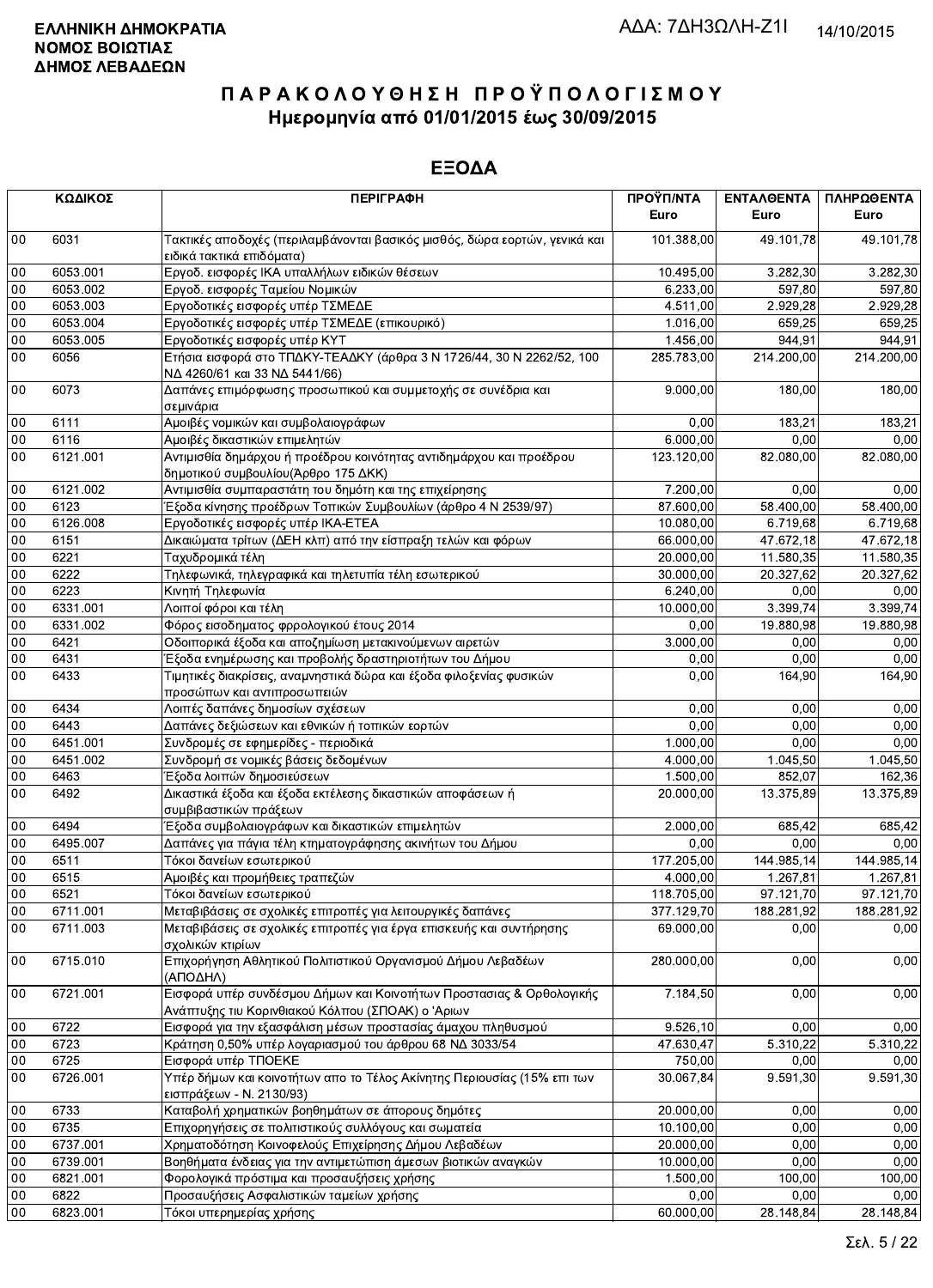**ΕΛΛΗΝΙΚΗ ΔΗΜΟΚΡΑΤΙΑ**
**ΝΟΜΟΣ ΒΟΙΩΤΙΑΣ**
**ΔΗΜΟΣ ΛΕΒΑΔΕΩΝ**

ΑΔΑ: 7ΔΗ3ΩΛΗ-Ζ1Ι

14/10/2015

# ΠΑΡΑΚΟΛΟΥΘΗΣΗ ΠΡΟΫΠΟΛΟΓΙΣΜΟΥ
## Ημερομηνία από 01/01/2015 έως 30/09/2015

## ΕΞΟΔΑ

| ΚΩΔΙΚΟΣ | | ΠΕΡΙΓΡΑΦΗ | ΠΡΟΫΠ/ΝΤΑ Euro | ΕΝΤΑΛΘΕΝΤΑ Euro | ΠΛΗΡΩΘΕΝΤΑ Euro |
|---|---|---|---|---|---|
| 00 | 6031 | Τακτικές αποδοχές (περιλαμβάνονται βασικός μισθός, δώρα εορτών, γενικά και ειδικά τακτικά επιδόματα) | 101.388,00 | 49.101,78 | 49.101,78 |
| 00 | 6053.001 | Εργοδ. εισφορές ΙΚΑ υπαλλήλων ειδικών θέσεων | 10.495,00 | 3.282,30 | 3.282,30 |
| 00 | 6053.002 | Εργοδ. εισφορές Ταμείου Νομικών | 6.233,00 | 597,80 | 597,80 |
| 00 | 6053.003 | Εργοδοτικές εισφορές υπέρ ΤΣΜΕΔΕ | 4.511,00 | 2.929,28 | 2.929,28 |
| 00 | 6053.004 | Εργοδοτικές εισφορές υπέρ ΤΣΜΕΔΕ (επικουρικό) | 1.016,00 | 659,25 | 659,25 |
| 00 | 6053.005 | Εργοδοτικές εισφορές υπέρ ΚΥΤ | 1.456,00 | 944,91 | 944,91 |
| 00 | 6056 | Ετήσια εισφορά στο ΤΠΔΚΥ-ΤΕΑΔΚΥ (άρθρα 3 Ν 1726/44, 30 Ν 2262/52, 100 ΝΔ 4260/61 και 33 ΝΔ 5441/66) | 285.783,00 | 214.200,00 | 214.200,00 |
| 00 | 6073 | Δαπάνες επιμόρφωσης προσωπικού και συμμετοχής σε συνέδρια και σεμινάρια | 9.000,00 | 180,00 | 180,00 |
| 00 | 6111 | Αμοιβές νομικών και συμβολαιογράφων | 0,00 | 183,21 | 183,21 |
| 00 | 6116 | Αμοιβές δικαστικών επιμελητών | 6.000,00 | 0,00 | 0,00 |
| 00 | 6121.001 | Αντιμισθία δημάρχου ή προέδρου κοινότητας αντιδημάρχου και προέδρου δημοτικού συμβουλίου(Άρθρο 175 ΔΚΚ) | 123.120,00 | 82.080,00 | 82.080,00 |
| 00 | 6121.002 | Αντιμισθία συμπαραστάτη του δημότη και της επιχείρησης | 7.200,00 | 0,00 | 0,00 |
| 00 | 6123 | Έξοδα κίνησης προέδρων Τοπικών Συμβουλίων (άρθρο 4 Ν 2539/97) | 87.600,00 | 58.400,00 | 58.400,00 |
| 00 | 6126.008 | Εργοδοτικές εισφορές υπέρ ΙΚΑ-ΕΤΕΑ | 10.080,00 | 6.719,68 | 6.719,68 |
| 00 | 6151 | Δικαιώματα τρίτων (ΔΕΗ κλπ) από την είσπραξη τελών και φόρων | 66.000,00 | 47.672,18 | 47.672,18 |
| 00 | 6221 | Ταχυδρομικά τέλη | 20.000,00 | 11.580,35 | 11.580,35 |
| 00 | 6222 | Τηλεφωνικά, τηλεγραφικά και τηλετυπία τέλη εσωτερικού | 30.000,00 | 20.327,62 | 20.327,62 |
| 00 | 6223 | Κινητή Τηλεφωνία | 6.240,00 | 0,00 | 0,00 |
| 00 | 6331.001 | Λοιποί φόροι και τέλη | 10.000,00 | 3.399,74 | 3.399,74 |
| 00 | 6331.002 | Φόρος εισοδηματος φρρολογικού έτους 2014 | 0,00 | 19.880,98 | 19.880,98 |
| 00 | 6421 | Οδοιπορικά έξοδα και αποζημίωση μετακινούμενων αιρετών | 3.000,00 | 0,00 | 0,00 |
| 00 | 6431 | Έξοδα ενημέρωσης και προβολής δραστηριοτήτων του Δήμου | 0,00 | 0,00 | 0,00 |
| 00 | 6433 | Τιμητικές διακρίσεις, αναμνηστικά δώρα και έξοδα φιλοξενίας φυσικών προσώπων και αντιπροσωπειών | 0,00 | 164,90 | 164,90 |
| 00 | 6434 | Λοιπές δαπάνες δημοσίων σχέσεων | 0,00 | 0,00 | 0,00 |
| 00 | 6443 | Δαπάνες δεξιώσεων και εθνικών ή τοπικών εορτών | 0,00 | 0,00 | 0,00 |
| 00 | 6451.001 | Συνδρομές σε εφημερίδες - περιοδικά | 1.000,00 | 0,00 | 0,00 |
| 00 | 6451.002 | Συνδρομή σε νομικές βάσεις δεδομένων | 4.000,00 | 1.045,50 | 1.045,50 |
| 00 | 6463 | Έξοδα λοιπών δημοσιεύσεων | 1.500,00 | 852,07 | 162,36 |
| 00 | 6492 | Δικαστικά έξοδα και έξοδα εκτέλεσης δικαστικών αποφάσεων ή συμβιβαστικών πράξεων | 20.000,00 | 13.375,89 | 13.375,89 |
| 00 | 6494 | Έξοδα συμβολαιογράφων και δικαστικών επιμελητών | 2.000,00 | 685,42 | 685,42 |
| 00 | 6495.007 | Δαπάνες για πάγια τέλη κτηματογράφησης ακινήτων του Δήμου | 0,00 | 0,00 | 0,00 |
| 00 | 6511 | Τόκοι δανείων εσωτερικού | 177.205,00 | 144.985,14 | 144.985,14 |
| 00 | 6515 | Αμοιβές και προμήθειες τραπεζών | 4.000,00 | 1.267,81 | 1.267,81 |
| 00 | 6521 | Τόκοι δανείων εσωτερικού | 118.705,00 | 97.121,70 | 97.121,70 |
| 00 | 6711.001 | Μεταβιβάσεις σε σχολικές επιτροπές για λειτουργικές δαπάνες | 377.129,70 | 188.281,92 | 188.281,92 |
| 00 | 6711.003 | Μεταβιβάσεις σε σχολικές επιτροπές για έργα επισκευής και συντήρησης σχολικών κτιρίων | 69.000,00 | 0,00 | 0,00 |
| 00 | 6715.010 | Επιχορήγηση Αθλητικού Πολιτιστικού Οργανισμού Δήμου Λεβαδέων (ΑΠΟΔΗΛ) | 280.000,00 | 0,00 | 0,00 |
| 00 | 6721.001 | Εισφορά υπέρ συνδέσμου Δήμων και Κοινοτήτων Προστασιας & Ορθολογικής Ανάπτυξης του Κορινθιακού Κόλπου (ΣΠΟΑΚ) ο 'Αριων | 7.184,50 | 0,00 | 0,00 |
| 00 | 6722 | Εισφορά για την εξασφάλιση μέσων προστασίας άμαχου πληθυσμού | 9.526,10 | 0,00 | 0,00 |
| 00 | 6723 | Κράτηση 0,50% υπέρ λογαριασμού του άρθρου 68 ΝΔ 3033/54 | 47.630,47 | 5.310,22 | 5.310,22 |
| 00 | 6725 | Εισφορά υπέρ ΤΠΟΕΚΕ | 750,00 | 0,00 | 0,00 |
| 00 | 6726.001 | Υπέρ δήμων και κοινοτήτων απο το Τέλος Ακίνητης Περιουσίας (15% επι των εισπράξεων - Ν. 2130/93) | 30.067,84 | 9.591,30 | 9.591,30 |
| 00 | 6733 | Καταβολή χρηματικών βοηθημάτων σε άπορους δημότες | 20.000,00 | 0,00 | 0,00 |
| 00 | 6735 | Επιχορηγήσεις σε πολιτιστικούς συλλόγους και σωματεία | 10.100,00 | 0,00 | 0,00 |
| 00 | 6737.001 | Χρηματοδότηση Κοινοφελούς Επιχείρησης Δήμου Λεβαδέων | 20.000,00 | 0,00 | 0,00 |
| 00 | 6739.001 | Βοηθήματα ένδειας για την αντιμετώπιση άμεσων βιοτικών αναγκών | 10.000,00 | 0,00 | 0,00 |
| 00 | 6821.001 | Φορολογικά πρόστιμα και προσαυξήσεις χρήσης | 1.500,00 | 100,00 | 100,00 |
| 00 | 6822 | Προσαυξήσεις Ασφαλιστικών ταμείων χρήσης | 0,00 | 0,00 | 0,00 |
| 00 | 6823.001 | Τόκοι υπερημερίας χρήσης | 60.000,00 | 28.148,84 | 28.148,84 |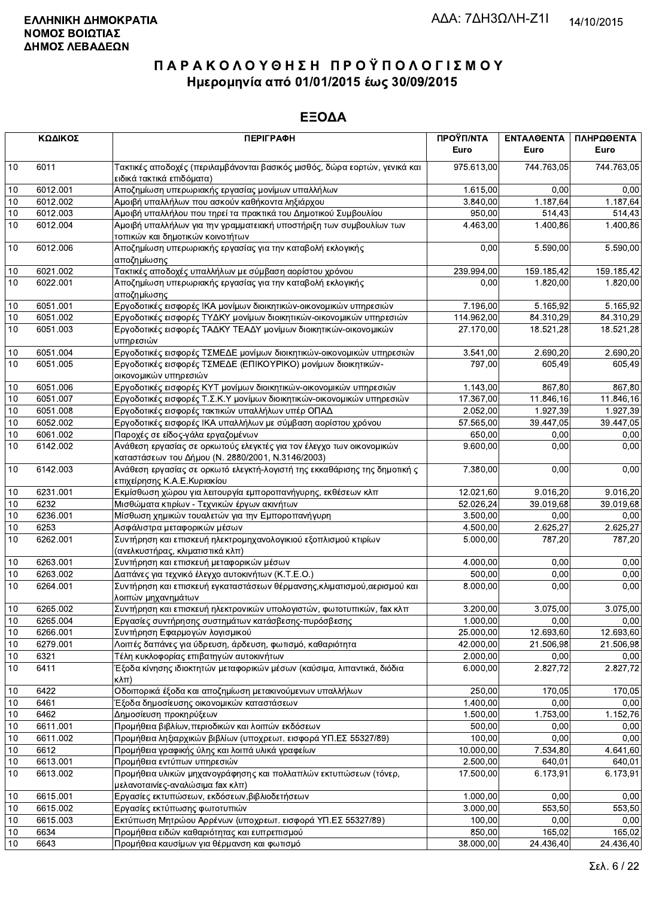**ΕΛΛΗΝΙΚΗ ΔΗΜΟΚΡΑΤΙΑ**
**ΝΟΜΟΣ ΒΟΙΩΤΙΑΣ**
**ΔΗΜΟΣ ΛΕΒΑΔΕΩΝ**

ΑΔΑ: 7ΔΗ3ΩΛΗ-Ζ1Ι

14/10/2015

# ΠΑΡΑΚΟΛΟΥΘΗΣΗ ΠΡΟΫΠΟΛΟΓΙΣΜΟΥ
## Ημερομηνία από 01/01/2015 έως 30/09/2015

## ΕΞΟΔΑ

| ΚΩΔΙΚΟΣ | | ΠΕΡΙΓΡΑΦΗ | ΠΡΟΫΠ/ΝΤΑ Euro | ΕΝΤΑΛΘΕΝΤΑ Euro | ΠΛΗΡΩΘΕΝΤΑ Euro |
|---|---|---|---|---|---|
| 10 | 6011 | Τακτικές αποδοχές (περιλαμβάνονται βασικός μισθός, δώρα εορτών, γενικά και ειδικά τακτικά επιδόματα) | 975.613,00 | 744.763,05 | 744.763,05 |
| 10 | 6012.001 | Αποζημίωση υπερωριακής εργασίας μονίμων υπαλλήλων | 1.615,00 | 0,00 | 0,00 |
| 10 | 6012.002 | Αμοιβή υπαλλήλων που ασκούν καθήκοντα ληξιάρχου | 3.840,00 | 1.187,64 | 1.187,64 |
| 10 | 6012.003 | Αμοιβή υπαλλήλου που τηρεί τα πρακτικά του Δημοτικού Συμβουλίου | 950,00 | 514,43 | 514,43 |
| 10 | 6012.004 | Αμοιβή υπαλλήλων για την γραμματειακή υποστήριξη των συμβουλίων των τοπικών και δημοτικών κοινοτήτων | 4.463,00 | 1.400,86 | 1.400,86 |
| 10 | 6012.006 | Αποζημίωση υπερωριακής εργασίας για την καταβολή εκλογικής αποζημίωσης | 0,00 | 5.590,00 | 5.590,00 |
| 10 | 6021.002 | Τακτικές αποδοχές υπαλλήλων με σύμβαση αορίστου χρόνου | 239.994,00 | 159.185,42 | 159.185,42 |
| 10 | 6022.001 | Αποζημίωση υπερωριακής εργασίας για την καταβολή εκλογικής αποζημίωσης | 0,00 | 1.820,00 | 1.820,00 |
| 10 | 6051.001 | Εργοδοτικές εισφορές ΙΚΑ μονίμων διοικητικών-οικονομικών υπηρεσιών | 7.196,00 | 5.165,92 | 5.165,92 |
| 10 | 6051.002 | Εργοδοτικές εισφορές ΤΥΔΚΥ μονίμων διοικητικών-οικονομικών υπηρεσιών | 114.962,00 | 84.310,29 | 84.310,29 |
| 10 | 6051.003 | Εργοδοτικές εισφορές ΤΑΔΚΥ ΤΕΑΔΥ μονίμων διοικητικών-οικονομικών υπηρεσιών | 27.170,00 | 18.521,28 | 18.521,28 |
| 10 | 6051.004 | Εργοδοτικές εισφορές ΤΣΜΕΔΕ μονίμων διοικητικών-οικονομικών υπηρεσιών | 3.541,00 | 2.690,20 | 2.690,20 |
| 10 | 6051.005 | Εργοδοτικές εισφορές ΤΣΜΕΔΕ (ΕΠΙΚΟΥΡΙΚΟ) μονίμων διοικητικών-οικονομικών υπηρεσιών | 797,00 | 605,49 | 605,49 |
| 10 | 6051.006 | Εργοδοτικές εισφορές ΚΥΤ μονίμων διοικητικών-οικονομικών υπηρεσιών | 1.143,00 | 867,80 | 867,80 |
| 10 | 6051.007 | Εργοδοτικές εισφορές Τ.Σ.Κ.Υ μονίμων διοικητικών-οικονομικών υπηρεσιών | 17.367,00 | 11.846,16 | 11.846,16 |
| 10 | 6051.008 | Εργοδοτικές εισφορές τακτικών υπαλλήλων υπέρ ΟΠΑΔ | 2.052,00 | 1.927,39 | 1.927,39 |
| 10 | 6052.002 | Εργοδοτικές εισφορές ΙΚΑ υπαλλήλων με σύμβαση αορίστου χρόνου | 57.565,00 | 39.447,05 | 39.447,05 |
| 10 | 6061.002 | Παροχές σε είδος-γάλα εργαζομένων | 650,00 | 0,00 | 0,00 |
| 10 | 6142.002 | Ανάθεση εργασίας σε ορκωτούς ελεγκτές για τον έλεγχο των οικονομικών καταστάσεων του Δήμου (Ν. 2880/2001, Ν.3146/2003) | 9.600,00 | 0,00 | 0,00 |
| 10 | 6142.003 | Ανάθεση εργασίας σε ορκωτό ελεγκτή-λογιστή της εκκαθάρισης της δημοτική ς επιχείρησης Κ.Α.Ε.Κυριακίου | 7.380,00 | 0,00 | 0,00 |
| 10 | 6231.001 | Εκμίσθωση χώρου για λειτουργία εμποροπανήγυρης, εκθέσεων κλπ | 12.021,60 | 9.016,20 | 9.016,20 |
| 10 | 6232 | Μισθώματα κτιρίων - Τεχνικών έργων ακινήτων | 52.026,24 | 39.019,68 | 39.019,68 |
| 10 | 6236.001 | Μίσθωση χημικών τουαλετών για την Εμποροπανήγυρη | 3.500,00 | 0,00 | 0,00 |
| 10 | 6253 | Ασφάλιστρα μεταφορικών μέσων | 4.500,00 | 2.625,27 | 2.625,27 |
| 10 | 6262.001 | Συντήρηση και επισκευή ηλεκτρομηχανολογικιού εξοπλισμού κτιρίων (ανελκυστήρας, κλιματιστικά κλπ) | 5.000,00 | 787,20 | 787,20 |
| 10 | 6263.001 | Συντήρηση και επισκευή μεταφορικών μέσων | 4.000,00 | 0,00 | 0,00 |
| 10 | 6263.002 | Δαπάνες για τεχνικό έλεγχο αυτοκινήτων (Κ.Τ.Ε.Ο.) | 500,00 | 0,00 | 0,00 |
| 10 | 6264.001 | Συντήρηση και επισκευή εγκαταστάσεων θέρμανσης,κλιματισμού,αερισμού και λοιπών μηχανημάτων | 8.000,00 | 0,00 | 0,00 |
| 10 | 6265.002 | Συντήρηση και επισκευή ηλεκτρονικών υπολογιστών, φωτοτυπικών, fax κλπ | 3.200,00 | 3.075,00 | 3.075,00 |
| 10 | 6265.004 | Εργασίες συντήρησης συστημάτων κατάσβεσης-πυρόσβεσης | 1.000,00 | 0,00 | 0,00 |
| 10 | 6266.001 | Συντήρηση Εφαρμογών λογισμικού | 25.000,00 | 12.693,60 | 12.693,60 |
| 10 | 6279.001 | Λοιπές δαπάνες για ύδρευση, άρδευση, φωτισμό, καθαριότητα | 42.000,00 | 21.506,98 | 21.506,98 |
| 10 | 6321 | Τέλη κυκλοφορίας επιβατηγών αυτοκινήτων | 2.000,00 | 0,00 | 0,00 |
| 10 | 6411 | Έξοδα κίνησης ιδιοκτητών μεταφορικών μέσων (καύσιμα, λιπαντικά, διόδια κλπ) | 6.000,00 | 2.827,72 | 2.827,72 |
| 10 | 6422 | Οδοιπορικά έξοδα και αποζημίωση μετακινούμενων υπαλλήλων | 250,00 | 170,05 | 170,05 |
| 10 | 6461 | Έξοδα δημοσίευσης οικονομικών καταστάσεων | 1.400,00 | 0,00 | 0,00 |
| 10 | 6462 | Δημοσίευση προκηρύξεων | 1.500,00 | 1.753,00 | 1.152,76 |
| 10 | 6611.001 | Προμήθεια βιβλίων,περιοδικών και λοιπών εκδόσεων | 500,00 | 0,00 | 0,00 |
| 10 | 6611.002 | Προμήθεια ληξιαρχικών βιβλίων (υποχρεωτ. εισφορά ΥΠ.ΕΣ 55327/89) | 100,00 | 0,00 | 0,00 |
| 10 | 6612 | Προμήθεια γραφικής ύλης και λοιπά υλικά γραφείων | 10.000,00 | 7.534,80 | 4.641,60 |
| 10 | 6613.001 | Προμήθεια εντύπων υπηρεσιών | 2.500,00 | 640,01 | 640,01 |
| 10 | 6613.002 | Προμήθεια υλικών μηχανογράφησης και πολλαπλών εκτυπώσεων (τόνερ, μελανοταινίες-αναλώσιμα fax κλπ) | 17.500,00 | 6.173,91 | 6.173,91 |
| 10 | 6615.001 | Εργασίες εκτυπώσεων, εκδόσεων,βιβλιοδετήσεων | 1.000,00 | 0,00 | 0,00 |
| 10 | 6615.002 | Εργασίες εκτύπωσης φωτοτυπιών | 3.000,00 | 553,50 | 553,50 |
| 10 | 6615.003 | Εκτύπωση Μητρώου Αρρένων (υποχρεωτ. εισφορά ΥΠ.ΕΣ 55327/89) | 100,00 | 0,00 | 0,00 |
| 10 | 6634 | Προμήθεια ειδών καθαριότητας και ευπρεπισμού | 850,00 | 165,02 | 165,02 |
| 10 | 6643 | Προμήθεια καυσίμων για θέρμανση και φωτισμό | 38.000,00 | 24.436,40 | 24.436,40 |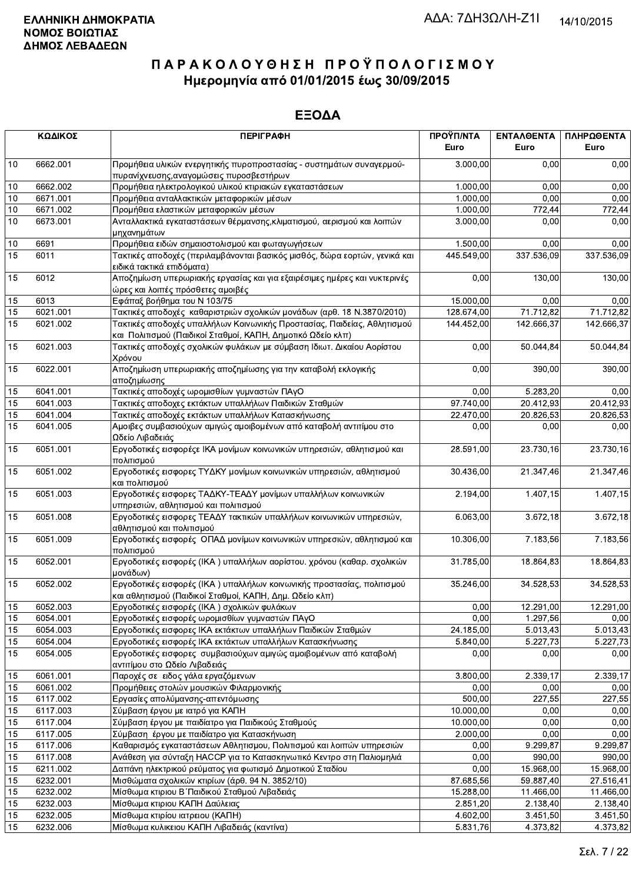**ΕΛΛΗΝΙΚΗ ΔΗΜΟΚΡΑΤΙΑ**
**ΝΟΜΟΣ ΒΟΙΩΤΙΑΣ**
**ΔΗΜΟΣ ΛΕΒΑΔΕΩΝ**

ΑΔΑ: 7ΔΗ3ΩΛΗ-Ζ1Ι

14/10/2015

# Π Α Ρ Α Κ Ο Λ Ο Υ Θ Η Σ Η  Π Ρ Ο Ϋ Π Ο Λ Ο Γ Ι Σ Μ Ο Υ
## Ημερομηνία από 01/01/2015 έως 30/09/2015

## ΕΞΟΔΑ

| ΚΩΔΙΚΟΣ | | ΠΕΡΙΓΡΑΦΗ | ΠΡΟΫΠ/ΝΤΑ Euro | ΕΝΤΑΛΘΕΝΤΑ Euro | ΠΛΗΡΩΘΕΝΤΑ Euro |
|---|---|---|---|---|---|
| 10 | 6662.001 | Προμήθεια υλικών ενεργητικής πυροπροστασίας - συστημάτων συναγερμού-πυρανίχνευσης,αναγομώσεις πυροσβεστήρων | 3.000,00 | 0,00 | 0,00 |
| 10 | 6662.002 | Προμήθεια ηλεκτρολογικού υλικού κτιριακών εγκαταστάσεων | 1.000,00 | 0,00 | 0,00 |
| 10 | 6671.001 | Προμήθεια ανταλλακτικών μεταφορικών μέσων | 1.000,00 | 0,00 | 0,00 |
| 10 | 6671.002 | Προμήθεια ελαστικών μεταφορικών μέσων | 1.000,00 | 772,44 | 772,44 |
| 10 | 6673.001 | Ανταλλακτικά εγκαταστάσεων θέρμανσης,κλιματισμού, αερισμού και λοιπών μηχανημάτων | 3.000,00 | 0,00 | 0,00 |
| 10 | 6691 | Προμήθεια ειδών σημαιοστολισμού και φωταγωγήσεων | 1.500,00 | 0,00 | 0,00 |
| 15 | 6011 | Τακτικές αποδοχές (περιλαμβάνονται βασικός μισθός, δώρα εορτών, γενικά και ειδικά τακτικά επιδόματα) | 445.549,00 | 337.536,09 | 337.536,09 |
| 15 | 6012 | Αποζημίωση υπερωριακής εργασίας και για εξαιρέσιμες ημέρες και νυκτερινές ώρες και λοιπές πρόσθετες αμοιβές | 0,00 | 130,00 | 130,00 |
| 15 | 6013 | Εφάπαξ βοήθημα του Ν 103/75 | 15.000,00 | 0,00 | 0,00 |
| 15 | 6021.001 | Τακτικές αποδοχές καθαριστριών σχολικών μονάδων (αρθ. 18 Ν.3870/2010) | 128.674,00 | 71.712,82 | 71.712,82 |
| 15 | 6021.002 | Τακτικές αποδοχές υπαλλήλων Κοινωνικής Προστασίας, Παιδείας, Αθλητισμού και Πολιτισμού (Παιδικοί Σταθμοί, ΚΑΠΗ, Δημοτικό Ωδείο κλπ) | 144.452,00 | 142.666,37 | 142.666,37 |
| 15 | 6021.003 | Τακτικές αποδοχές σχολικών φυλάκων με σύμβαση Ιδιωτ. Δικαίου Αορίστου Χρόνου | 0,00 | 50.044,84 | 50.044,84 |
| 15 | 6022.001 | Αποζημίωση υπερωριακής αποζημίωσης για την καταβολή εκλογικής αποζημίωσης | 0,00 | 390,00 | 390,00 |
| 15 | 6041.001 | Τακτικές αποδοχές ωρομισθίων γυμναστών ΠΑγΟ | 0,00 | 5.283,20 | 0,00 |
| 15 | 6041.003 | Τακτικές αποδοχες εκτάκτων υπαλλήλων Παιδικών Σταθμών | 97.740,00 | 20.412,93 | 20.412,93 |
| 15 | 6041.004 | Τακτικές αποδοχές εκτάκτων υπαλλήλων Κατασκήνωσης | 22.470,00 | 20.826,53 | 20.826,53 |
| 15 | 6041.005 | Αμοιβες συμβασιούχων αμιγώς αμοιβομένων από καταβολή αντιτίμου στο Ωδείο Λιβαδειάς | 0,00 | 0,00 | 0,00 |
| 15 | 6051.001 | Εργοδοτικές εισφορέςε ΙΚΑ μονίμων κοινωνικών υπηρεσιών, αθλητισμού και πολιτισμού | 28.591,00 | 23.730,16 | 23.730,16 |
| 15 | 6051.002 | Εργοδοτικές εισφορες ΤΥΔΚΥ μονίμων κοινωνικών υπηρεσιών, αθλητισμού και πολιτισμού | 30.436,00 | 21.347,46 | 21.347,46 |
| 15 | 6051.003 | Εργοδοτικές εισφορες ΤΑΔΚΥ-ΤΕΑΔΥ μονίμων υπαλλήλων κοινωνικών υπηρεσιών, αθλητισμού και πολιτισμού | 2.194,00 | 1.407,15 | 1.407,15 |
| 15 | 6051.008 | Εργοδοτικές εισφορες ΤΕΑΔΥ τακτικών υπαλλήλων κοινωνικών υπηρεσιών, αθλητισμού και πολιτισμού | 6.063,00 | 3.672,18 | 3.672,18 |
| 15 | 6051.009 | Εργοδοτικές εισφορές ΟΠΑΔ μονίμων κοινωνικών υπηρεσιών, αθλητισμού και πολιτισμού | 10.306,00 | 7.183,56 | 7.183,56 |
| 15 | 6052.001 | Εργοδοτικές εισφορές (ΙΚΑ ) υπαλλήλων αορίστου. χρόνου (καθαρ. σχολικών μονάδων) | 31.785,00 | 18.864,83 | 18.864,83 |
| 15 | 6052.002 | Εργοδοτικές εισφορές (ΙΚΑ ) υπαλλήλων κοινωνικής προστασίας, πολιτισμού και αθλητισμού (Παιδικοί Σταθμοί, ΚΑΠΗ, Δημ. Ωδείο κλπ) | 35.246,00 | 34.528,53 | 34.528,53 |
| 15 | 6052.003 | Εργοδοτικές εισφορές (ΙΚΑ ) σχολικών φυλάκων | 0,00 | 12.291,00 | 12.291,00 |
| 15 | 6054.001 | Εργοδοτικές εισφορές ωρομισθίων γυμναστών ΠΑγΟ | 0,00 | 1.297,56 | 0,00 |
| 15 | 6054.003 | Εργοδοτικές εισφορές ΙΚΑ εκτάκτων υπαλλήλων Παιδικών Σταθμών | 24.185,00 | 5.013,43 | 5.013,43 |
| 15 | 6054.004 | Εργοδοτικές εισφορές ΙΚΑ εκτάκτων υπαλλήλων Κατασκήνωσης | 5.840,00 | 5.227,73 | 5.227,73 |
| 15 | 6054.005 | Εργοδοτικές εισφορες συμβασιούχων αμιγώς αμοιβομένων από καταβολή αντιτίμου στο Ωδείο Λιβαδειάς | 0,00 | 0,00 | 0,00 |
| 15 | 6061.001 | Παροχές σε ειδος γάλα εργαζόμενων | 3.800,00 | 2.339,17 | 2.339,17 |
| 15 | 6061.002 | Προμήθειες στολών μουσικών Φιλαρμονικής | 0,00 | 0,00 | 0,00 |
| 15 | 6117.002 | Εργασίες απολύμανσης-απεντόμωσης | 500,00 | 227,55 | 227,55 |
| 15 | 6117.003 | Σύμβαση έργου με ιατρό για ΚΑΠΗ | 10.000,00 | 0,00 | 0,00 |
| 15 | 6117.004 | Σύμβαση έργου με παιδίατρο για Παιδικούς Σταθμούς | 10.000,00 | 0,00 | 0,00 |
| 15 | 6117.005 | Σύμβαση έργου με παιδίατρο για Κατασκήνωση | 2.000,00 | 0,00 | 0,00 |
| 15 | 6117.006 | Καθαρισμός εγκαταστάσεων Αθλητισμου, Πολιτισμού και λοιπών υπηρεσιών | 0,00 | 9.299,87 | 9.299,87 |
| 15 | 6117.008 | Ανάθεση για σύνταξη HACCP για το Κατασκηνωτικό Κεντρο στη Παλιομηλιά | 0,00 | 990,00 | 990,00 |
| 15 | 6211.002 | Δαπάνη ηλεκτρικού ρεύματος για φωτισμό Δημοτικού Σταδίου | 0,00 | 15.968,00 | 15.968,00 |
| 15 | 6232.001 | Μισθώματα σχολικών κτιρίων (άρθ. 94 Ν. 3852/10) | 87.685,56 | 59.887,40 | 27.516,41 |
| 15 | 6232.002 | Μίσθωμα κτιριου Β΄Παιδικού Σταθμού Λιβαδειάς | 15.288,00 | 11.466,00 | 11.466,00 |
| 15 | 6232.003 | Μίσθωμα κτιριου ΚΑΠΗ Δαύλειας | 2.851,20 | 2.138,40 | 2.138,40 |
| 15 | 6232.005 | Μίσθωμα κτιρίου ιατρειου (ΚΑΠΗ) | 4.602,00 | 3.451,50 | 3.451,50 |
| 15 | 6232.006 | Μίσθωμα κυλικειου ΚΑΠΗ Λιβαδειάς (καντίνα) | 5.831,76 | 4.373,82 | 4.373,82 |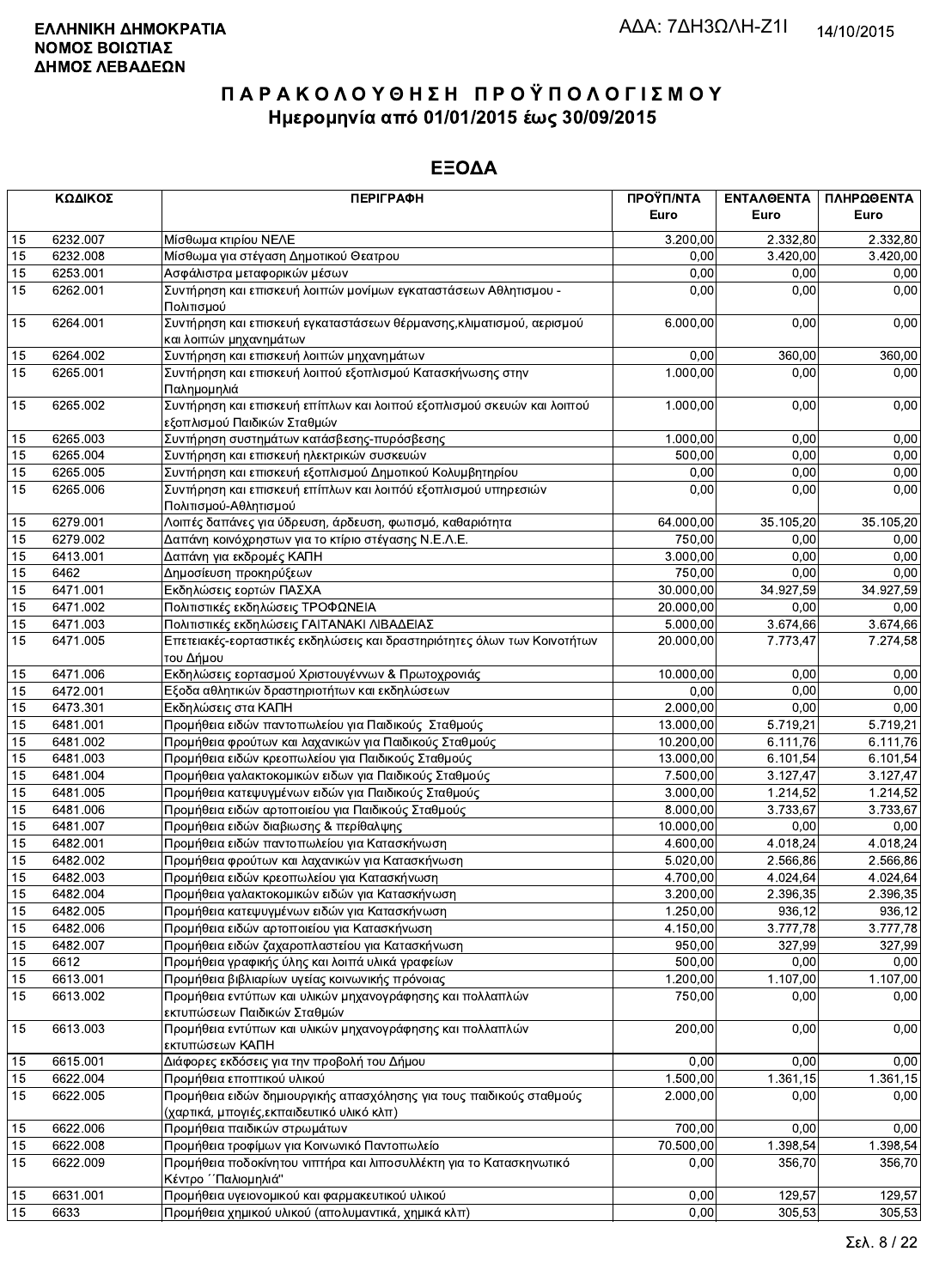ΕΛΛΗΝΙΚΗ ΔΗΜΟΚΡΑΤΙΑ
ΝΟΜΟΣ ΒΟΙΩΤΙΑΣ
ΔΗΜΟΣ ΛΕΒΑΔΕΩΝ

ΑΔΑ: 7ΔΗ3ΩΛΗ-Ζ1Ι 14/10/2015

# ΠΑΡΑΚΟΛΟΥΘΗΣΗ ΠΡΟΫΠΟΛΟΓΙΣΜΟΥ
## Ημερομηνία από 01/01/2015 έως 30/09/2015

## ΕΞΟΔΑ

| ΚΩΔΙΚΟΣ | | ΠΕΡΙΓΡΑΦΗ | ΠΡΟΫΠ/ΝΤΑ Euro | ΕΝΤΑΛΘΕΝΤΑ Euro | ΠΛΗΡΩΘΕΝΤΑ Euro |
|---|---|---|---|---|---|
| 15 | 6232.007 | Μίσθωμα κτιρίου ΝΕΛΕ | 3.200,00 | 2.332,80 | 2.332,80 |
| 15 | 6232.008 | Μίσθωμα για στέγαση Δημοτικού Θεατρου | 0,00 | 3.420,00 | 3.420,00 |
| 15 | 6253.001 | Ασφάλιστρα μεταφορικών μέσων | 0,00 | 0,00 | 0,00 |
| 15 | 6262.001 | Συντήρηση και επισκευή λοιπών μονίμων εγκαταστάσεων Αθλητισμου - Πολιτισμού | 0,00 | 0,00 | 0,00 |
| 15 | 6264.001 | Συντήρηση και επισκευή εγκαταστάσεων θέρμανσης,κλιματισμού, αερισμού και λοιπών μηχανημάτων | 6.000,00 | 0,00 | 0,00 |
| 15 | 6264.002 | Συντήρηση και επισκευή λοιπών μηχανημάτων | 0,00 | 360,00 | 360,00 |
| 15 | 6265.001 | Συντήρηση και επισκευή λοιπού εξοπλισμού Κατασκήνωσης στην Παλημομηλιά | 1.000,00 | 0,00 | 0,00 |
| 15 | 6265.002 | Συντήρηση και επισκευή επίπλων και λοιπού εξοπλισμού σκευών και λοιπού εξοπλισμού Παιδικών Σταθμών | 1.000,00 | 0,00 | 0,00 |
| 15 | 6265.003 | Συντήρηση συστημάτων κατάσβεσης-πυρόσβεσης | 1.000,00 | 0,00 | 0,00 |
| 15 | 6265.004 | Συντήρηση και επισκευή ηλεκτρικών συσκευών | 500,00 | 0,00 | 0,00 |
| 15 | 6265.005 | Συντήρηση και επισκευή εξοπλισμού Δημοτικού Κολυμβητηρίου | 0,00 | 0,00 | 0,00 |
| 15 | 6265.006 | Συντήρηση και επισκευή επίπλων και λοιπού εξοπλισμού υπηρεσιών Πολιτισμού-Αθλητισμού | 0,00 | 0,00 | 0,00 |
| 15 | 6279.001 | Λοιπές δαπάνες για ύδρευση, άρδευση, φωτισμό, καθαριότητα | 64.000,00 | 35.105,20 | 35.105,20 |
| 15 | 6279.002 | Δαπάνη κοινόχρηστων για το κτίριο στέγασης Ν.Ε.Λ.Ε. | 750,00 | 0,00 | 0,00 |
| 15 | 6413.001 | Δαπάνη για εκδρομές ΚΑΠΗ | 3.000,00 | 0,00 | 0,00 |
| 15 | 6462 | Δημοσίευση προκηρύξεων | 750,00 | 0,00 | 0,00 |
| 15 | 6471.001 | Εκδηλώσεις εορτών ΠΑΣΧΑ | 30.000,00 | 34.927,59 | 34.927,59 |
| 15 | 6471.002 | Πολιτιστικές εκδηλώσεις ΤΡΟΦΩΝΕΙΑ | 20.000,00 | 0,00 | 0,00 |
| 15 | 6471.003 | Πολιτιστικές εκδηλώσεις ΓΑΙΤΑΝΑΚΙ ΛΙΒΑΔΕΙΑΣ | 5.000,00 | 3.674,66 | 3.674,66 |
| 15 | 6471.005 | Επετειακές-εορταστικές εκδηλώσεις και δραστηριότητες όλων των Κοινοτήτων του Δήμου | 20.000,00 | 7.773,47 | 7.274,58 |
| 15 | 6471.006 | Εκδηλώσεις εορτασμού Χριστουγέννων & Πρωτοχρονιάς | 10.000,00 | 0,00 | 0,00 |
| 15 | 6472.001 | Εξοδα αθλητικών δραστηριοτήτων και εκδηλώσεων | 0,00 | 0,00 | 0,00 |
| 15 | 6473.301 | Εκδηλώσεις στα ΚΑΠΗ | 2.000,00 | 0,00 | 0,00 |
| 15 | 6481.001 | Προμήθεια ειδών παντοπωλείου για Παιδικούς Σταθμούς | 13.000,00 | 5.719,21 | 5.719,21 |
| 15 | 6481.002 | Προμήθεια φρούτων και λαχανικών για Παιδικούς Σταθμούς | 10.200,00 | 6.111,76 | 6.111,76 |
| 15 | 6481.003 | Προμήθεια ειδών κρεοπωλείου για Παιδικούς Σταθμούς | 13.000,00 | 6.101,54 | 6.101,54 |
| 15 | 6481.004 | Προμήθεια γαλακτοκομικών ειδων για Παιδικούς Σταθμούς | 7.500,00 | 3.127,47 | 3.127,47 |
| 15 | 6481.005 | Προμήθεια κατεψυγμένων ειδών για Παιδικούς Σταθμούς | 3.000,00 | 1.214,52 | 1.214,52 |
| 15 | 6481.006 | Προμήθεια ειδών αρτοποιείου για Παιδικούς Σταθμούς | 8.000,00 | 3.733,67 | 3.733,67 |
| 15 | 6481.007 | Προμήθεια ειδών διαβιωσης & περίθαλψης | 10.000,00 | 0,00 | 0,00 |
| 15 | 6482.001 | Προμήθεια ειδών παντοπωλείου για Κατασκήνωση | 4.600,00 | 4.018,24 | 4.018,24 |
| 15 | 6482.002 | Προμήθεια φρούτων και λαχανικών για Κατασκήνωση | 5.020,00 | 2.566,86 | 2.566,86 |
| 15 | 6482.003 | Προμήθεια ειδών κρεοπωλείου για Κατασκήνωση | 4.700,00 | 4.024,64 | 4.024,64 |
| 15 | 6482.004 | Προμήθεια γαλακτοκομικών ειδών για Κατασκήνωση | 3.200,00 | 2.396,35 | 2.396,35 |
| 15 | 6482.005 | Προμήθεια κατεψυγμένων ειδών για Κατασκήνωση | 1.250,00 | 936,12 | 936,12 |
| 15 | 6482.006 | Προμήθεια ειδών αρτοποιείου για Κατασκήνωση | 4.150,00 | 3.777,78 | 3.777,78 |
| 15 | 6482.007 | Προμήθεια ειδών ζαχαροπλαστείου για Κατασκήνωση | 950,00 | 327,99 | 327,99 |
| 15 | 6612 | Προμήθεια γραφικής ύλης και λοιπά υλικά γραφείων | 500,00 | 0,00 | 0,00 |
| 15 | 6613.001 | Προμήθεια βιβλιαρίων υγείας κοινωνικής πρόνοιας | 1.200,00 | 1.107,00 | 1.107,00 |
| 15 | 6613.002 | Προμήθεια εντύπων και υλικών μηχανογράφησης και πολλαπλών εκτυπώσεων Παιδικών Σταθμών | 750,00 | 0,00 | 0,00 |
| 15 | 6613.003 | Προμήθεια εντύπων και υλικών μηχανογράφησης και πολλαπλών εκτυπώσεων ΚΑΠΗ | 200,00 | 0,00 | 0,00 |
| 15 | 6615.001 | Διάφορες εκδόσεις για την προβολή του Δήμου | 0,00 | 0,00 | 0,00 |
| 15 | 6622.004 | Προμήθεια εποπτικού υλικού | 1.500,00 | 1.361,15 | 1.361,15 |
| 15 | 6622.005 | Προμήθεια ειδών δημιουργικής απασχόλησης για τους παιδικούς σταθμούς (χαρτικά, μπογιές,εκπαιδευτικό υλικό κλπ) | 2.000,00 | 0,00 | 0,00 |
| 15 | 6622.006 | Προμήθεια παιδικών στρωμάτων | 700,00 | 0,00 | 0,00 |
| 15 | 6622.008 | Προμήθεια τροφίμων για Κοινωνικό Παντοπωλείο | 70.500,00 | 1.398,54 | 1.398,54 |
| 15 | 6622.009 | Προμήθεια ποδοκίνητου νιπτήρα και λιποσυλλέκτη για το Κατασκηνωτικό Κέντρο ΄΄Παλιομηλιά'' | 0,00 | 356,70 | 356,70 |
| 15 | 6631.001 | Προμήθεια υγειονομικού και φαρμακευτικού υλικού | 0,00 | 129,57 | 129,57 |
| 15 | 6633 | Προμήθεια χημικού υλικού (απολυμαντικά, χημικά κλπ) | 0,00 | 305,53 | 305,53 |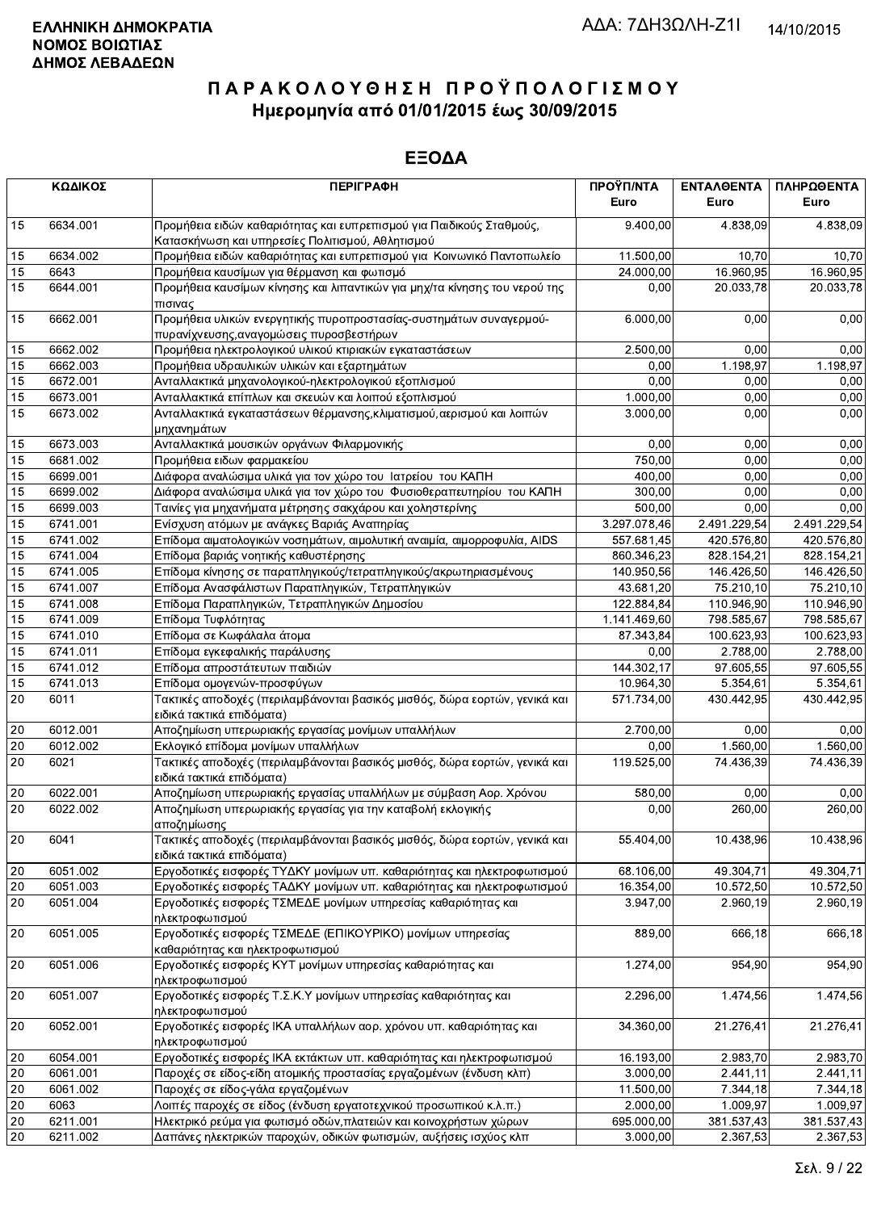**ΕΛΛΗΝΙΚΗ ΔΗΜΟΚΡΑΤΙΑ**
**ΝΟΜΟΣ ΒΟΙΩΤΙΑΣ**
**ΔΗΜΟΣ ΛΕΒΑΔΕΩΝ**

ΑΔΑ: 7ΔΗ3ΩΛΗ-Ζ1Ι

14/10/2015

# ΠΑΡΑΚΟΛΟΥΘΗΣΗ ΠΡΟΫΠΟΛΟΓΙΣΜΟΥ

## Ημερομηνία από 01/01/2015 έως 30/09/2015

## ΕΞΟΔΑ

| ΚΩΔΙΚΟΣ | | ΠΕΡΙΓΡΑΦΗ | ΠΡΟΫΠ/ΝΤΑ Euro | ΕΝΤΑΛΘΕΝΤΑ Euro | ΠΛΗΡΩΘΕΝΤΑ Euro |
|---|---|---|---|---|---|
| 15 | 6634.001 | Προμήθεια ειδών καθαριότητας και ευπρεπισμού για Παιδικούς Σταθμούς, Κατασκήνωση και υπηρεσίες Πολιτισμού, Αθλητισμού | 9.400,00 | 4.838,09 | 4.838,09 |
| 15 | 6634.002 | Προμήθεια ειδών καθαριότητας και ευπρεπισμού για Κοινωνικό Παντοπωλείο | 11.500,00 | 10,70 | 10,70 |
| 15 | 6643 | Προμήθεια καυσίμων για θέρμανση και φωτισμό | 24.000,00 | 16.960,95 | 16.960,95 |
| 15 | 6644.001 | Προμήθεια καυσίμων κίνησης και λιπαντικών για μηχ/τα κίνησης του νερού της πισινας | 0,00 | 20.033,78 | 20.033,78 |
| 15 | 6662.001 | Προμήθεια υλικών ενεργητικής πυροπροστασίας-συστημάτων συναγερμού-πυρανίχνευσης,αναγομώσεις πυροσβεστήρων | 6.000,00 | 0,00 | 0,00 |
| 15 | 6662.002 | Προμήθεια ηλεκτρολογικού υλικού κτιριακών εγκαταστάσεων | 2.500,00 | 0,00 | 0,00 |
| 15 | 6662.003 | Προμήθεια υδραυλικών υλικών και εξαρτημάτων | 0,00 | 1.198,97 | 1.198,97 |
| 15 | 6672.001 | Ανταλλακτικά μηχανολογικού-ηλεκτρολογικού εξοπλισμού | 0,00 | 0,00 | 0,00 |
| 15 | 6673.001 | Ανταλλακτικά επίπλων και σκευών και λοιπού εξοπλισμού | 1.000,00 | 0,00 | 0,00 |
| 15 | 6673.002 | Ανταλλακτικά εγκαταστάσεων θέρμανσης,κλιματισμού,αερισμού και λοιπών μηχανημάτων | 3.000,00 | 0,00 | 0,00 |
| 15 | 6673.003 | Ανταλλακτικά μουσικών οργάνων Φιλαρμονικής | 0,00 | 0,00 | 0,00 |
| 15 | 6681.002 | Προμήθεια ειδων φαρμακείου | 750,00 | 0,00 | 0,00 |
| 15 | 6699.001 | Διάφορα αναλώσιμα υλικά για τον χώρο του Ιατρείου του ΚΑΠΗ | 400,00 | 0,00 | 0,00 |
| 15 | 6699.002 | Διάφορα αναλώσιμα υλικά για τον χώρο του Φυσιοθεραπευτηρίου του ΚΑΠΗ | 300,00 | 0,00 | 0,00 |
| 15 | 6699.003 | Ταινίες για μηχανήματα μέτρησης σακχάρου και χοληστερίνης | 500,00 | 0,00 | 0,00 |
| 15 | 6741.001 | Ενίσχυση ατόμων με ανάγκες Βαριάς Αναπηρίας | 3.297.078,46 | 2.491.229,54 | 2.491.229,54 |
| 15 | 6741.002 | Επίδομα αιματολογικών νοσημάτων, αιμολυτική αναιμία, αιμορροφυλία, AIDS | 557.681,45 | 420.576,80 | 420.576,80 |
| 15 | 6741.004 | Επίδομα βαριάς νοητικής καθυστέρησης | 860.346,23 | 828.154,21 | 828.154,21 |
| 15 | 6741.005 | Επίδομα κίνησης σε παραπληγικούς/τετραπληγικούς/ακρωτηριασμένους | 140.950,56 | 146.426,50 | 146.426,50 |
| 15 | 6741.007 | Επίδομα Ανασφάλιστων Παραπληγικών, Τετραπληγικών | 43.681,20 | 75.210,10 | 75.210,10 |
| 15 | 6741.008 | Επίδομα Παραπληγικών, Τετραπληγικών Δημοσίου | 122.884,84 | 110.946,90 | 110.946,90 |
| 15 | 6741.009 | Επίδομα Τυφλότητας | 1.141.469,60 | 798.585,67 | 798.585,67 |
| 15 | 6741.010 | Επίδομα σε Κωφάλαλα άτομα | 87.343,84 | 100.623,93 | 100.623,93 |
| 15 | 6741.011 | Επίδομα εγκεφαλικής παράλυσης | 0,00 | 2.788,00 | 2.788,00 |
| 15 | 6741.012 | Επίδομα απροστάτευτων παιδιών | 144.302,17 | 97.605,55 | 97.605,55 |
| 15 | 6741.013 | Επίδομα ομογενών-προσφύγων | 10.964,30 | 5.354,61 | 5.354,61 |
| 20 | 6011 | Τακτικές αποδοχές (περιλαμβάνονται βασικός μισθός, δώρα εορτών, γενικά και ειδικά τακτικά επιδόματα) | 571.734,00 | 430.442,95 | 430.442,95 |
| 20 | 6012.001 | Αποζημίωση υπερωριακής εργασίας μονίμων υπαλλήλων | 2.700,00 | 0,00 | 0,00 |
| 20 | 6012.002 | Εκλογικό επίδομα μονίμων υπαλλήλων | 0,00 | 1.560,00 | 1.560,00 |
| 20 | 6021 | Τακτικές αποδοχές (περιλαμβάνονται βασικός μισθός, δώρα εορτών, γενικά και ειδικά τακτικά επιδόματα) | 119.525,00 | 74.436,39 | 74.436,39 |
| 20 | 6022.001 | Αποζημίωση υπερωριακής εργασίας υπαλλήλων με σύμβαση Αορ. Χρόνου | 580,00 | 0,00 | 0,00 |
| 20 | 6022.002 | Αποζημίωση υπερωριακής εργασίας για την καταβολή εκλογικής αποζημίωσης | 0,00 | 260,00 | 260,00 |
| 20 | 6041 | Τακτικές αποδοχές (περιλαμβάνονται βασικός μισθός, δώρα εορτών, γενικά και ειδικά τακτικά επιδόματα) | 55.404,00 | 10.438,96 | 10.438,96 |
| 20 | 6051.002 | Εργοδοτικές εισφορές ΤΥΔΚΥ μονίμων υπ. καθαριότητας και ηλεκτροφωτισμού | 68.106,00 | 49.304,71 | 49.304,71 |
| 20 | 6051.003 | Εργοδοτικές εισφορές ΤΑΔΚΥ μονίμων υπ. καθαριότητας και ηλεκτροφωτισμού | 16.354,00 | 10.572,50 | 10.572,50 |
| 20 | 6051.004 | Εργοδοτικές εισφορές ΤΣΜΕΔΕ μονίμων υπηρεσίας καθαριότητας και ηλεκτροφωτισμού | 3.947,00 | 2.960,19 | 2.960,19 |
| 20 | 6051.005 | Εργοδοτικές εισφορές ΤΣΜΕΔΕ (ΕΠΙΚΟΥΡΙΚΟ) μονίμων υπηρεσίας καθαριότητας και ηλεκτροφωτισμού | 889,00 | 666,18 | 666,18 |
| 20 | 6051.006 | Εργοδοτικές εισφορές ΚΥΤ μονίμων υπηρεσίας καθαριότητας και ηλεκτροφωτισμού | 1.274,00 | 954,90 | 954,90 |
| 20 | 6051.007 | Εργοδοτικές εισφορές Τ.Σ.Κ.Υ μονίμων υπηρεσίας καθαριότητας και ηλεκτροφωτισμού | 2.296,00 | 1.474,56 | 1.474,56 |
| 20 | 6052.001 | Εργοδοτικές εισφορές ΙΚΑ υπαλλήλων αορ. χρόνου υπ. καθαριότητας και ηλεκτροφωτισμού | 34.360,00 | 21.276,41 | 21.276,41 |
| 20 | 6054.001 | Εργοδοτικές εισφορές ΙΚΑ εκτάκτων υπ. καθαριότητας και ηλεκτροφωτισμού | 16.193,00 | 2.983,70 | 2.983,70 |
| 20 | 6061.001 | Παροχές σε είδος-είδη ατομικής προστασίας εργαζομένων (ένδυση κλπ) | 3.000,00 | 2.441,11 | 2.441,11 |
| 20 | 6061.002 | Παροχές σε είδος-γάλα εργαζομένων | 11.500,00 | 7.344,18 | 7.344,18 |
| 20 | 6063 | Λοιπές παροχές σε είδος (ένδυση εργατοτεχνικού προσωπικού κ.λ.π.) | 2.000,00 | 1.009,97 | 1.009,97 |
| 20 | 6211.001 | Ηλεκτρικό ρεύμα για φωτισμό οδών,πλατειών και κοινοχρήστων χώρων | 695.000,00 | 381.537,43 | 381.537,43 |
| 20 | 6211.002 | Δαπάνες ηλεκτρικών παροχών, οδικών φωτισμών, αυξήσεις ισχύος κλπ | 3.000,00 | 2.367,53 | 2.367,53 |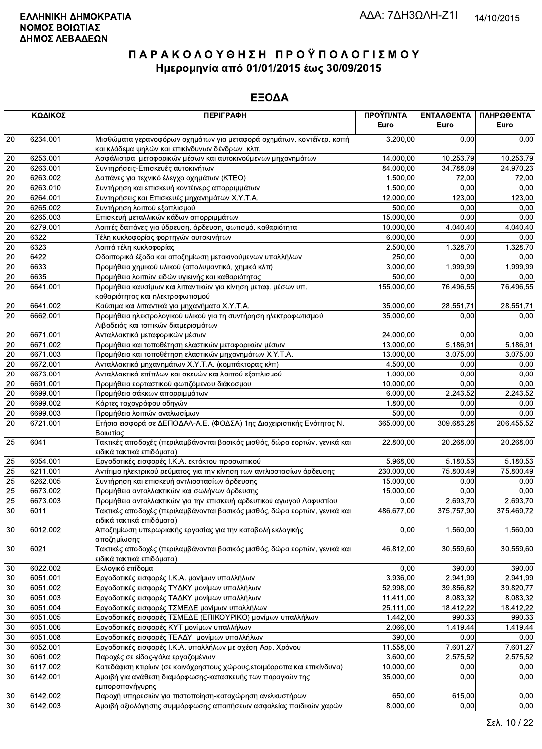**ΕΛΛΗΝΙΚΗ ΔΗΜΟΚΡΑΤΙΑ**
**ΝΟΜΟΣ ΒΟΙΩΤΙΑΣ**
**ΔΗΜΟΣ ΛΕΒΑΔΕΩΝ**

ΑΔΑ: 7ΔΗ3ΩΛΗ-Ζ1Ι

14/10/2015

# ΠΑΡΑΚΟΛΟΥΘΗΣΗ ΠΡΟΫΠΟΛΟΓΙΣΜΟΥ

## Ημερομηνία από 01/01/2015 έως 30/09/2015

## ΕΞΟΔΑ

| ΚΩΔΙΚΟΣ | | ΠΕΡΙΓΡΑΦΗ | ΠΡΟΫΠ/ΝΤΑ Euro | ΕΝΤΑΛΘΕΝΤΑ Euro | ΠΛΗΡΩΘΕΝΤΑ Euro |
|---|---|---|---|---|---|
| 20 | 6234.001 | Μισθώματα γερανοφόρων οχημάτων για μεταφορά οχημάτων, κοντέινερ, κοπή και κλάδεμα ψηλών και επικίνδυνων δένδρων κλπ. | 3.200,00 | 0,00 | 0,00 |
| 20 | 6253.001 | Ασφάλιστρα μεταφορικών μέσων και αυτοκινούμενων μηχανημάτων | 14.000,00 | 10.253,79 | 10.253,79 |
| 20 | 6263.001 | Συντηρήσεις-Επισκευές αυτοκινήτων | 84.000,00 | 34.788,09 | 24.970,23 |
| 20 | 6263.002 | Δαπάνες για τεχνικό έλεγχο οχημάτων (ΚΤΕΟ) | 1.500,00 | 72,00 | 72,00 |
| 20 | 6263.010 | Συντήρηση και επισκευή κοντέινερς απορριμμάτων | 1.500,00 | 0,00 | 0,00 |
| 20 | 6264.001 | Συντηρήσεις και Επισκευές μηχανημάτων Χ.Υ.Τ.Α. | 12.000,00 | 123,00 | 123,00 |
| 20 | 6265.002 | Συντήρηση λοιπού εξοπλισμού | 500,00 | 0,00 | 0,00 |
| 20 | 6265.003 | Επισκευή μεταλλικών κάδων απορριμμάτων | 15.000,00 | 0,00 | 0,00 |
| 20 | 6279.001 | Λοιπές δαπάνες για ύδρευση, άρδευση, φωτισμό, καθαριότητα | 10.000,00 | 4.040,40 | 4.040,40 |
| 20 | 6322 | Τέλη κυκλοφορίας φορτηγών αυτοκινήτων | 6.000,00 | 0,00 | 0,00 |
| 20 | 6323 | Λοιπά τέλη κυκλοφορίας | 2.500,00 | 1.328,70 | 1.328,70 |
| 20 | 6422 | Οδοιπορικά έξοδα και αποζημίωση μετακινούμενων υπαλλήλων | 250,00 | 0,00 | 0,00 |
| 20 | 6633 | Προμήθεια χημικού υλικού (απολυμαντικά, χημικά κλπ) | 3.000,00 | 1.999,99 | 1.999,99 |
| 20 | 6635 | Προμήθεια λοιπών ειδών υγιεινής και καθαριότητας | 500,00 | 0,00 | 0,00 |
| 20 | 6641.001 | Προμήθεια καυσίμων και λιπαντικών για κίνηση μεταφ. μέσων υπ. καθαριότητας και ηλεκτροφωτισμού | 155.000,00 | 76.496,55 | 76.496,55 |
| 20 | 6641.002 | Καύσιμα και λιπαντικά για μηχανήματα Χ.Υ.Τ.Α. | 35.000,00 | 28.551,71 | 28.551,71 |
| 20 | 6662.001 | Προμήθεια ηλεκτρολογικού υλικού για τη συντήρηση ηλεκτροφωτισμού Λιβαδειάς και τοπικών διαμερισμάτων | 35.000,00 | 0,00 | 0,00 |
| 20 | 6671.001 | Ανταλλακτικά μεταφορικών μέσων | 24.000,00 | 0,00 | 0,00 |
| 20 | 6671.002 | Προμήθεια και τοποθέτηση ελαστικών μεταφορικών μέσων | 13.000,00 | 5.186,91 | 5.186,91 |
| 20 | 6671.003 | Προμήθεια και τοποθέτηση ελαστικών μηχανημάτων Χ.Υ.Τ.Α. | 13.000,00 | 3.075,00 | 3.075,00 |
| 20 | 6672.001 | Ανταλλακτικά μηχανημάτων Χ.Υ.Τ.Α. (κομπάκτορας κλπ) | 4.500,00 | 0,00 | 0,00 |
| 20 | 6673.001 | Ανταλλακτικά επίπλων και σκευών και λοιπού εξοπλισμού | 1.000,00 | 0,00 | 0,00 |
| 20 | 6691.001 | Προμήθεια εορταστικού φωτιζόμενου διάκοσμου | 10.000,00 | 0,00 | 0,00 |
| 20 | 6699.001 | Προμήθεια σάκκων απορριμμάτων | 6.000,00 | 2.243,52 | 2.243,52 |
| 20 | 6699.002 | Κάρτες ταχογράφου οδηγών | 1.800,00 | 0,00 | 0,00 |
| 20 | 6699.003 | Προμήθεια λοιπών αναλωσίμων | 500,00 | 0,00 | 0,00 |
| 20 | 6721.001 | Ετήσια εισφορά σε ΔΕΠΟΔΑΛ-Α.Ε. (ΦΟΔΣΑ) 1ης Διαχειριστικής Ενότητας Ν. Βοιωτίας | 365.000,00 | 309.683,28 | 206.455,52 |
| 25 | 6041 | Τακτικές αποδοχές (περιλαμβάνονται βασικός μισθός, δώρα εορτών, γενικά και ειδικά τακτικά επιδόματα) | 22.800,00 | 20.268,00 | 20.268,00 |
| 25 | 6054.001 | Εργοδοτικές εισφορές Ι.Κ.Α. εκτάκτου προσωπικού | 5.968,00 | 5.180,53 | 5.180,53 |
| 25 | 6211.001 | Αντίτιμο ηλεκτρικού ρεύματος για την κίνηση των αντλιοστασίων άρδευσης | 230.000,00 | 75.800,49 | 75.800,49 |
| 25 | 6262.005 | Συντήρηση και επισκευή αντλιοστασίων άρδευσης | 15.000,00 | 0,00 | 0,00 |
| 25 | 6673.002 | Προμήθεια ανταλλακτικών και σωλήνων άρδευσης | 15.000,00 | 0,00 | 0,00 |
| 25 | 6673.003 | Προμήθεια ανταλλακτικών για την επισκευή αρδευτικού αγωγού Λαφυστίου | 0,00 | 2.693,70 | 2.693,70 |
| 30 | 6011 | Τακτικές αποδοχές (περιλαμβάνονται βασικός μισθός, δώρα εορτών, γενικά και ειδικά τακτικά επιδόματα) | 486.677,00 | 375.757,90 | 375.469,72 |
| 30 | 6012.002 | Αποζημίωση υπερωριακής εργασίας για την καταβολή εκλογικής αποζημίωσης | 0,00 | 1.560,00 | 1.560,00 |
| 30 | 6021 | Τακτικές αποδοχές (περιλαμβάνονται βασικός μισθός, δώρα εορτών, γενικά και ειδικά τακτικά επιδόματα) | 46.812,00 | 30.559,60 | 30.559,60 |
| 30 | 6022.002 | Εκλογικό επίδομα | 0,00 | 390,00 | 390,00 |
| 30 | 6051.001 | Εργοδοτικές εισφορές Ι.Κ.Α. μονίμων υπαλλήλων | 3.936,00 | 2.941,99 | 2.941,99 |
| 30 | 6051.002 | Εργοδοτικές εισφορές ΤΥΔΚΥ μονίμων υπαλλήλων | 52.998,00 | 39.856,82 | 39.820,77 |
| 30 | 6051.003 | Εργοδοτικές εισφορές ΤΑΔΚΥ μονίμων υπαλλήλων | 11.411,00 | 8.083,32 | 8.083,32 |
| 30 | 6051.004 | Εργοδοτικές εισφορές ΤΣΜΕΔΕ μονίμων υπαλλήλων | 25.111,00 | 18.412,22 | 18.412,22 |
| 30 | 6051.005 | Εργοδοτικές εισφορές ΤΣΜΕΔΕ (ΕΠΙΚΟΥΡΙΚΟ) μονίμων υπαλλήλων | 1.442,00 | 990,33 | 990,33 |
| 30 | 6051.006 | Εργοδοτικές εισφορές ΚΥΤ μονίμων υπαλλήλων | 2.066,00 | 1.419,44 | 1.419,44 |
| 30 | 6051.008 | Εργοδοτικές εισφορές ΤΕΑΔΥ μονίμων υπαλλήλων | 390,00 | 0,00 | 0,00 |
| 30 | 6052.001 | Εργοδοτικές εισφορές Ι.Κ.Α. υπαλλήλων με σχέση Αορ. Χρόνου | 11.558,00 | 7.601,27 | 7.601,27 |
| 30 | 6061.002 | Παροχές σε είδος-γάλα εργαζομένων | 3.600,00 | 2.575,52 | 2.575,52 |
| 30 | 6117.002 | Κατεδάφιση κτιρίων (σε κοινόχρηστους χώρους,ετοιμόρροπα και επικίνδυνα) | 10.000,00 | 0,00 | 0,00 |
| 30 | 6142.001 | Αμοιβή για ανάθεση διαμόρφωσης-κατασκευής των παραγκών της εμποροπανήγυρης | 35.000,00 | 0,00 | 0,00 |
| 30 | 6142.002 | Παροχή υπηρεσιών για πιστοποίηση-καταχώρηση ανελκυστήρων | 650,00 | 615,00 | 0,00 |
| 30 | 6142.003 | Αμοιβή αξιολόγησης συμμόρφωσης απαιτήσεων ασφαλείας παιδικών χαρών | 8.000,00 | 0,00 | 0,00 |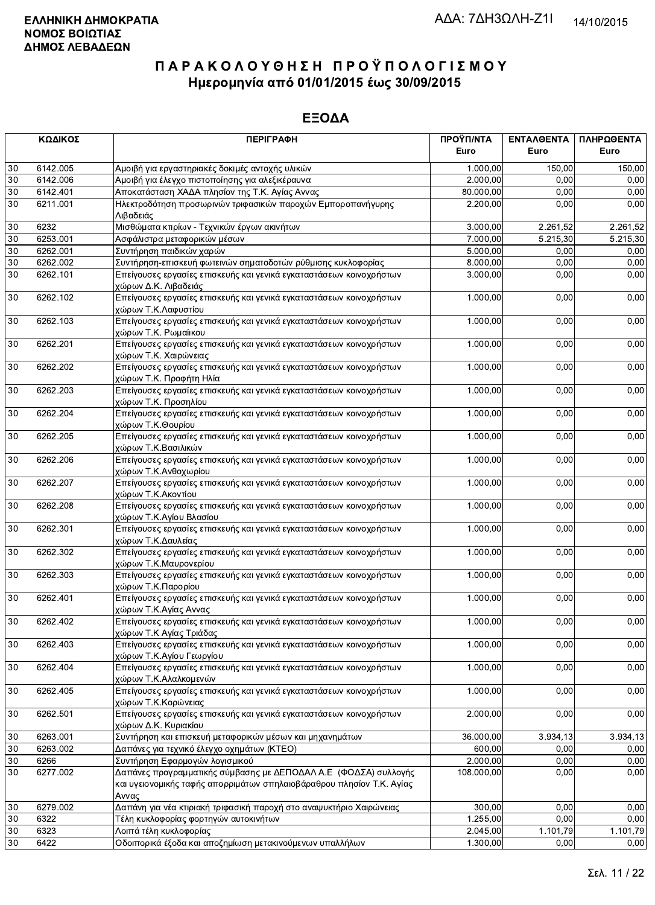**ΕΛΛΗΝΙΚΗ ΔΗΜΟΚΡΑΤΙΑ**
**ΝΟΜΟΣ ΒΟΙΩΤΙΑΣ**
**ΔΗΜΟΣ ΛΕΒΑΔΕΩΝ**

ΑΔΑ: 7ΔΗ3ΩΛΗ-Ζ1Ι 14/10/2015

# Π Α Ρ Α Κ Ο Λ Ο Υ Θ Η Σ Η  Π Ρ Ο Ϋ Π Ο Λ Ο Γ Ι Σ Μ Ο Υ
## Ημερομηνία από 01/01/2015 έως 30/09/2015

## ΕΞΟΔΑ

| ΚΩΔΙΚΟΣ | | ΠΕΡΙΓΡΑΦΗ | ΠΡΟΫΠ/ΝΤΑ Euro | ΕΝΤΑΛΘΕΝΤΑ Euro | ΠΛΗΡΩΘΕΝΤΑ Euro |
|---|---|---|---|---|---|
| 30 | 6142.005 | Αμοιβή για εργαστηριακές δοκιμές αντοχής υλικών | 1.000,00 | 150,00 | 150,00 |
| 30 | 6142.006 | Αμοιβή για έλεγχο πιστοποίησης για αλεξικέραυνα | 2.000,00 | 0,00 | 0,00 |
| 30 | 6142.401 | Αποκατάσταση ΧΑΔΑ πλησίον της Τ.Κ. Αγίας Αννας | 80.000,00 | 0,00 | 0,00 |
| 30 | 6211.001 | Ηλεκτροδότηση προσωρινών τριφασικών παροχών Εμποροπανήγυρης Λιβαδειάς | 2.200,00 | 0,00 | 0,00 |
| 30 | 6232 | Μισθώματα κτιρίων - Τεχνικών έργων ακινήτων | 3.000,00 | 2.261,52 | 2.261,52 |
| 30 | 6253.001 | Ασφάλιστρα μεταφορικών μέσων | 7.000,00 | 5.215,30 | 5.215,30 |
| 30 | 6262.001 | Συντήρηση παιδικών χαρών | 5.000,00 | 0,00 | 0,00 |
| 30 | 6262.002 | Συντήρηση-επισκευή φωτεινών σηματοδοτών ρύθμισης κυκλοφορίας | 8.000,00 | 0,00 | 0,00 |
| 30 | 6262.101 | Επείγουσες εργασίες επισκευής και γενικά εγκαταστάσεων κοινοχρήστων χώρων Δ.Κ. Λιβαδειάς | 3.000,00 | 0,00 | 0,00 |
| 30 | 6262.102 | Επείγουσες εργασίες επισκευής και γενικά εγκαταστάσεων κοινοχρήστων χώρων Τ.Κ.Λαφυστίου | 1.000,00 | 0,00 | 0,00 |
| 30 | 6262.103 | Επείγουσες εργασίες επισκευής και γενικά εγκαταστάσεων κοινοχρήστων χώρων Τ.Κ. Ρωμαίικου | 1.000,00 | 0,00 | 0,00 |
| 30 | 6262.201 | Επείγουσες εργασίες επισκευής και γενικά εγκαταστάσεων κοινοχρήστων χώρων Τ.Κ. Χαιρώνειας | 1.000,00 | 0,00 | 0,00 |
| 30 | 6262.202 | Επείγουσες εργασίες επισκευής και γενικά εγκαταστάσεων κοινοχρήστων χώρων Τ.Κ. Προφήτη Ηλία | 1.000,00 | 0,00 | 0,00 |
| 30 | 6262.203 | Επείγουσες εργασίες επισκευής και γενικά εγκαταστάσεων κοινοχρήστων χώρων Τ.Κ. Προσηλίου | 1.000,00 | 0,00 | 0,00 |
| 30 | 6262.204 | Επείγουσες εργασίες επισκευής και γενικά εγκαταστάσεων κοινοχρήστων χώρων Τ.Κ.Θουρίου | 1.000,00 | 0,00 | 0,00 |
| 30 | 6262.205 | Επείγουσες εργασίες επισκευής και γενικά εγκαταστάσεων κοινοχρήστων χώρων Τ.Κ.Βασιλικών | 1.000,00 | 0,00 | 0,00 |
| 30 | 6262.206 | Επείγουσες εργασίες επισκευής και γενικά εγκαταστάσεων κοινοχρήστων χώρων Τ.Κ.Ανθοχωρίου | 1.000,00 | 0,00 | 0,00 |
| 30 | 6262.207 | Επείγουσες εργασίες επισκευής και γενικά εγκαταστάσεων κοινοχρήστων χώρων Τ.Κ.Ακοντίου | 1.000,00 | 0,00 | 0,00 |
| 30 | 6262.208 | Επείγουσες εργασίες επισκευής και γενικά εγκαταστάσεων κοινοχρήστων χώρων Τ.Κ.Αγίου Βλασίου | 1.000,00 | 0,00 | 0,00 |
| 30 | 6262.301 | Επείγουσες εργασίες επισκευής και γενικά εγκαταστάσεων κοινοχρήστων χώρων Τ.Κ.Δαυλείας | 1.000,00 | 0,00 | 0,00 |
| 30 | 6262.302 | Επείγουσες εργασίες επισκευής και γενικά εγκαταστάσεων κοινοχρήστων χώρων Τ.Κ.Μαυρονερίου | 1.000,00 | 0,00 | 0,00 |
| 30 | 6262.303 | Επείγουσες εργασίες επισκευής και γενικά εγκαταστάσεων κοινοχρήστων χώρων Τ.Κ.Παρορίου | 1.000,00 | 0,00 | 0,00 |
| 30 | 6262.401 | Επείγουσες εργασίες επισκευής και γενικά εγκαταστάσεων κοινοχρήστων χώρων Τ.Κ.Αγίας Αννας | 1.000,00 | 0,00 | 0,00 |
| 30 | 6262.402 | Επείγουσες εργασίες επισκευής και γενικά εγκαταστάσεων κοινοχρήστων χώρων Τ.Κ Αγίας Τριάδας | 1.000,00 | 0,00 | 0,00 |
| 30 | 6262.403 | Επείγουσες εργασίες επισκευής και γενικά εγκαταστάσεων κοινοχρήστων χώρων Τ.Κ.Αγίου Γεωργίου | 1.000,00 | 0,00 | 0,00 |
| 30 | 6262.404 | Επείγουσες εργασίες επισκευής και γενικά εγκαταστάσεων κοινοχρήστων χώρων Τ.Κ.Αλαλκομενών | 1.000,00 | 0,00 | 0,00 |
| 30 | 6262.405 | Επείγουσες εργασίες επισκευής και γενικά εγκαταστάσεων κοινοχρήστων χώρων Τ.Κ.Κορώνειας | 1.000,00 | 0,00 | 0,00 |
| 30 | 6262.501 | Επείγουσες εργασίες επισκευής και γενικά εγκαταστάσεων κοινοχρήστων χώρων Δ.Κ. Κυριακίου | 2.000,00 | 0,00 | 0,00 |
| 30 | 6263.001 | Συντήρηση και επισκευή μεταφορικών μέσων και μηχανημάτων | 36.000,00 | 3.934,13 | 3.934,13 |
| 30 | 6263.002 | Δαπάνες για τεχνικό έλεγχο οχημάτων (ΚΤΕΟ) | 600,00 | 0,00 | 0,00 |
| 30 | 6266 | Συντήρηση Εφαρμογών λογισμικού | 2.000,00 | 0,00 | 0,00 |
| 30 | 6277.002 | Δαπάνες προγραμματικής σύμβασης με ΔΕΠΟΔΑΛ Α.Ε (ΦΟΔΣΑ) συλλογής και υγειονομικής ταφής απορριμάτων σπηλαιοβάραθρου πλησίον Τ.Κ. Αγίας Αννας | 108.000,00 | 0,00 | 0,00 |
| 30 | 6279.002 | Δαπάνη για νέα κτιριακή τριφασική παροχή στο αναψυκτήριο Χαιρώνειας | 300,00 | 0,00 | 0,00 |
| 30 | 6322 | Τέλη κυκλοφορίας φορτηγών αυτοκινήτων | 1.255,00 | 0,00 | 0,00 |
| 30 | 6323 | Λοιπά τέλη κυκλοφορίας | 2.045,00 | 1.101,79 | 1.101,79 |
| 30 | 6422 | Οδοιπορικά έξοδα και αποζημίωση μετακινούμενων υπαλλήλων | 1.300,00 | 0,00 | 0,00 |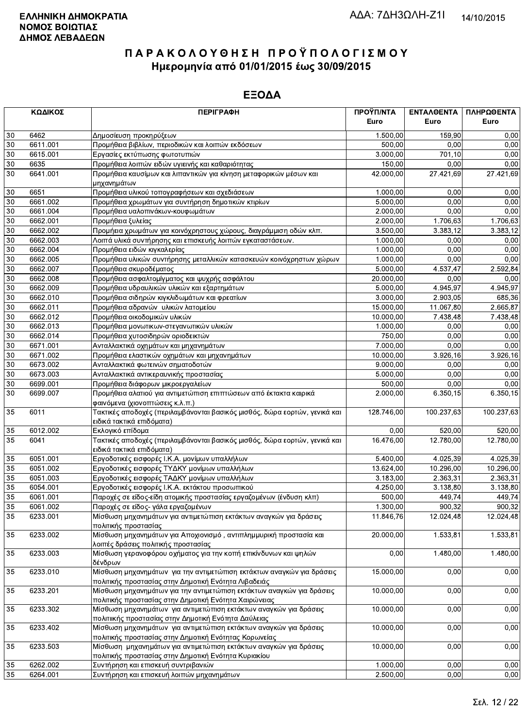**ΕΛΛΗΝΙΚΗ ΔΗΜΟΚΡΑΤΙΑ**
**ΝΟΜΟΣ ΒΟΙΩΤΙΑΣ**
**ΔΗΜΟΣ ΛΕΒΑΔΕΩΝ**

ΑΔΑ: 7ΔΗ3ΩΛΗ-Ζ1Ι 14/10/2015

# ΠΑΡΑΚΟΛΟΥΘΗΣΗ ΠΡΟΫΠΟΛΟΓΙΣΜΟΥ
## Ημερομηνία από 01/01/2015 έως 30/09/2015

## ΕΞΟΔΑ

| ΚΩΔΙΚΟΣ | | ΠΕΡΙΓΡΑΦΗ | ΠΡΟΫΠ/ΝΤΑ Euro | ΕΝΤΑΛΘΕΝΤΑ Euro | ΠΛΗΡΩΘΕΝΤΑ Euro |
|---|---|---|---|---|---|
| 30 | 6462 | Δημοσίευση προκηρύξεων | 1.500,00 | 159,90 | 0,00 |
| 30 | 6611.001 | Προμήθεια βιβλίων, περιοδικών και λοιπών εκδόσεων | 500,00 | 0,00 | 0,00 |
| 30 | 6615.001 | Εργασίες εκτύπωσης φωτοτυπιών | 3.000,00 | 701,10 | 0,00 |
| 30 | 6635 | Προμήθεια λοιπών ειδών υγιεινής και καθαριότητας | 150,00 | 0,00 | 0,00 |
| 30 | 6641.001 | Προμήθεια καυσίμων και λιπαντικών για κίνηση μεταφορικών μέσων και μηχανημάτων | 42.000,00 | 27.421,69 | 27.421,69 |
| 30 | 6651 | Προμήθεια υλικού τοπογραφήσεων και σχεδιάσεων | 1.000,00 | 0,00 | 0,00 |
| 30 | 6661.002 | Προμήθεια χρωμάτων για συντήρηση δημοτικών κτιρίων | 5.000,00 | 0,00 | 0,00 |
| 30 | 6661.004 | Προμήθεια υαλοπινάκων-κουφωμάτων | 2.000,00 | 0,00 | 0,00 |
| 30 | 6662.001 | Προμήθεια ξυλείας | 2.000,00 | 1.706,63 | 1.706,63 |
| 30 | 6662.002 | Προμήεια χρωμάτων για κοινόχρηστους χώρους, διαγράμμιση οδών κλπ. | 3.500,00 | 3.383,12 | 3.383,12 |
| 30 | 6662.003 | Λοιπά υλικά συντήρησης και επισκευής λοιπών εγκαταστάσεων. | 1.000,00 | 0,00 | 0,00 |
| 30 | 6662.004 | Προμήθεια ειδών κιγκαλερίας | 1.000,00 | 0,00 | 0,00 |
| 30 | 6662.005 | Προμήθεια υλικών συντήρησης μεταλλικών κατασκευών κοινόχρηστων χώρων | 1.000,00 | 0,00 | 0,00 |
| 30 | 6662.007 | Προμήθεια σκυροδέματος | 5.000,00 | 4.537,47 | 2.592,84 |
| 30 | 6662.008 | Προμήθεια ασφαλτομίγματος και ψυχρής ασφάλτου | 20.000,00 | 0,00 | 0,00 |
| 30 | 6662.009 | Προμήθεια υδραυλικών υλικών και εξαρτημάτων | 5.000,00 | 4.945,97 | 4.945,97 |
| 30 | 6662.010 | Προμήθεια σιδηρών κιγκλιδωμάτων και φρεατίων | 3.000,00 | 2.903,05 | 685,36 |
| 30 | 6662.011 | Προμήθεια αδρανών υλικών λατομείου | 15.000,00 | 11.067,80 | 2.665,87 |
| 30 | 6662.012 | Προμήθεια οικοδομικών υλικών | 10.000,00 | 7.438,48 | 7.438,48 |
| 30 | 6662.013 | Προμήθεια μονωτικων-στεγανωτικών υλικών | 1.000,00 | 0,00 | 0,00 |
| 30 | 6662.014 | Προμήθεια χυτοσιδηρών οριοδεικτών | 750,00 | 0,00 | 0,00 |
| 30 | 6671.001 | Ανταλλακτικά οχημάτων και μηχανημάτων | 7.000,00 | 0,00 | 0,00 |
| 30 | 6671.002 | Προμήθεια ελαστικών οχημάτων και μηχανημάτων | 10.000,00 | 3.926,16 | 3.926,16 |
| 30 | 6673.002 | Ανταλλακτικά φωτεινών σηματοδοτών | 9.000,00 | 0,00 | 0,00 |
| 30 | 6673.003 | Ανταλλακτικά αντικεραυνικής προστασίας | 5.000,00 | 0,00 | 0,00 |
| 30 | 6699.001 | Προμήθεια διάφορων μικροεργαλείων | 500,00 | 0,00 | 0,00 |
| 30 | 6699.007 | Προμήθεια αλατιού για αντιμετώπιση επιπτώσεων από έκτακτα καιρικά φαινόμενα (χιονοπτώσεις κ.λ.π.) | 2.000,00 | 6.350,15 | 6.350,15 |
| 35 | 6011 | Τακτικές αποδοχές (περιλαμβάνονται βασικός μισθός, δώρα εορτών, γενικά και ειδικά τακτικά επιδόματα) | 128.746,00 | 100.237,63 | 100.237,63 |
| 35 | 6012.002 | Εκλογικό επίδομα | 0,00 | 520,00 | 520,00 |
| 35 | 6041 | Τακτικές αποδοχές (περιλαμβάνονται βασικός μισθός, δώρα εορτών, γενικά και ειδικά τακτικά επιδόματα) | 16.476,00 | 12.780,00 | 12.780,00 |
| 35 | 6051.001 | Εργοδοτικές εισφορές Ι.Κ.Α. μονίμων υπαλλήλων | 5.400,00 | 4.025,39 | 4.025,39 |
| 35 | 6051.002 | Εργοδοτικές εισφορές ΤΥΔΚΥ μονίμων υπαλλήλων | 13.624,00 | 10.296,00 | 10.296,00 |
| 35 | 6051.003 | Εργοδοτικές εισφορές ΤΑΔΚΥ μονίμων υπαλλήλων | 3.183,00 | 2.363,31 | 2.363,31 |
| 35 | 6054.001 | Εργοδοτικές εισφορές Ι.Κ.Α. εκτάκτου προσωπικού | 4.250,00 | 3.138,80 | 3.138,80 |
| 35 | 6061.001 | Παροχές σε είδος-είδη ατομικής προστασίας εργαζομένων (ένδυση κλπ) | 500,00 | 449,74 | 449,74 |
| 35 | 6061.002 | Παροχές σε είδος- γάλα εργαζομένων | 1.300,00 | 900,32 | 900,32 |
| 35 | 6233.001 | Μίσθωση μηχανημάτων για αντιμετώπιση εκτάκτων αναγκών για δράσεις πολιτικής προστασίας | 11.846,76 | 12.024,48 | 12.024,48 |
| 35 | 6233.002 | Μίσθωση μηχανημάτων για Αποχιονισμό , αντιπλημμυρική προστασία και λοιπές δράσεις πολιτικής προστασίας | 20.000,00 | 1.533,81 | 1.533,81 |
| 35 | 6233.003 | Μίσθωση γερανοφόρου οχήματος για την κοπή επικίνδυνων και ψηλών δένδρων | 0,00 | 1.480,00 | 1.480,00 |
| 35 | 6233.010 | Μίσθωση μηχανημάτων για την αντιμετώπιση εκτάκτων αναγκών για δράσεις πολιτικής προστασίας στην Δημοτική Ενότητα Λιβαδειάς | 15.000,00 | 0,00 | 0,00 |
| 35 | 6233.201 | Μίσθωση μηχανημάτων για την αντιμετώπιση εκτάκτων αναγκών για δράσεις πολιτικής προστασίας στην Δημοτική Ενότητα Χαιρώνειας | 10.000,00 | 0,00 | 0,00 |
| 35 | 6233.302 | Μίσθωση μηχανημάτων για αντιμετώπιση εκτάκτων αναγκών για δράσεις πολιτιικής προστασίας στην Δημοτική Ενότητα Δαύλειας | 10.000,00 | 0,00 | 0,00 |
| 35 | 6233.402 | Μίσθωση μηχανημάτων για αντιμετώπιση εκτάκτων αναγκών για δράσεις πολιτικής προστασίας στην Δημοτική Ενότητας Κορωνείας | 10.000,00 | 0,00 | 0,00 |
| 35 | 6233.503 | Μίσθωση μηχανημάτων για αντιμετώπιση εκτάκτων αναγκών για δράσεις πολιτικής προστασίας στην Δημοτική Ενότητα Κυριακίου | 10.000,00 | 0,00 | 0,00 |
| 35 | 6262.002 | Συντήρηση και επισκευή συντριβανιών | 1.000,00 | 0,00 | 0,00 |
| 35 | 6264.001 | Συντήρηση και επισκευή λοιπών μηχανημάτων | 2.500,00 | 0,00 | 0,00 |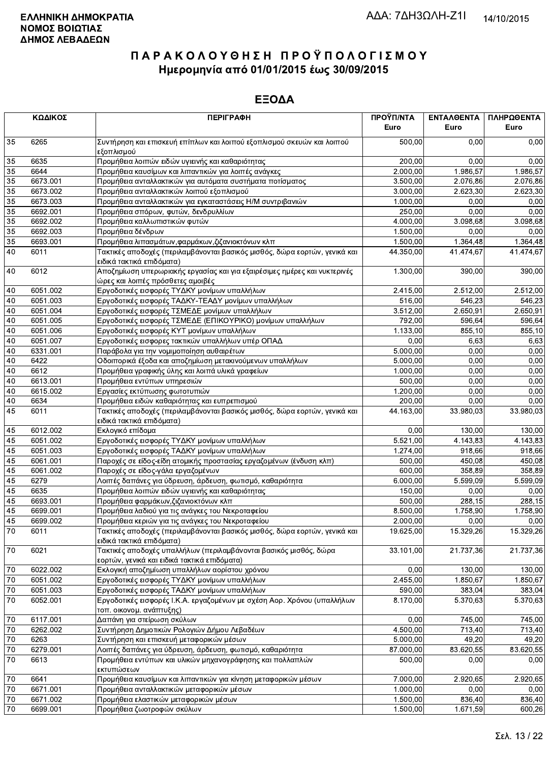**ΕΛΛΗΝΙΚΗ ΔΗΜΟΚΡΑΤΙΑ**
**ΝΟΜΟΣ ΒΟΙΩΤΙΑΣ**
**ΔΗΜΟΣ ΛΕΒΑΔΕΩΝ**

ΑΔΑ: 7ΔΗ3ΩΛΗ-Ζ1Ι

14/10/2015

# ΠΑΡΑΚΟΛΟΥΘΗΣΗ ΠΡΟΫΠΟΛΟΓΙΣΜΟΥ
## Ημερομηνία από 01/01/2015 έως 30/09/2015

## ΕΞΟΔΑ

| ΚΩΔΙΚΟΣ | | ΠΕΡΙΓΡΑΦΗ | ΠΡΟΫΠ/ΝΤΑ Euro | ΕΝΤΑΛΘΕΝΤΑ Euro | ΠΛΗΡΩΘΕΝΤΑ Euro |
|---|---|---|---|---|---|
| 35 | 6265 | Συντήρηση και επισκευή επίπλων και λοιπού εξοπλισμού σκευών και λοιπού εξοπλισμού | 500,00 | 0,00 | 0,00 |
| 35 | 6635 | Προμήθεια λοιπών ειδών υγιεινής και καθαριότητας | 200,00 | 0,00 | 0,00 |
| 35 | 6644 | Προμήθεια καυσίμων και λιπαντικών για λοιπές ανάγκες | 2.000,00 | 1.986,57 | 1.986,57 |
| 35 | 6673.001 | Προμήθεια ανταλλακτικών για αυτόματα συστήματα ποτίσματος | 3.500,00 | 2.076,86 | 2.076,86 |
| 35 | 6673.002 | Προμήθεια ανταλλακτικών λοιπού εξοπλισμού | 3.000,00 | 2.623,30 | 2.623,30 |
| 35 | 6673.003 | Προμήθεια ανταλλακτικών για εγκαταστάσεις Η/Μ συντριβανιών | 1.000,00 | 0,00 | 0,00 |
| 35 | 6692.001 | Προμήθεια σπόρων, φυτών, δενδρυλλίων | 250,00 | 0,00 | 0,00 |
| 35 | 6692.002 | Προμήθεια καλλωπιστικών φυτών | 4.000,00 | 3.098,68 | 3.098,68 |
| 35 | 6692.003 | Προμήθεια δένδρων | 1.500,00 | 0,00 | 0,00 |
| 35 | 6693.001 | Προμήθεια λιπασμάτων,φαρμάκων,ζιζανιοκτόνων κλπ | 1.500,00 | 1.364,48 | 1.364,48 |
| 40 | 6011 | Τακτικές αποδοχές (περιλαμβάνονται βασικός μισθός, δώρα εορτών, γενικά και ειδικά τακτικά επιδόματα) | 44.350,00 | 41.474,67 | 41.474,67 |
| 40 | 6012 | Αποζημίωση υπερωριακής εργασίας και για εξαιρέσιμες ημέρες και νυκτερινές ώρες και λοιπές πρόσθετες αμοιβές | 1.300,00 | 390,00 | 390,00 |
| 40 | 6051.002 | Εργοδοτικές εισφορές ΤΥΔΚΥ μονίμων υπαλλήλων | 2.415,00 | 2.512,00 | 2.512,00 |
| 40 | 6051.003 | Εργοδοτικές εισφορές ΤΑΔΚΥ-ΤΕΑΔΥ μονίμων υπαλλήλων | 516,00 | 546,23 | 546,23 |
| 40 | 6051.004 | Εργοδοτικές εισφορές ΤΣΜΕΔΕ μονίμων υπαλλήλων | 3.512,00 | 2.650,91 | 2.650,91 |
| 40 | 6051.005 | Εργοδοτικές εισφορές ΤΣΜΕΔΕ (ΕΠΙΚΟΥΡΙΚΟ) μονίμων υπαλλήλων | 792,00 | 596,64 | 596,64 |
| 40 | 6051.006 | Εργοδοτικές εισφορές ΚΥΤ μονίμων υπαλλήλων | 1.133,00 | 855,10 | 855,10 |
| 40 | 6051.007 | Εργοδοτικές εισφορες τακτικών υπαλλήλων υπέρ ΟΠΑΔ | 0,00 | 6,63 | 6,63 |
| 40 | 6331.001 | Παράβολα για την νομιμοποίηση αυθαιρέτων | 5.000,00 | 0,00 | 0,00 |
| 40 | 6422 | Οδοιπορικά έξοδα και αποζημίωση μετακινούμενων υπαλλήλων | 5.000,00 | 0,00 | 0,00 |
| 40 | 6612 | Προμήθεια γραφικής ύλης και λοιπά υλικά γραφείων | 1.000,00 | 0,00 | 0,00 |
| 40 | 6613.001 | Προμήθεια εντύπων υπηρεσιών | 500,00 | 0,00 | 0,00 |
| 40 | 6615.002 | Εργασίες εκτύπωσης φωτοτυπιών | 1.200,00 | 0,00 | 0,00 |
| 40 | 6634 | Προμήθεια ειδών καθαριότητας και ευπρεπισμού | 200,00 | 0,00 | 0,00 |
| 45 | 6011 | Τακτικές αποδοχές (περιλαμβάνονται βασικός μισθός, δώρα εορτών, γενικά και ειδικά τακτικά επιδόματα) | 44.163,00 | 33.980,03 | 33.980,03 |
| 45 | 6012.002 | Εκλογικό επίδομα | 0,00 | 130,00 | 130,00 |
| 45 | 6051.002 | Εργοδοτικές εισφορές ΤΥΔΚΥ μονίμων υπαλλήλων | 5.521,00 | 4.143,83 | 4.143,83 |
| 45 | 6051.003 | Εργοδοτικές εισφορές ΤΑΔΚΥ μονίμων υπαλλήλων | 1.274,00 | 918,66 | 918,66 |
| 45 | 6061.001 | Παροχές σε είδος-είδη ατομικής προστασίας εργαζομένων (ένδυση κλπ) | 500,00 | 450,08 | 450,08 |
| 45 | 6061.002 | Παροχές σε είδος-γάλα εργαζομένων | 600,00 | 358,89 | 358,89 |
| 45 | 6279 | Λοιπές δαπάνες για ύδρευση, άρδευση, φωτισμό, καθαριότητα | 6.000,00 | 5.599,09 | 5.599,09 |
| 45 | 6635 | Προμήθεια λοιπών ειδών υγιεινής και καθαριότητας | 150,00 | 0,00 | 0,00 |
| 45 | 6693.001 | Προμήθεια φαρμάκων,ζιζανιοκτόνων κλπ | 500,00 | 288,15 | 288,15 |
| 45 | 6699.001 | Προμήθεια λαδιού για τις ανάγκες του Νεκροταφείου | 8.500,00 | 1.758,90 | 1.758,90 |
| 45 | 6699.002 | Προμήθεια κεριών για τις ανάγκες του Νεκροταφείου | 2.000,00 | 0,00 | 0,00 |
| 70 | 6011 | Τακτικές αποδοχές (περιλαμβάνονται βασικός μισθός, δώρα εορτών, γενικά και ειδικά τακτικά επιδόματα) | 19.625,00 | 15.329,26 | 15.329,26 |
| 70 | 6021 | Τακτικές αποδοχές υπαλλήλων (περιλαμβάνονται βασικός μισθός, δώρα εορτών, γενικά και ειδικά τακτικά επιδόματα) | 33.101,00 | 21.737,36 | 21.737,36 |
| 70 | 6022.002 | Εκλογική αποζημίωση υπαλλήλων αορίστου χρόνου | 0,00 | 130,00 | 130,00 |
| 70 | 6051.002 | Εργοδοτικές εισφορές ΤΥΔΚΥ μονίμων υπαλλήλων | 2.455,00 | 1.850,67 | 1.850,67 |
| 70 | 6051.003 | Εργοδοτικές εισφορές ΤΑΔΚΥ μονίμων υπαλλήλων | 590,00 | 383,04 | 383,04 |
| 70 | 6052.001 | Εργοδοτικές εισφορές Ι.Κ.Α. εργαζομένων με σχέση Αορ. Χρόνου (υπαλλήλων τοπ. οικονομ. ανάπτυξης) | 8.170,00 | 5.370,63 | 5.370,63 |
| 70 | 6117.001 | Δαπάνη για στείρωση σκύλων | 0,00 | 745,00 | 745,00 |
| 70 | 6262.002 | Συντήρηση Δημοτικών Ρολογιών Δήμου Λεβαδέων | 4.500,00 | 713,40 | 713,40 |
| 70 | 6263 | Συντήρηση και επισκευή μεταφορικών μέσων | 5.000,00 | 49,20 | 49,20 |
| 70 | 6279.001 | Λοιπές δαπάνες για ύδρευση, άρδευση, φωτισμό, καθαριότητα | 87.000,00 | 83.620,55 | 83.620,55 |
| 70 | 6613 | Προμήθεια εντύπων και υλικών μηχανογράφησης και πολλαπλών εκτυπώσεων | 500,00 | 0,00 | 0,00 |
| 70 | 6641 | Προμήθεια καυσίμων και λιπαντικών για κίνηση μεταφορικών μέσων | 7.000,00 | 2.920,65 | 2.920,65 |
| 70 | 6671.001 | Προμήθεια ανταλλακτικών μεταφορικών μέσων | 1.000,00 | 0,00 | 0,00 |
| 70 | 6671.002 | Προμήθεια ελαστικών μεταφορικών μέσων | 1.500,00 | 836,40 | 836,40 |
| 70 | 6699.001 | Προμήθεια ζωοτροφών σκύλων | 1.500,00 | 1.671,59 | 600,26 |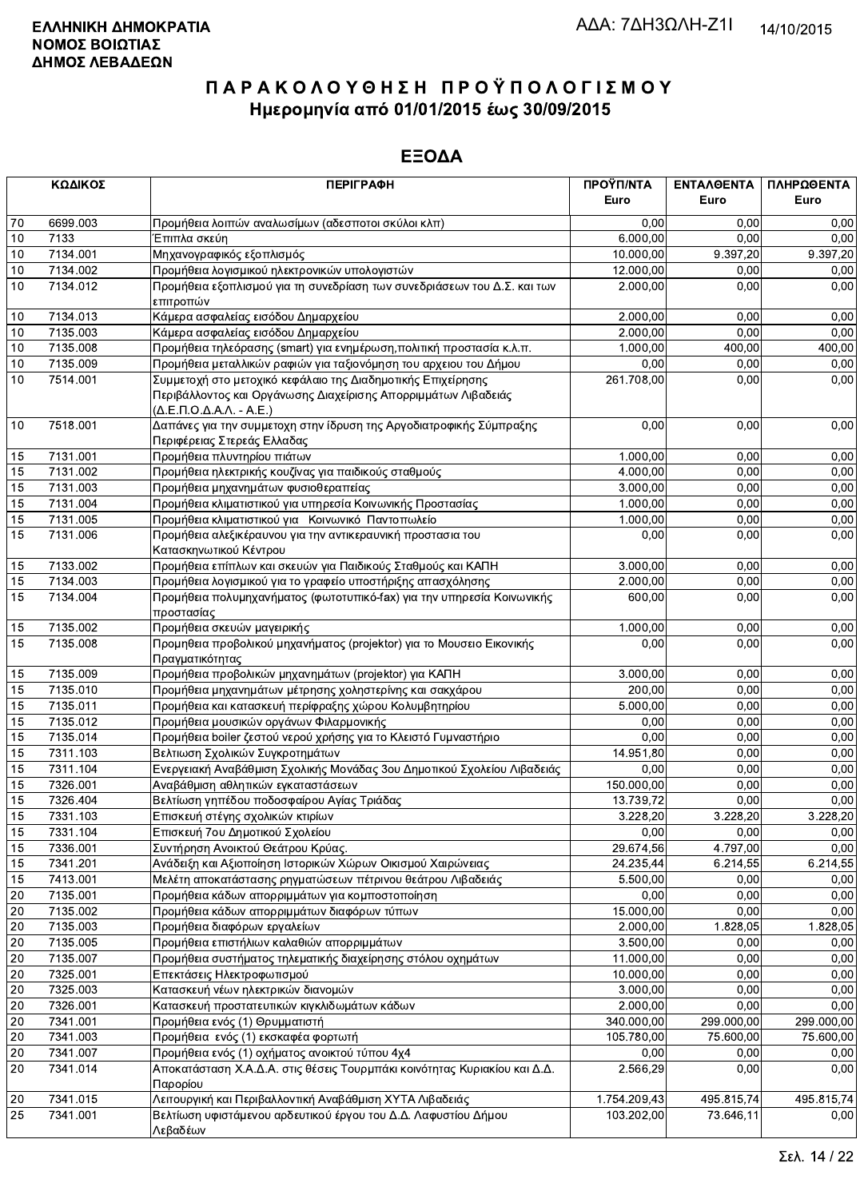**ΕΛΛΗΝΙΚΗ ΔΗΜΟΚΡΑΤΙΑ**
**ΝΟΜΟΣ ΒΟΙΩΤΙΑΣ**
**ΔΗΜΟΣ ΛΕΒΑΔΕΩΝ**

ΑΔΑ: 7ΔΗ3ΩΛΗ-Ζ1Ι 14/10/2015

# ΠΑΡΑΚΟΛΟΥΘΗΣΗ ΠΡΟΫΠΟΛΟΓΙΣΜΟΥ

## Ημερομηνία από 01/01/2015 έως 30/09/2015

## ΕΞΟΔΑ

| | ΚΩΔΙΚΟΣ | ΠΕΡΙΓΡΑΦΗ | ΠΡΟΫΠ/ΝΤΑ Euro | ΕΝΤΑΛΘΕΝΤΑ Euro | ΠΛΗΡΩΘΕΝΤΑ Euro |
|---|---|---|---|---|---|
| 70 | 6699.003 | Προμήθεια λοιπών αναλωσίμων (αδεσποτοι σκύλοι κλπ) | 0,00 | 0,00 | 0,00 |
| 10 | 7133 | Έπιπλα σκεύη | 6.000,00 | 0,00 | 0,00 |
| 10 | 7134.001 | Μηχανογραφικός εξοπλισμός | 10.000,00 | 9.397,20 | 9.397,20 |
| 10 | 7134.002 | Προμήθεια λογισμικού ηλεκτρονικών υπολογιστών | 12.000,00 | 0,00 | 0,00 |
| 10 | 7134.012 | Προμήθεια εξοπλισμού για τη συνεδρίαση των συνεδριάσεων του Δ.Σ. και των επιτροπών | 2.000,00 | 0,00 | 0,00 |
| 10 | 7134.013 | Κάμερα ασφαλείας εισόδου Δημαρχείου | 2.000,00 | 0,00 | 0,00 |
| 10 | 7135.003 | Κάμερα ασφαλείας εισόδου Δημαρχείου | 2.000,00 | 0,00 | 0,00 |
| 10 | 7135.008 | Προμήθεια τηλεόρασης (smart) για ενημέρωση,πολιτική προστασία κ.λ.π. | 1.000,00 | 400,00 | 400,00 |
| 10 | 7135.009 | Προμήθεια μεταλλικών ραφιών για ταξιονόμηση του αρχειου του Δήμου | 0,00 | 0,00 | 0,00 |
| 10 | 7514.001 | Συμμετοχή στο μετοχικό κεφάλαιο της Διαδημοτικής Επιχείρησης Περιβάλλοντος και Οργάνωσης Διαχείρισης Απορριμμάτων Λιβαδειάς (Δ.Ε.Π.Ο.Δ.Α.Λ. - Α.Ε.) | 261.708,00 | 0,00 | 0,00 |
| 10 | 7518.001 | Δαπάνες για την συμμετοχη στην ίδρυση της Αργοδιατροφικής Σύμπραξης Περιφέρειας Στερεάς Ελλαδας | 0,00 | 0,00 | 0,00 |
| 15 | 7131.001 | Προμήθεια πλυντηρίου πιάτων | 1.000,00 | 0,00 | 0,00 |
| 15 | 7131.002 | Προμήθεια ηλεκτρικής κουζίνας για παιδικούς σταθμούς | 4.000,00 | 0,00 | 0,00 |
| 15 | 7131.003 | Προμήθεια μηχανημάτων φυσιοθεραπείας | 3.000,00 | 0,00 | 0,00 |
| 15 | 7131.004 | Προμήθεια κλιματιστικού για υπηρεσία Κοινωνικής Προστασίας | 1.000,00 | 0,00 | 0,00 |
| 15 | 7131.005 | Προμήθεια κλιματιστικού για Κοινωνικό Παντοπωλείο | 1.000,00 | 0,00 | 0,00 |
| 15 | 7131.006 | Προμήθεια αλεξικέραυνου για την αντικεραυνική προστασια του Κατασκηνωτικού Κέντρου | 0,00 | 0,00 | 0,00 |
| 15 | 7133.002 | Προμήθεια επίπλων και σκευών για Παιδικούς Σταθμούς και ΚΑΠΗ | 3.000,00 | 0,00 | 0,00 |
| 15 | 7134.003 | Προμήθεια λογισμικού για το γραφείο υποστήριξης απασχόλησης | 2.000,00 | 0,00 | 0,00 |
| 15 | 7134.004 | Προμήθεια πολυμηχανήματος (φωτοτυπικό-fax) για την υπηρεσία Κοινωνικής προστασίας | 600,00 | 0,00 | 0,00 |
| 15 | 7135.002 | Προμήθεια σκευών μαγειρικής | 1.000,00 | 0,00 | 0,00 |
| 15 | 7135.008 | Προμηθεια προβολικού μηχανήματος (projektor) για το Μουσειο Εικονικής Πραγματικότητας | 0,00 | 0,00 | 0,00 |
| 15 | 7135.009 | Προμήθεια προβολικών μηχανημάτων (projektor) για ΚΑΠΗ | 3.000,00 | 0,00 | 0,00 |
| 15 | 7135.010 | Προμήθεια μηχανημάτων μέτρησης χοληστερίνης και σακχάρου | 200,00 | 0,00 | 0,00 |
| 15 | 7135.011 | Προμήθεια και κατασκευή περίφραξης χώρου Κολυμβητηρίου | 5.000,00 | 0,00 | 0,00 |
| 15 | 7135.012 | Προμήθεια μουσικών οργάνων Φιλαρμονικής | 0,00 | 0,00 | 0,00 |
| 15 | 7135.014 | Προμήθεια boiler ζεστού νερού χρήσης για το Κλειστό Γυμναστήριο | 0,00 | 0,00 | 0,00 |
| 15 | 7311.103 | Βελτιωση Σχολικών Συγκροτημάτων | 14.951,80 | 0,00 | 0,00 |
| 15 | 7311.104 | Ενεργειακή Αναβάθμιση Σχολικής Μονάδας 3ου Δημοτικού Σχολείου Λιβαδειάς | 0,00 | 0,00 | 0,00 |
| 15 | 7326.001 | Αναβάθμιση αθλητικών εγκαταστάσεων | 150.000,00 | 0,00 | 0,00 |
| 15 | 7326.404 | Βελτίωση γηπέδου ποδοσφαίρου Αγίας Τριάδας | 13.739,72 | 0,00 | 0,00 |
| 15 | 7331.103 | Επισκευή στέγης σχολικών κτιρίων | 3.228,20 | 3.228,20 | 3.228,20 |
| 15 | 7331.104 | Επισκευή 7ου Δημοτικού Σχολείου | 0,00 | 0,00 | 0,00 |
| 15 | 7336.001 | Συντήρηση Ανοικτού Θεάτρου Κρύας. | 29.674,56 | 4.797,00 | 0,00 |
| 15 | 7341.201 | Ανάδειξη και Αξιοποίηση Ιστορικών Χώρων Οικισμού Χαιρώνειας | 24.235,44 | 6.214,55 | 6.214,55 |
| 15 | 7413.001 | Μελέτη αποκατάστασης ρηγματώσεων πέτρινου θεάτρου Λιβαδειάς | 5.500,00 | 0,00 | 0,00 |
| 20 | 7135.001 | Προμήθεια κάδων απορριμμάτων για κομποστοποίηση | 0,00 | 0,00 | 0,00 |
| 20 | 7135.002 | Προμήθεια κάδων απορριμμάτων διαφόρων τύπων | 15.000,00 | 0,00 | 0,00 |
| 20 | 7135.003 | Προμήθεια διαφόρων εργαλείων | 2.000,00 | 1.828,05 | 1.828,05 |
| 20 | 7135.005 | Προμήθεια επιστήλιων καλαθιών απορριμμάτων | 3.500,00 | 0,00 | 0,00 |
| 20 | 7135.007 | Προμήθεια συστήματος τηλεματικής διαχείρησης στόλου οχημάτων | 11.000,00 | 0,00 | 0,00 |
| 20 | 7325.001 | Επεκτάσεις Ηλεκτροφωτισμού | 10.000,00 | 0,00 | 0,00 |
| 20 | 7325.003 | Κατασκευή νέων ηλεκτρικών διανομών | 3.000,00 | 0,00 | 0,00 |
| 20 | 7326.001 | Κατασκευή προστατευτικών κιγκλιδωμάτων κάδων | 2.000,00 | 0,00 | 0,00 |
| 20 | 7341.001 | Προμήθεια ενός (1) Θρυμματιστή | 340.000,00 | 299.000,00 | 299.000,00 |
| 20 | 7341.003 | Προμήθεια ενός (1) εκσκαφέα φορτωτή | 105.780,00 | 75.600,00 | 75.600,00 |
| 20 | 7341.007 | Προμήθεια ενός (1) οχήματος ανοικτού τύπου 4x4 | 0,00 | 0,00 | 0,00 |
| 20 | 7341.014 | Αποκατάσταση Χ.Α.Δ.Α. στις θέσεις Τουρμπάκι κοινότητας Κυριακίου και Δ.Δ. Παρορίου | 2.566,29 | 0,00 | 0,00 |
| 20 | 7341.015 | Λειτουργική και Περιβαλλοντική Αναβάθμιση ΧΥΤΑ Λιβαδειάς | 1.754.209,43 | 495.815,74 | 495.815,74 |
| 25 | 7341.001 | Βελτίωση υφιστάμενου αρδευτικού έργου του Δ.Δ. Λαφυστίου Δήμου Λεβαδέων | 103.202,00 | 73.646,11 | 0,00 |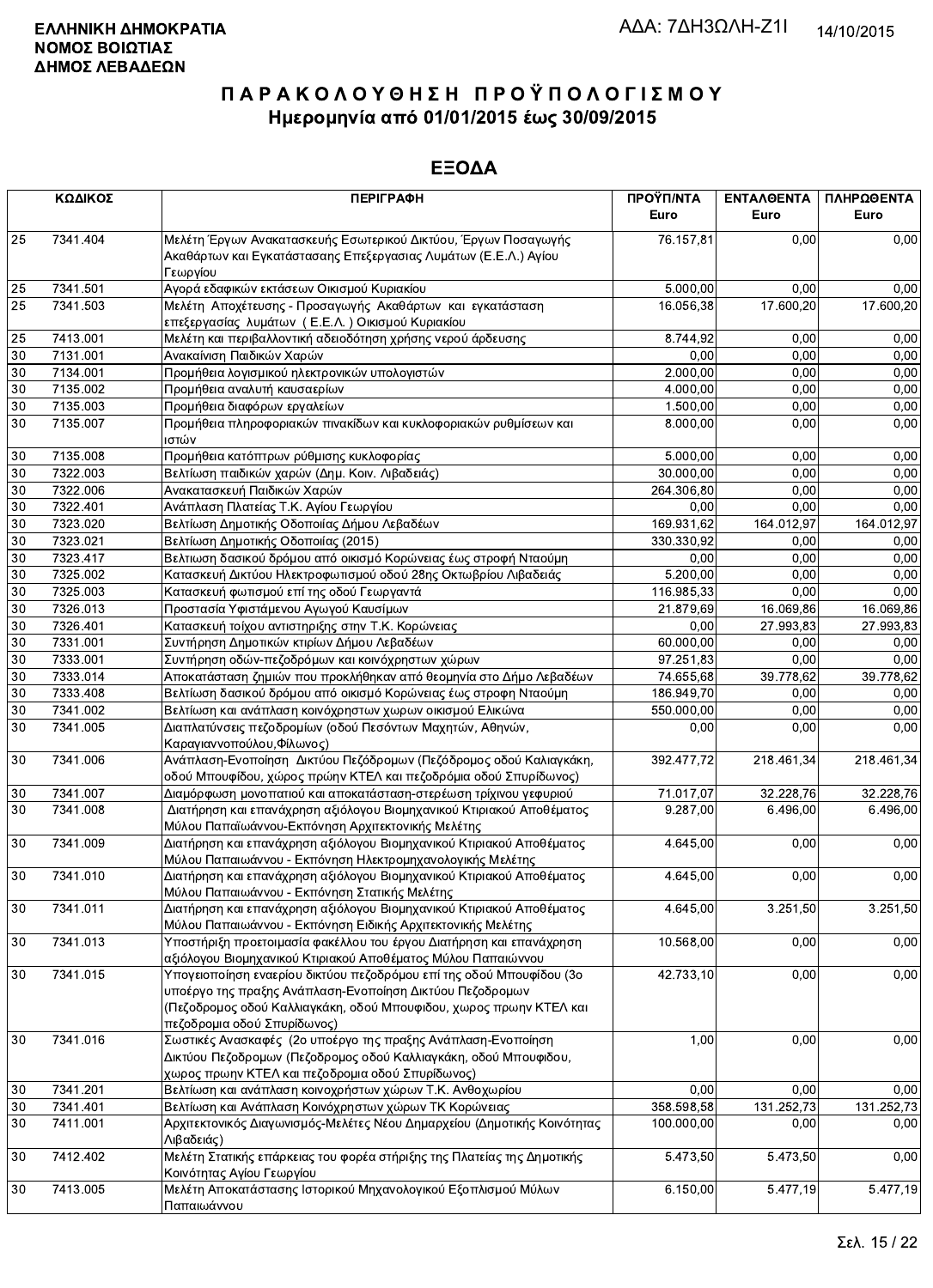**ΕΛΛΗΝΙΚΗ ΔΗΜΟΚΡΑΤΙΑ**
**ΝΟΜΟΣ ΒΟΙΩΤΙΑΣ**
**ΔΗΜΟΣ ΛΕΒΑΔΕΩΝ**

ΑΔΑ: 7ΔΗ3ΩΛΗ-Ζ1Ι

14/10/2015

# ΠΑΡΑΚΟΛΟΥΘΗΣΗ ΠΡΟΫΠΟΛΟΓΙΣΜΟΥ

## Ημερομηνία από 01/01/2015 έως 30/09/2015

## ΕΞΟΔΑ

| ΚΩΔΙΚΟΣ | | ΠΕΡΙΓΡΑΦΗ | ΠΡΟΫΠ/ΝΤΑ Euro | ΕΝΤΑΛΘΕΝΤΑ Euro | ΠΛΗΡΩΘΕΝΤΑ Euro |
|---|---|---|---|---|---|
| 25 | 7341.404 | Μελέτη Έργων Ανακατασκευής Εσωτερικού Δικτύου, Έργων Ποσαγωγής Ακαθάρτων και Εγκατάστασης Επεξεργασίας Λυμάτων (Ε.Ε.Λ.) Αγίου Γεωργίου | 76.157,81 | 0,00 | 0,00 |
| 25 | 7341.501 | Αγορά εδαφικών εκτάσεων Οικισμού Κυριακίου | 5.000,00 | 0,00 | 0,00 |
| 25 | 7341.503 | Μελέτη Αποχέτευσης - Προσαγωγής Ακαθάρτων και εγκατάσταση επεξεργασίας λυμάτων ( Ε.Ε.Λ. ) Οικισμού Κυριακίου | 16.056,38 | 17.600,20 | 17.600,20 |
| 25 | 7413.001 | Μελέτη και περιβαλλοντική αδειοδότηση χρήσης νερού άρδευσης | 8.744,92 | 0,00 | 0,00 |
| 30 | 7131.001 | Ανακαίνιση Παιδικών Χαρών | 0,00 | 0,00 | 0,00 |
| 30 | 7134.001 | Προμήθεια λογισμικού ηλεκτρονικών υπολογιστών | 2.000,00 | 0,00 | 0,00 |
| 30 | 7135.002 | Προμήθεια αναλυτή καυσαερίων | 4.000,00 | 0,00 | 0,00 |
| 30 | 7135.003 | Προμήθεια διαφόρων εργαλείων | 1.500,00 | 0,00 | 0,00 |
| 30 | 7135.007 | Προμήθεια πληροφοριακών πινακίδων και κυκλοφοριακών ρυθμίσεων και ιστών | 8.000,00 | 0,00 | 0,00 |
| 30 | 7135.008 | Προμήθεια κατόπτρων ρύθμισης κυκλοφορίας | 5.000,00 | 0,00 | 0,00 |
| 30 | 7322.003 | Βελτίωση παιδικών χαρών (Δημ. Κοιν. Λιβαδειάς) | 30.000,00 | 0,00 | 0,00 |
| 30 | 7322.006 | Ανακατασκευή Παιδικών Χαρών | 264.306,80 | 0,00 | 0,00 |
| 30 | 7322.401 | Ανάπλαση Πλατείας Τ.Κ. Αγίου Γεωργίου | 0,00 | 0,00 | 0,00 |
| 30 | 7323.020 | Βελτίωση Δημοτικής Οδοποιίας Δήμου Λεβαδέων | 169.931,62 | 164.012,97 | 164.012,97 |
| 30 | 7323.021 | Βελτίωση Δημοτικής Οδοποιίας (2015) | 330.330,92 | 0,00 | 0,00 |
| 30 | 7323.417 | Βελτιωση δασικού δρόμου από οικισμό Κορώνειας έως στροφή Νταούμη | 0,00 | 0,00 | 0,00 |
| 30 | 7325.002 | Κατασκευή Δικτύου Ηλεκτροφωτισμού οδού 28ης Οκτωβρίου Λιβαδειάς | 5.200,00 | 0,00 | 0,00 |
| 30 | 7325.003 | Κατασκευή φωτισμού επί της οδού Γεωργαντά | 116.985,33 | 0,00 | 0,00 |
| 30 | 7326.013 | Προστασία Υφιστάμενου Αγωγού Καυσίμων | 21.879,69 | 16.069,86 | 16.069,86 |
| 30 | 7326.401 | Κατασκευή τοίχου αντιστηριξης στην Τ.Κ. Κορώνειας | 0,00 | 27.993,83 | 27.993,83 |
| 30 | 7331.001 | Συντήρηση Δημοτικών κτιρίων Δήμου Λεβαδέων | 60.000,00 | 0,00 | 0,00 |
| 30 | 7333.001 | Συντήρηση οδών-πεζοδρόμων και κοινόχρηστων χώρων | 97.251,83 | 0,00 | 0,00 |
| 30 | 7333.014 | Αποκατάσταση ζημιών που προκλήθηκαν από θεομηνία στο Δήμο Λεβαδέων | 74.655,68 | 39.778,62 | 39.778,62 |
| 30 | 7333.408 | Βελτίωση δασικού δρόμου από οικισμό Κορώνειας έως στροφη Νταούμη | 186.949,70 | 0,00 | 0,00 |
| 30 | 7341.002 | Βελτίωση και ανάπλαση κοινόχρηστων χωρων οικισμού Ελικώνα | 550.000,00 | 0,00 | 0,00 |
| 30 | 7341.005 | Διαπλατύνσεις πεζοδρομίων (οδού Πεσόντων Μαχητών, Αθηνών, Καραγιαννοπούλου,Φίλωνος) | 0,00 | 0,00 | 0,00 |
| 30 | 7341.006 | Ανάπλαση-Ενοποίηση Δικτύου Πεζόδρομων (Πεζόδρομος οδού Καλιαγκάκη, οδού Μπουφίδου, χώρος πρώην ΚΤΕΛ και πεζοδρόμια οδού Σπυρίδωνος) | 392.477,72 | 218.461,34 | 218.461,34 |
| 30 | 7341.007 | Διαμόρφωση μονοπατιού και αποκατάσταση-στερέωση τρίχινου γεφυριού | 71.017,07 | 32.228,76 | 32.228,76 |
| 30 | 7341.008 | Διατήρηση και επανάχρηση αξιόλογου Βιομηχανικού Κτιριακού Αποθέματος Μύλου Παπαϊωάννου-Εκπόνηση Αρχιτεκτονικής Μελέτης | 9.287,00 | 6.496,00 | 6.496,00 |
| 30 | 7341.009 | Διατήρηση και επανάχρηση αξιόλογου Βιομηχανικού Κτιριακού Αποθέματος Μύλου Παπαιωάννου - Εκπόνηση Ηλεκτρομηχανολογικής Μελέτης | 4.645,00 | 0,00 | 0,00 |
| 30 | 7341.010 | Διατήρηση και επανάχρηση αξιόλογου Βιομηχανικού Κτιριακού Αποθέματος Μύλου Παπαιωάννου - Εκπόνηση Στατικής Μελέτης | 4.645,00 | 0,00 | 0,00 |
| 30 | 7341.011 | Διατήρηση και επανάχρηση αξιόλογου Βιομηχανικού Κτιριακού Αποθέματος Μύλου Παπαιωάννου - Εκπόνηση Ειδικής Αρχιτεκτονικής Μελέτης | 4.645,00 | 3.251,50 | 3.251,50 |
| 30 | 7341.013 | Υποστήριξη προετοιμασία φακέλλου του έργου Διατήρηση και επανάχρηση αξιόλογου Βιομηχανικού Κτιριακού Αποθέματος Μύλου Παπαιώννου | 10.568,00 | 0,00 | 0,00 |
| 30 | 7341.015 | Υπογειοποίηση εναερίου δικτύου πεζοδρόμου επί της οδού Μπουφίδου (3ο υποέργο της πραξης Ανάπλαση-Ενοποίηση Δικτύου Πεζοδρομων (Πεζοδρομος οδού Καλλιαγκάκη, οδού Μπουφιδου, χωρος πρωην ΚΤΕΛ και πεζοδρομια οδού Σπυρίδωνος) | 42.733,10 | 0,00 | 0,00 |
| 30 | 7341.016 | Σωστικές Ανασκαφές (2ο υποέργο της πραξης Ανάπλαση-Ενοποίηση Δικτύου Πεζοδρομων (Πεζοδρομος οδού Καλλιαγκάκη, οδού Μπουφιδου, χωρος πρωην ΚΤΕΛ και πεζοδρομια οδού Σπυρίδωνος) | 1,00 | 0,00 | 0,00 |
| 30 | 7341.201 | Βελτίωση και ανάπλαση κοινοχρήστων χώρων Τ.Κ. Ανθοχωρίου | 0,00 | 0,00 | 0,00 |
| 30 | 7341.401 | Βελτίωση και Ανάπλαση Κοινόχρηστων χώρων ΤΚ Κορώνειας | 358.598,58 | 131.252,73 | 131.252,73 |
| 30 | 7411.001 | Αρχιτεκτονικός Διαγωνισμός-Μελέτες Νέου Δημαρχείου (Δημοτικής Κοινότητας Λιβαδειάς) | 100.000,00 | 0,00 | 0,00 |
| 30 | 7412.402 | Μελέτη Στατικής επάρκειας του φορέα στήριξης της Πλατείας της Δημοτικής Κοινότητας Αγίου Γεωργίου | 5.473,50 | 5.473,50 | 0,00 |
| 30 | 7413.005 | Μελέτη Αποκατάστασης Ιστορικού Μηχανολογικού Εξοπλισμού Μύλων Παπαιωάννου | 6.150,00 | 5.477,19 | 5.477,19 |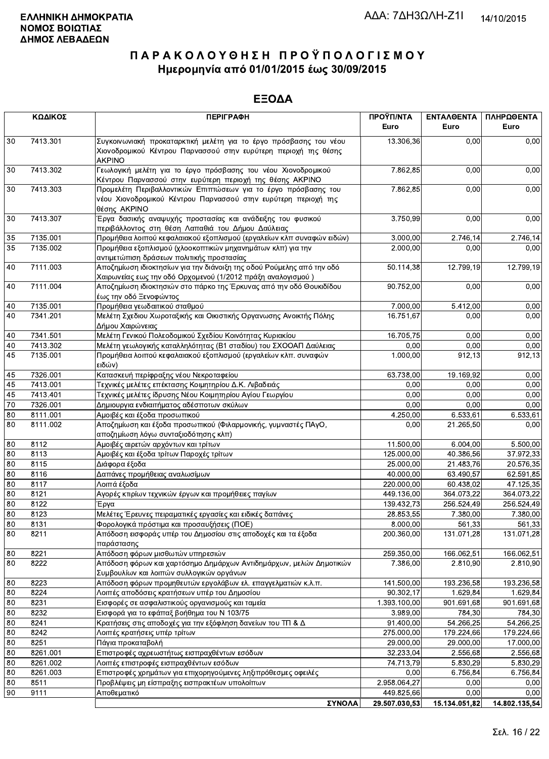**ΕΛΛΗΝΙΚΗ ΔΗΜΟΚΡΑΤΙΑ**
**ΝΟΜΟΣ ΒΟΙΩΤΙΑΣ**
**ΔΗΜΟΣ ΛΕΒΑΔΕΩΝ**

ΑΔΑ: 7ΔΗ3ΩΛΗ-Ζ1Ι

14/10/2015

# ΠΑΡΑΚΟΛΟΥΘΗΣΗ ΠΡΟΫΠΟΛΟΓΙΣΜΟΥ
## Ημερομηνία από 01/01/2015 έως 30/09/2015

## ΕΞΟΔΑ

| ΚΩΔΙΚΟΣ | | ΠΕΡΙΓΡΑΦΗ | ΠΡΟΫΠ/ΝΤΑ Euro | ΕΝΤΑΛΘΕΝΤΑ Euro | ΠΛΗΡΩΘΕΝΤΑ Euro |
|---|---|---|---|---|---|
| 30 | 7413.301 | Συγκοινωνιακή προκαταρκτική μελέτη για το έργο πρόσβασης του νέου Χιονοδρομικού Κέντρου Παρνασσού στην ευρύτερη περιοχή της θέσης ΑΚΡΙΝΟ | 13.306,36 | 0,00 | 0,00 |
| 30 | 7413.302 | Γεωλογική μελέτη για το έργο πρόσβασης του νέου Χιονοδρομικού Κέντρου Παρνασσού στην ευρύτερη περιοχή της θέσης ΑΚΡΙΝΟ | 7.862,85 | 0,00 | 0,00 |
| 30 | 7413.303 | Προμελέτη Περιβαλλοντικών Επιπτώσεων για το έργο πρόσβασης του νέου Χιονοδρομικού Κέντρου Παρνασσού στην ευρύτερη περιοχή της θέσης ΑΚΡΙΝΟ | 7.862,85 | 0,00 | 0,00 |
| 30 | 7413.307 | Έργα δασικής αναψυχής προστασίας και ανάδειξης του φυσικού περιβάλλοντος στη θέση Λαπαθιά του Δήμου Δαύλειας | 3.750,99 | 0,00 | 0,00 |
| 35 | 7135.001 | Προμήθεια λοιπού κεφαλαιακού εξοπλισμού (εργαλείων κλπ συναφών ειδών) | 3.000,00 | 2.746,14 | 2.746,14 |
| 35 | 7135.002 | Προμήθεια εξοπλισμού (χλοοκοπτικών μηχανημάτων κλπ) για την αντιμετώπιση δράσεων πολιτικής προστασίας | 2.000,00 | 0,00 | 0,00 |
| 40 | 7111.003 | Αποζημίωση ιδιοκτησίων για την διάνοιξη της οδού Ρούμελης από την οδό Χαιρωνείας εως την οδό Ορχομενού (1/2012 πράξη αναλογισμού ) | 50.114,38 | 12.799,19 | 12.799,19 |
| 40 | 7111.004 | Αποζημίωση ιδιοκτησιών στο πάρκο της Έρκυνας από την οδό Θουκιδίδου έως την οδό Ξενοφώντος | 90.752,00 | 0,00 | 0,00 |
| 40 | 7135.001 | Προμήθεια γεωδαιτικού σταθμού | 7.000,00 | 5.412,00 | 0,00 |
| 40 | 7341.201 | Μελέτη Σχεδίου Χωροταξικής και Οικιστικής Οργανωσης Ανοικτής Πόλης Δήμου Χαιρώνειας | 16.751,67 | 0,00 | 0,00 |
| 40 | 7341.501 | Μελέτη Γενικού Πολεοδομικού Σχεδίου Κοινότητας Κυριακίου | 16.705,75 | 0,00 | 0,00 |
| 40 | 7413.302 | Μελέτη γεωλογικής καταλληλότητας (Β1 σταδίου) του ΣΧΟΟΑΠ Δαύλειας | 0,00 | 0,00 | 0,00 |
| 45 | 7135.001 | Προμήθεια λοιπού κεφαλαιακού εξοπλισμού (εργαλείων κλπ. συναφών ειδών) | 1.000,00 | 912,13 | 912,13 |
| 45 | 7326.001 | Κατασκευή περίφραξης νέου Νεκροταφείου | 63.738,00 | 19.169,92 | 0,00 |
| 45 | 7413.001 | Τεχνικές μελέτες επέκτασης Κοιμητηρίου Δ.Κ. Λιβαδειάς | 0,00 | 0,00 | 0,00 |
| 45 | 7413.401 | Τεχνικές μελέτες ίδρυσης Νέου Κοιμητηρίου Αγίου Γεωργίου | 0,00 | 0,00 | 0,00 |
| 70 | 7326.001 | Δημιουργια ενδιαιτήματος αδέσποτων σκύλων | 0,00 | 0,00 | 0,00 |
| 80 | 8111.001 | Αμοιβές και έξοδα προσωπικού | 4.250,00 | 6.533,61 | 6.533,61 |
| 80 | 8111.002 | Αποζημίωση και έξοδα προσωπικού (Φιλαρμονικής, γυμναστές ΠΑγΟ, αποζημίωση λόγω συνταξιοδότησης κλπ) | 0,00 | 21.265,50 | 0,00 |
| 80 | 8112 | Αμοιβές αιρετών αρχόντων και τρίτων | 11.500,00 | 6.004,00 | 5.500,00 |
| 80 | 8113 | Αμοιβές και έξοδα τρίτων Παροχές τρίτων | 125.000,00 | 40.386,56 | 37.972,33 |
| 80 | 8115 | Διάφορα έξοδα | 25.000,00 | 21.483,76 | 20.576,35 |
| 80 | 8116 | Δαπάνες προμήθειας αναλωσίμων | 40.000,00 | 63.490,57 | 62.591,85 |
| 80 | 8117 | Λοιπά έξοδα | 220.000,00 | 60.438,02 | 47.125,35 |
| 80 | 8121 | Αγορές κτιρίων τεχνικών έργων και προμήθειες παγίων | 449.136,00 | 364.073,22 | 364.073,22 |
| 80 | 8122 | Έργα | 139.432,73 | 256.524,49 | 256.524,49 |
| 80 | 8123 | Μελέτες Έρευνες πειραματικές εργασίες και ειδικές δαπάνες | 28.853,55 | 7.380,00 | 7.380,00 |
| 80 | 8131 | Φορολογικά πρόστιμα και προσαυξήσεις (ΠΟΕ) | 8.000,00 | 561,33 | 561,33 |
| 80 | 8211 | Απόδοση εισφοράς υπέρ του Δημοσίου στις αποδοχές και τα έξοδα παράστασης | 200.360,00 | 131.071,28 | 131.071,28 |
| 80 | 8221 | Απόδοση φόρων μισθωτών υπηρεσιών | 259.350,00 | 166.062,51 | 166.062,51 |
| 80 | 8222 | Απόδοση φόρων και χαρτόσημο Δημάρχων Αντιδημάρχων, μελών Δημοτικών Συμβουλίων και λοιπών συλλογικών οργάνων | 7.386,00 | 2.810,90 | 2.810,90 |
| 80 | 8223 | Απόδοση φόρων προμηθευτών εργολάβων ελ. επαγγελματιών κ.λ.π. | 141.500,00 | 193.236,58 | 193.236,58 |
| 80 | 8224 | Λοιπές αποδόσεις κρατήσεων υπέρ του Δημοσίου | 90.302,17 | 1.629,84 | 1.629,84 |
| 80 | 8231 | Εισφορές σε ασφαλιστικούς οργανισμούς και ταμεία | 1.393.100,00 | 901.691,68 | 901.691,68 |
| 80 | 8232 | Εισφορά για το εφάπαξ βοήθημα του Ν 103/75 | 3.989,00 | 784,30 | 784,30 |
| 80 | 8241 | Κρατήσεις στις αποδοχές για την εξόφληση δανείων του ΤΠ & Δ | 91.400,00 | 54.266,25 | 54.266,25 |
| 80 | 8242 | Λοιπές κρατήσεις υπέρ τρίτων | 275.000,00 | 179.224,66 | 179.224,66 |
| 80 | 8251 | Πάγια προκαταβολή | 29.000,00 | 29.000,00 | 17.000,00 |
| 80 | 8261.001 | Επιστροφές αχρεωστήτως εισπραχθέντων εσόδων | 32.233,04 | 2.556,68 | 2.556,68 |
| 80 | 8261.002 | Λοιπές επιστροφές εισπραχθέντων εσόδων | 74.713,79 | 5.830,29 | 5.830,29 |
| 80 | 8261.003 | Επιστροφές χρημάτων για επιχορηγούμενες ληξιπρόθεσμες οφειλές | 0,00 | 6.756,84 | 6.756,84 |
| 80 | 8511 | Προβλέψεις μη είσπραξης εισπρακτέων υπολοίπων | 2.958.064,27 | 0,00 | 0,00 |
| 90 | 9111 | Αποθεματικό | 449.825,66 | 0,00 | 0,00 |
| | | **ΣΥΝΟΛΑ** | **29.507.030,53** | **15.134.051,82** | **14.802.135,54** |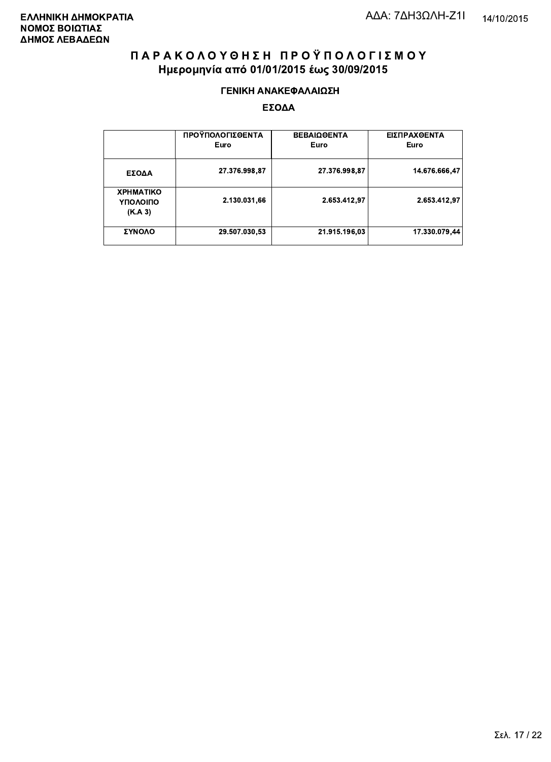ΕΛΛΗΝΙΚΗ ΔΗΜΟΚΡΑΤΙΑ
ΝΟΜΟΣ ΒΟΙΩΤΙΑΣ
ΔΗΜΟΣ ΛΕΒΑΔΕΩΝ

ΑΔΑ: 7ΔΗ3ΩΛΗ-Ζ1Ι

14/10/2015

# ΠΑΡΑΚΟΛΟΥΘΗΣΗ ΠΡΟΫΠΟΛΟΓΙΣΜΟΥ

## Ημερομηνία από 01/01/2015 έως 30/09/2015

### ΓΕΝΙΚΗ ΑΝΑΚΕΦΑΛΑΙΩΣΗ

### ΕΣΟΔΑ

| | ΠΡΟΫΠΟΛΟΓΙΣΘΕΝΤΑ Euro | ΒΕΒΑΙΩΘΕΝΤΑ Euro | ΕΙΣΠΡΑΧΘΕΝΤΑ Euro |
|---|---|---|---|
| ΕΣΟΔΑ | 27.376.998,87 | 27.376.998,87 | 14.676.666,47 |
| ΧΡΗΜΑΤΙΚΟ ΥΠΟΛΟΙΠΟ (K.A 3) | 2.130.031,66 | 2.653.412,97 | 2.653.412,97 |
| ΣΥΝΟΛΟ | 29.507.030,53 | 21.915.196,03 | 17.330.079,44 |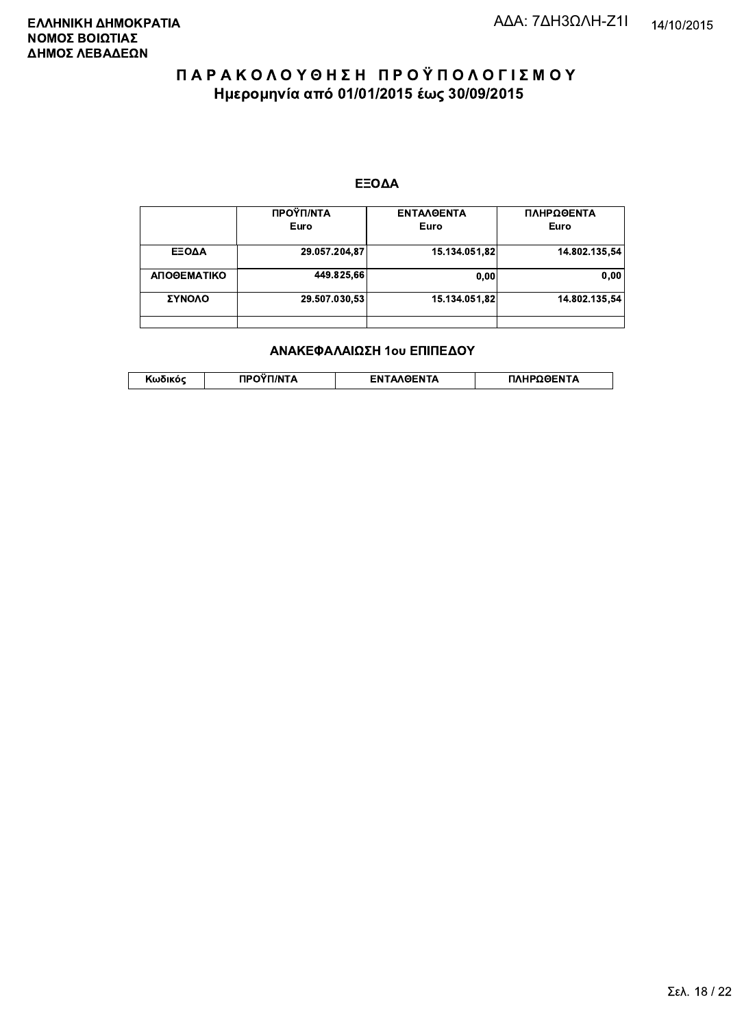**ΕΛΛΗΝΙΚΗ ΔΗΜΟΚΡΑΤΙΑ**
**ΝΟΜΟΣ ΒΟΙΩΤΙΑΣ**
**ΔΗΜΟΣ ΛΕΒΑΔΕΩΝ**

ΑΔΑ: 7ΔΗ3ΩΛΗ-Ζ1Ι

14/10/2015

# Π Α Ρ Α Κ Ο Λ Ο Υ Θ Η Σ Η   Π Ρ Ο Ϋ Π Ο Λ Ο Γ Ι Σ Μ Ο Υ

## Ημερομηνία από 01/01/2015 έως 30/09/2015

### ΕΞΟΔΑ

| | ΠΡΟΫΠ/ΝΤΑ Euro | ΕΝΤΑΛΘΕΝΤΑ Euro | ΠΛΗΡΩΘΕΝΤΑ Euro |
|---|---|---|---|
| ΕΞΟΔΑ | 29.057.204,87 | 15.134.051,82 | 14.802.135,54 |
| ΑΠΟΘΕΜΑΤΙΚΟ | 449.825,66 | 0,00 | 0,00 |
| ΣΥΝΟΛΟ | 29.507.030,53 | 15.134.051,82 | 14.802.135,54 |
| | | | |

### ΑΝΑΚΕΦΑΛΑΙΩΣΗ 1ου ΕΠΙΠΕΔΟΥ

| Κωδικός | ΠΡΟΫΠ/ΝΤΑ | ΕΝΤΑΛΘΕΝΤΑ | ΠΛΗΡΩΘΕΝΤΑ |
|---|---|---|---|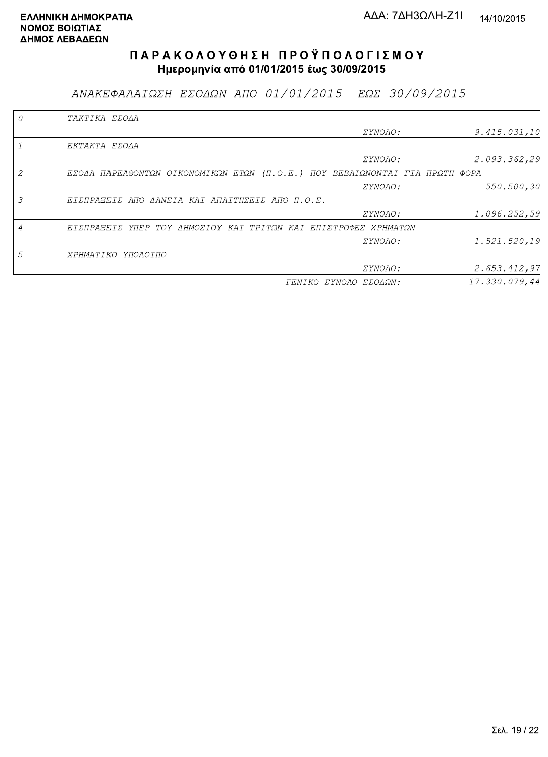**ΕΛΛΗΝΙΚΗ ΔΗΜΟΚΡΑΤΙΑ**
**ΝΟΜΟΣ ΒΟΙΩΤΙΑΣ**
**ΔΗΜΟΣ ΛΕΒΑΔΕΩΝ**

ΑΔΑ: 7ΔΗ3ΩΛΗ-Ζ1Ι

14/10/2015

# Π Α Ρ Α Κ Ο Λ Ο Υ Θ Η Σ Η  Π Ρ Ο Ϋ Π Ο Λ Ο Γ Ι Σ Μ Ο Υ

## Ημερομηνία από 01/01/2015 έως 30/09/2015

### *ΑΝΑΚΕΦΑΛΑΙΩΣΗ ΕΣΟΔΩΝ ΑΠΟ 01/01/2015 ΕΩΣ 30/09/2015*

| | | | |
|---|---|---|---|
| *0* | *ΤΑΚΤΙΚΑ ΕΣΟΔΑ* | | |
| | | *ΣΥΝΟΛΟ:* | *9.415.031,10* |
| *1* | *ΕΚΤΑΚΤΑ ΕΣΟΔΑ* | | |
| | | *ΣΥΝΟΛΟ:* | *2.093.362,29* |
| *2* | *ΕΣΟΔΑ ΠΑΡΕΛΘΟΝΤΩΝ ΟΙΚΟΝΟΜΙΚΩΝ ΕΤΩΝ (Π.Ο.Ε.) ΠΟΥ ΒΕΒΑΙΩΝΟΝΤΑΙ ΓΙΑ ΠΡΩΤΗ ΦΟΡΑ* | | |
| | | *ΣΥΝΟΛΟ:* | *550.500,30* |
| *3* | *ΕΙΣΠΡΑΞΕΙΣ ΑΠΟ ΔΑΝΕΙΑ ΚΑΙ ΑΠΑΙΤΗΣΕΙΣ ΑΠΟ Π.Ο.Ε.* | | |
| | | *ΣΥΝΟΛΟ:* | *1.096.252,59* |
| *4* | *ΕΙΣΠΡΑΞΕΙΣ ΥΠΕΡ ΤΟΥ ΔΗΜΟΣΙΟΥ ΚΑΙ ΤΡΙΤΩΝ ΚΑΙ ΕΠΙΣΤΡΟΦΕΣ ΧΡΗΜΑΤΩΝ* | | |
| | | *ΣΥΝΟΛΟ:* | *1.521.520,19* |
| *5* | *ΧΡΗΜΑΤΙΚΟ ΥΠΟΛΟΙΠΟ* | | |
| | | *ΣΥΝΟΛΟ:* | *2.653.412,97* |
| | | *ΓΕΝΙΚΟ ΣΥΝΟΛΟ ΕΣΟΔΩΝ:* | *17.330.079,44* |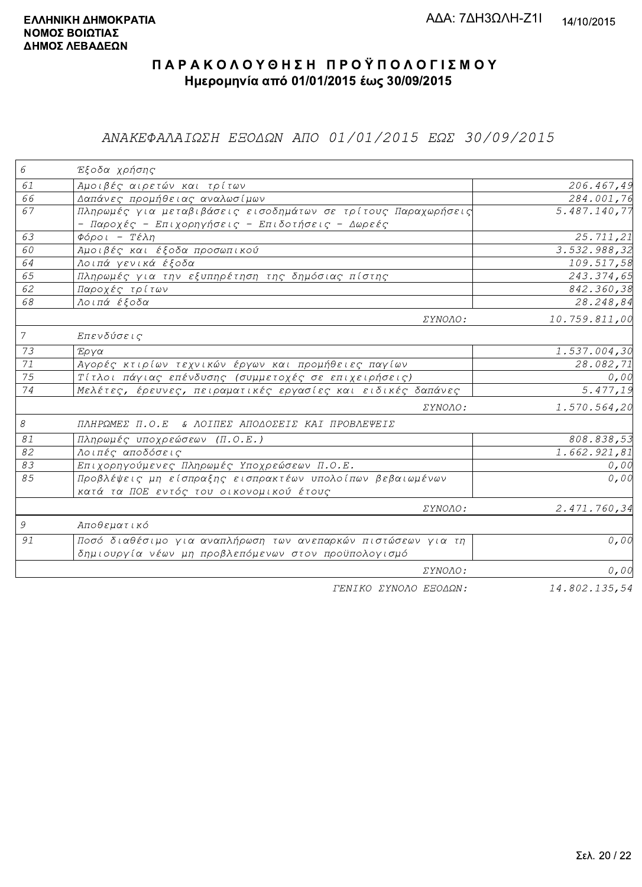**ΕΛΛΗΝΙΚΗ ΔΗΜΟΚΡΑΤΙΑ**
**ΝΟΜΟΣ ΒΟΙΩΤΙΑΣ**
**ΔΗΜΟΣ ΛΕΒΑΔΕΩΝ**

ΑΔΑ: 7ΔΗ3ΩΛΗ-Ζ1Ι

14/10/2015

# ΠΑΡΑΚΟΛΟΥΘΗΣΗ ΠΡΟΫΠΟΛΟΓΙΣΜΟΥ

## Ημερομηνία από 01/01/2015 έως 30/09/2015

### ΑΝΑΚΕΦΑΛΑΙΩΣΗ ΕΞΟΔΩΝ ΑΠΟ 01/01/2015 ΕΩΣ 30/09/2015

| | | |
|---|---|---|
| 6 | Έξοδα χρήσης | |
| 61 | Αμοιβές αιρετών και τρίτων | 206.467,49 |
| 66 | Δαπάνες προμήθειας αναλωσίμων | 284.001,76 |
| 67 | Πληρωμές για μεταβιβάσεις εισοδημάτων σε τρίτους Παραχωρήσεις - Παροχές - Επιχορηγήσεις - Επιδοτήσεις - Δωρεές | 5.487.140,77 |
| 63 | Φόροι - Τέλη | 25.711,21 |
| 60 | Αμοιβές και έξοδα προσωπικού | 3.532.988,32 |
| 64 | Λοιπά γενικά έξοδα | 109.517,58 |
| 65 | Πληρωμές για την εξυπηρέτηση της δημόσιας πίστης | 243.374,65 |
| 62 | Παροχές τρίτων | 842.360,38 |
| 68 | Λοιπά έξοδα | 28.248,84 |
| | ΣΥΝΟΛΟ: | 10.759.811,00 |
| 7 | Επενδύσεις | |
| 73 | Έργα | 1.537.004,30 |
| 71 | Αγορές κτιρίων τεχνικών έργων και προμήθειες παγίων | 28.082,71 |
| 75 | Τίτλοι πάγιας επένδυσης (συμμετοχές σε επιχειρήσεις) | 0,00 |
| 74 | Μελέτες, έρευνες, πειραματικές εργασίες και ειδικές δαπάνες | 5.477,19 |
| | ΣΥΝΟΛΟ: | 1.570.564,20 |
| 8 | ΠΛΗΡΩΜΕΣ Π.Ο.Ε & ΛΟΙΠΕΣ ΑΠΟΔΟΣΕΙΣ ΚΑΙ ΠΡΟΒΛΕΨΕΙΣ | |
| 81 | Πληρωμές υποχρεώσεων (Π.Ο.Ε.) | 808.838,53 |
| 82 | Λοιπές αποδόσεις | 1.662.921,81 |
| 83 | Επιχορηγούμενες Πληρωμές Υποχρεώσεων Π.Ο.Ε. | 0,00 |
| 85 | Προβλέψεις μη είσπραξης εισπρακτέων υπολοίπων βεβαιωμένων κατά τα ΠΟΕ εντός του οικονομικού έτους | 0,00 |
| | ΣΥΝΟΛΟ: | 2.471.760,34 |
| 9 | Αποθεματικό | |
| 91 | Ποσό διαθέσιμο για αναπλήρωση των ανεπαρκών πιστώσεων για τη δημιουργία νέων μη προβλεπόμενων στον προϋπολογισμό | 0,00 |
| | ΣΥΝΟΛΟ: | 0,00 |
| | ΓΕΝΙΚΟ ΣΥΝΟΛΟ ΕΞΟΔΩΝ: | 14.802.135,54 |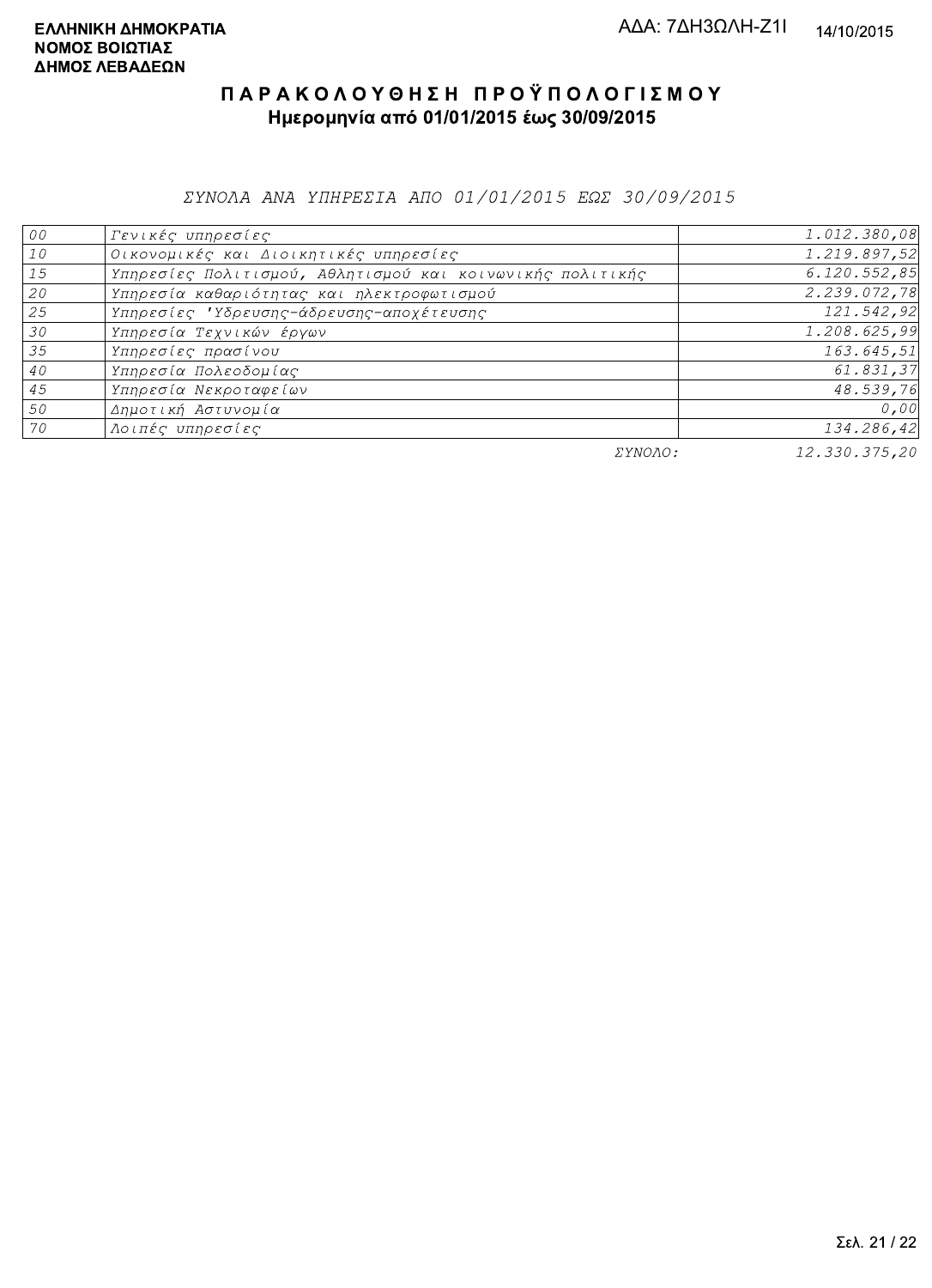**ΕΛΛΗΝΙΚΗ ΔΗΜΟΚΡΑΤΙΑ**
**ΝΟΜΟΣ ΒΟΙΩΤΙΑΣ**
**ΔΗΜΟΣ ΛΕΒΑΔΕΩΝ**

ΑΔΑ: 7ΔΗ3ΩΛΗ-Ζ1Ι

14/10/2015

# Π Α Ρ Α Κ Ο Λ Ο Υ Θ Η Σ Η   Π Ρ Ο Ϋ Π Ο Λ Ο Γ Ι Σ Μ Ο Υ

## Ημερομηνία από 01/01/2015 έως 30/09/2015

*ΣΥΝΟΛΑ ΑΝΑ ΥΠΗΡΕΣΙΑ ΑΠΟ 01/01/2015 ΕΩΣ 30/09/2015*

| | | |
|---|---|---|
| 00 | Γενικές υπηρεσίες | 1.012.380,08 |
| 10 | Οικονομικές και Διοικητικές υπηρεσίες | 1.219.897,52 |
| 15 | Υπηρεσίες Πολιτισμού, Αθλητισμού και κοινωνικής πολιτικής | 6.120.552,85 |
| 20 | Υπηρεσία καθαριότητας και ηλεκτροφωτισμού | 2.239.072,78 |
| 25 | Υπηρεσίες 'Υδρευσης-άδρευσης-αποχέτευσης | 121.542,92 |
| 30 | Υπηρεσία Τεχνικών έργων | 1.208.625,99 |
| 35 | Υπηρεσίες πρασίνου | 163.645,51 |
| 40 | Υπηρεσία Πολεοδομίας | 61.831,37 |
| 45 | Υπηρεσία Νεκροταφείων | 48.539,76 |
| 50 | Δημοτική Αστυνομία | 0,00 |
| 70 | Λοιπές υπηρεσίες | 134.286,42 |
| | ΣΥΝΟΛΟ: | 12.330.375,20 |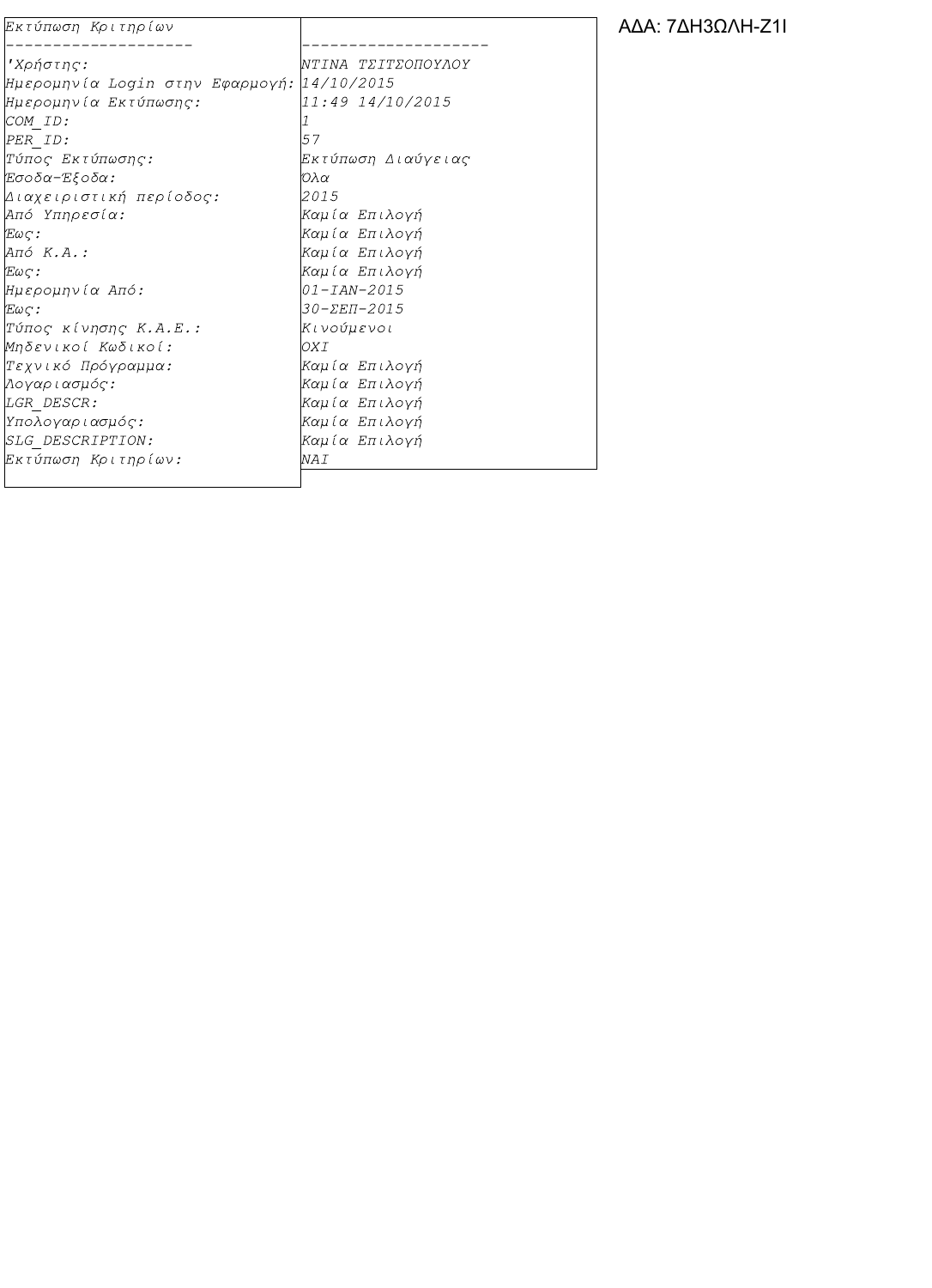ΑΔΑ: 7ΔΗ3ΩΛΗ-Ζ1Ι

| Εκτύπωση Κριτηρίων | |
|---|---|
| -------------------- | -------------------- |
| 'Χρήστης: | ΝΤΙΝΑ ΤΣΙΤΣΟΠΟΥΛΟΥ |
| Ημερομηνία Login στην Εφαρμογή: | 14/10/2015 |
| Ημερομηνία Εκτύπωσης: | 11:49 14/10/2015 |
| COM_ID: | 1 |
| PER_ID: | 57 |
| Τύπος Εκτύπωσης: | Εκτύπωση Διαύγειας |
| Έσοδα-Έξοδα: | Όλα |
| Διαχειριστική περίοδος: | 2015 |
| Από Υπηρεσία: | Καμία Επιλογή |
| Έως: | Καμία Επιλογή |
| Από Κ.Α.: | Καμία Επιλογή |
| Έως: | Καμία Επιλογή |
| Ημερομηνία Από: | 01-ΙΑΝ-2015 |
| Έως: | 30-ΣΕΠ-2015 |
| Τύπος κίνησης Κ.Α.Ε.: | Κινούμενοι |
| Μηδενικοί Κωδικοί: | ΟΧΙ |
| Τεχνικό Πρόγραμμα: | Καμία Επιλογή |
| Λογαριασμός: | Καμία Επιλογή |
| LGR_DESCR: | Καμία Επιλογή |
| Υπολογαριασμός: | Καμία Επιλογή |
| SLG_DESCRIPTION: | Καμία Επιλογή |
| Εκτύπωση Κριτηρίων: | ΝΑΙ |